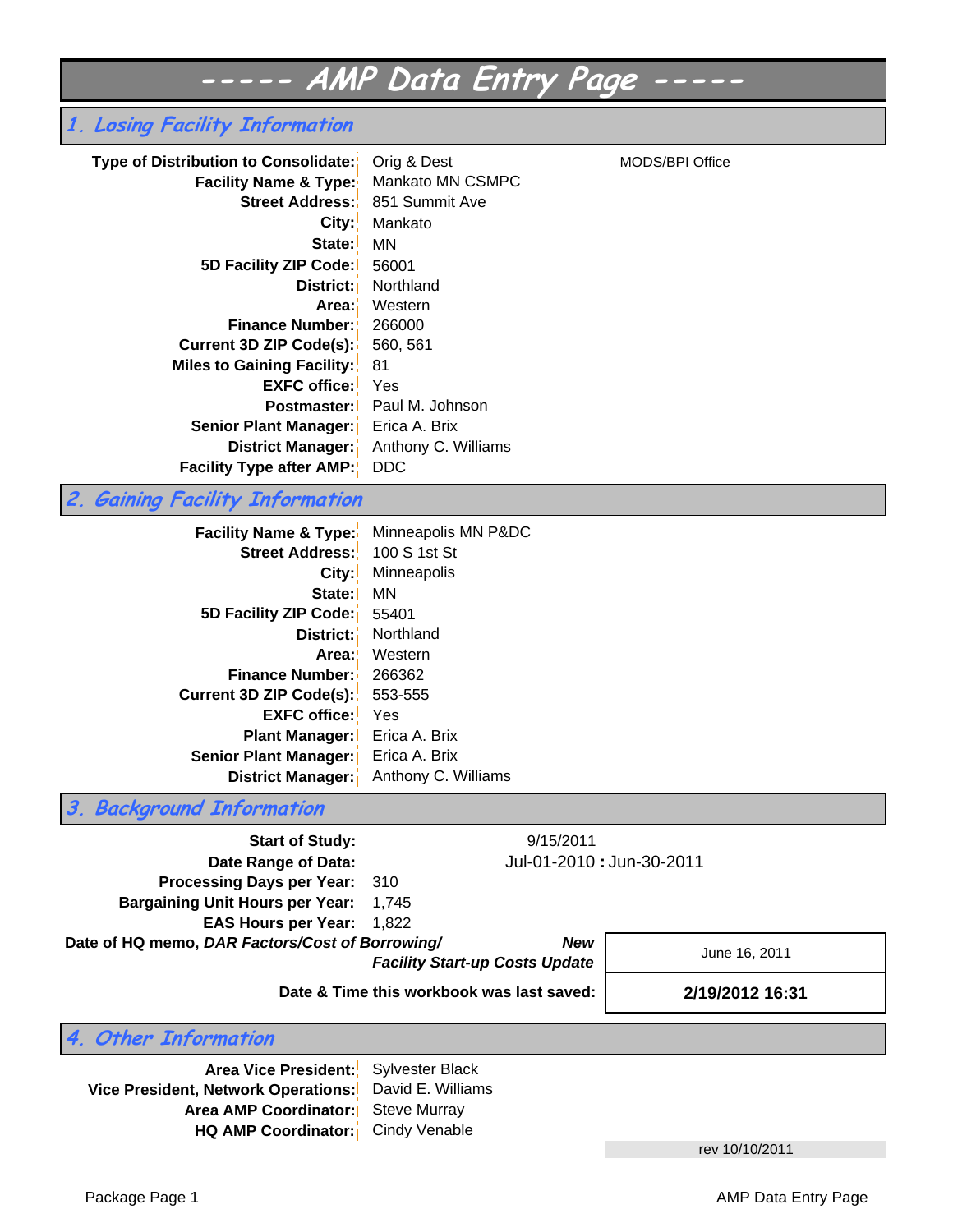# ----- AMP Data Entry Page -----

## 1. Losing Facility Information

| | | |
|---|---|---|
| **Type of Distribution to Consolidate:** | Orig & Dest | MODS/BPI Office |
| **Facility Name & Type:** | Mankato MN CSMPC | |
| **Street Address:** | 851 Summit Ave | |
| **City:** | Mankato | |
| **State:** | MN | |
| **5D Facility ZIP Code:** | 56001 | |
| **District:** | Northland | |
| **Area:** | Western | |
| **Finance Number:** | 266000 | |
| **Current 3D ZIP Code(s):** | 560, 561 | |
| **Miles to Gaining Facility:** | 81 | |
| **EXFC office:** | Yes | |
| **Postmaster:** | Paul M. Johnson | |
| **Senior Plant Manager:** | Erica A. Brix | |
| **District Manager:** | Anthony C. Williams | |
| **Facility Type after AMP:** | DDC | |

## 2. Gaining Facility Information

| | |
|---|---|
| **Facility Name & Type:** | Minneapolis MN P&DC |
| **Street Address:** | 100 S 1st St |
| **City:** | Minneapolis |
| **State:** | MN |
| **5D Facility ZIP Code:** | 55401 |
| **District:** | Northland |
| **Area:** | Western |
| **Finance Number:** | 266362 |
| **Current 3D ZIP Code(s):** | 553-555 |
| **EXFC office:** | Yes |
| **Plant Manager:** | Erica A. Brix |
| **Senior Plant Manager:** | Erica A. Brix |
| **District Manager:** | Anthony C. Williams |

## 3. Background Information

| | |
|---|---|
| **Start of Study:** | 9/15/2011 |
| **Date Range of Data:** | Jul-01-2010 **:** Jun-30-2011 |
| **Processing Days per Year:** | 310 |
| **Bargaining Unit Hours per Year:** | 1,745 |
| **EAS Hours per Year:** | 1,822 |
| **Date of HQ memo, *DAR Factors/Cost of Borrowing/ New Facility Start-up Costs Update*** | June 16, 2011 |
| **Date & Time this workbook was last saved:** | **2/19/2012 16:31** |

## 4. Other Information

| | |
|---|---|
| **Area Vice President:** | Sylvester Black |
| **Vice President, Network Operations:** | David E. Williams |
| **Area AMP Coordinator:** | Steve Murray |
| **HQ AMP Coordinator:** | Cindy Venable |

rev 10/10/2011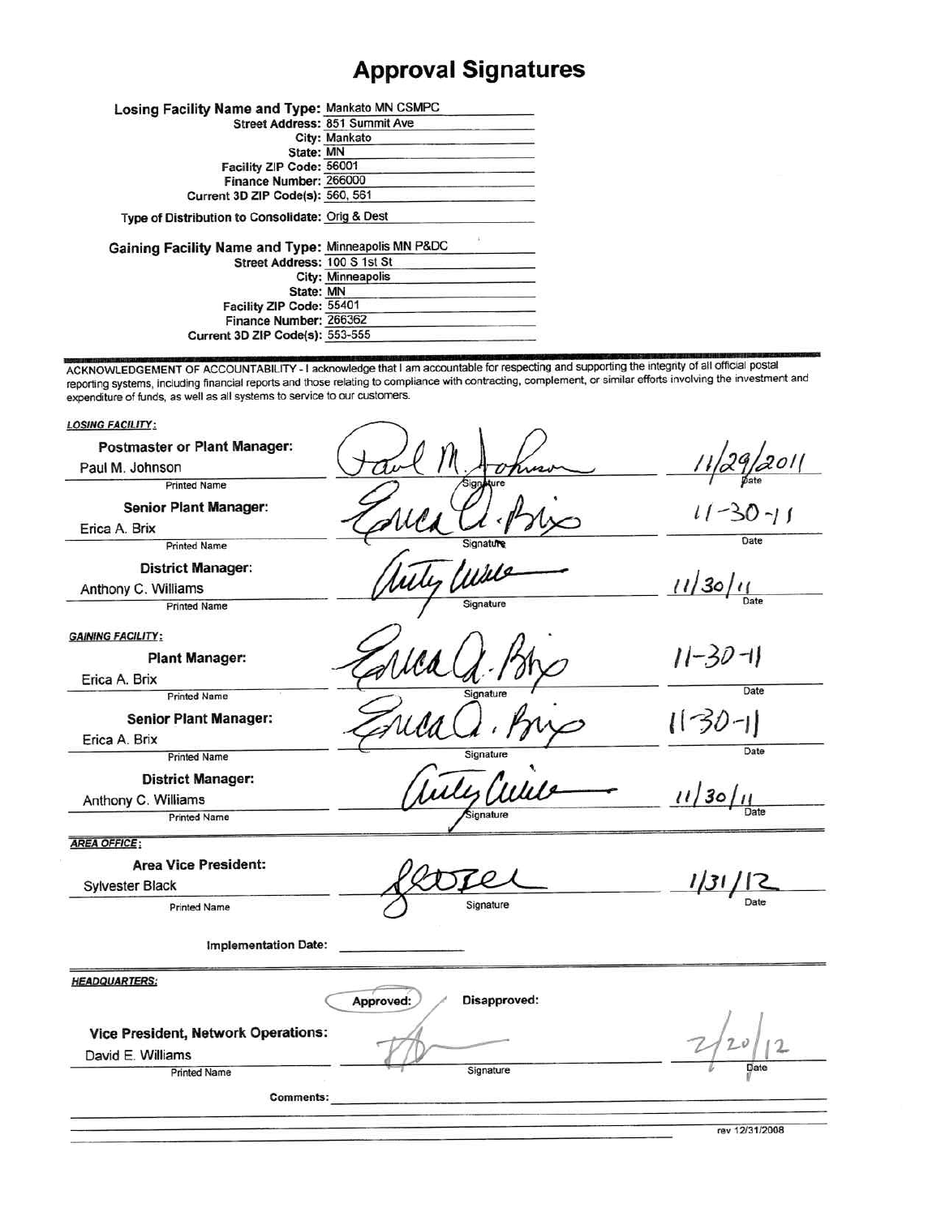# Approval Signatures

**Losing Facility Name and Type:** Mankato MN CSMPC
**Street Address:** 851 Summit Ave
**City:** Mankato
**State:** MN
**Facility ZIP Code:** 56001
**Finance Number:** 266000
**Current 3D ZIP Code(s):** 560, 561

**Type of Distribution to Consolidate:** Orig & Dest

**Gaining Facility Name and Type:** Minneapolis MN P&DC
**Street Address:** 100 S 1st St
**City:** Minneapolis
**State:** MN
**Facility ZIP Code:** 55401
**Finance Number:** 266362
**Current 3D ZIP Code(s):** 553-555

ACKNOWLEDGEMENT OF ACCOUNTABILITY - I acknowledge that I am accountable for respecting and supporting the integrity of all official postal reporting systems, including financial reports and those relating to compliance with contracting, complement, or similar efforts involving the investment and expenditure of funds, as well as all systems to service to our customers.

***LOSING FACILITY:***

| Title | Printed Name | Signature | Date |
|---|---|---|---|
| Postmaster or Plant Manager: | Paul M. Johnson | Paul M. Johnson | 11/29/2011 |
| Senior Plant Manager: | Erica A. Brix | Erica A. Brix | 11-30-11 |
| District Manager: | Anthony C. Williams | Anthony Williams | 11/30/11 |

***GAINING FACILITY:***

| Title | Printed Name | Signature | Date |
|---|---|---|---|
| Plant Manager: | Erica A. Brix | Erica A. Brix | 11-30-11 |
| Senior Plant Manager: | Erica A. Brix | Erica A. Brix | 11-30-11 |
| District Manager: | Anthony C. Williams | Anthony Williams | 11/30/11 |

***AREA OFFICE:***

| Title | Printed Name | Signature | Date |
|---|---|---|---|
| Area Vice President: | Sylvester Black | Signature | 1/31/12 |

**Implementation Date:** ________________

***HEADQUARTERS:***

Approved: ✓ (circled) Disapproved:

| Title | Printed Name | Signature | Date |
|---|---|---|---|
| Vice President, Network Operations: | David E. Williams | Signature | 2/20/12 |

**Comments:** ________________

rev 12/31/2008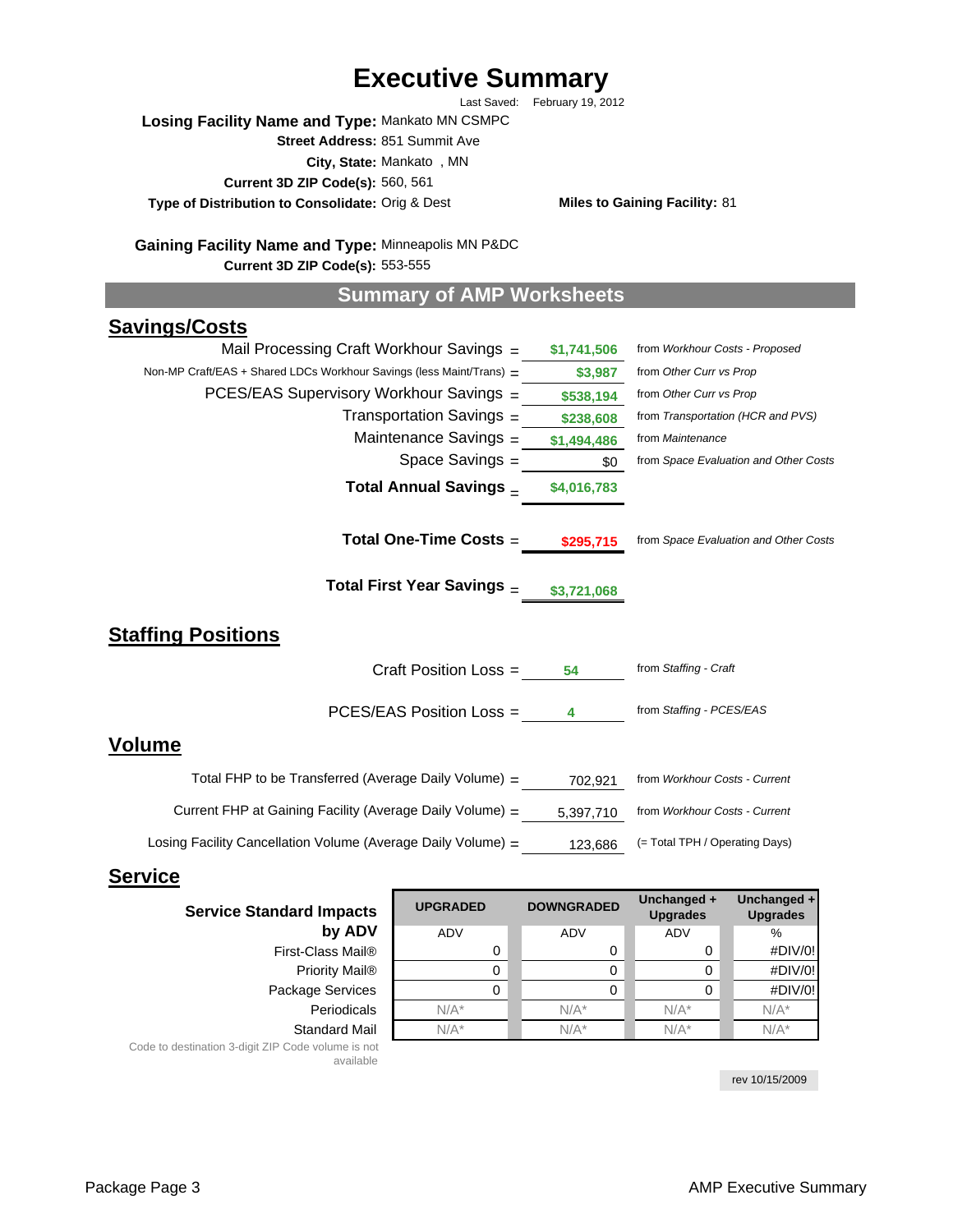# Executive Summary

Last Saved: February 19, 2012

**Losing Facility Name and Type:** Mankato MN CSMPC
**Street Address:** 851 Summit Ave
**City, State:** Mankato , MN
**Current 3D ZIP Code(s):** 560, 561
**Type of Distribution to Consolidate:** Orig & Dest
**Miles to Gaining Facility:** 81

**Gaining Facility Name and Type:** Minneapolis MN P&DC
**Current 3D ZIP Code(s):** 553-555

## Summary of AMP Worksheets

### Savings/Costs

| Item | | Amount | Source |
|---|---|---|---|
| Mail Processing Craft Workhour Savings | = | $1,741,506 | from *Workhour Costs - Proposed* |
| Non-MP Craft/EAS + Shared LDCs Workhour Savings (less Maint/Trans) | = | $3,987 | from *Other Curr vs Prop* |
| PCES/EAS Supervisory Workhour Savings | = | $538,194 | from *Other Curr vs Prop* |
| Transportation Savings | = | $238,608 | from *Transportation (HCR and PVS)* |
| Maintenance Savings | = | $1,494,486 | from *Maintenance* |
| Space Savings | = | $0 | from *Space Evaluation and Other Costs* |
| **Total Annual Savings** | = | **$4,016,783** | |
| **Total One-Time Costs** | = | **$295,715** | from *Space Evaluation and Other Costs* |
| **Total First Year Savings** | = | **$3,721,068** | |

### Staffing Positions

| Item | | Amount | Source |
|---|---|---|---|
| Craft Position Loss | = | 54 | from *Staffing - Craft* |
| PCES/EAS Position Loss | = | 4 | from *Staffing - PCES/EAS* |

### Volume

| Item | | Amount | Source |
|---|---|---|---|
| Total FHP to be Transferred (Average Daily Volume) | = | 702,921 | from *Workhour Costs - Current* |
| Current FHP at Gaining Facility (Average Daily Volume) | = | 5,397,710 | from *Workhour Costs - Current* |
| Losing Facility Cancellation Volume (Average Daily Volume) | = | 123,686 | (= Total TPH / Operating Days) |

### Service

| Service Standard Impacts by ADV | UPGRADED ADV | DOWNGRADED ADV | Unchanged + Upgrades ADV | Unchanged + Upgrades % |
|---|---|---|---|---|
| First-Class Mail® | 0 | 0 | 0 | #DIV/0! |
| Priority Mail® | 0 | 0 | 0 | #DIV/0! |
| Package Services | 0 | 0 | 0 | #DIV/0! |
| Periodicals | N/A* | N/A* | N/A* | N/A* |
| Standard Mail | N/A* | N/A* | N/A* | N/A* |

Code to destination 3-digit ZIP Code volume is not available

rev 10/15/2009

AMP Executive Summary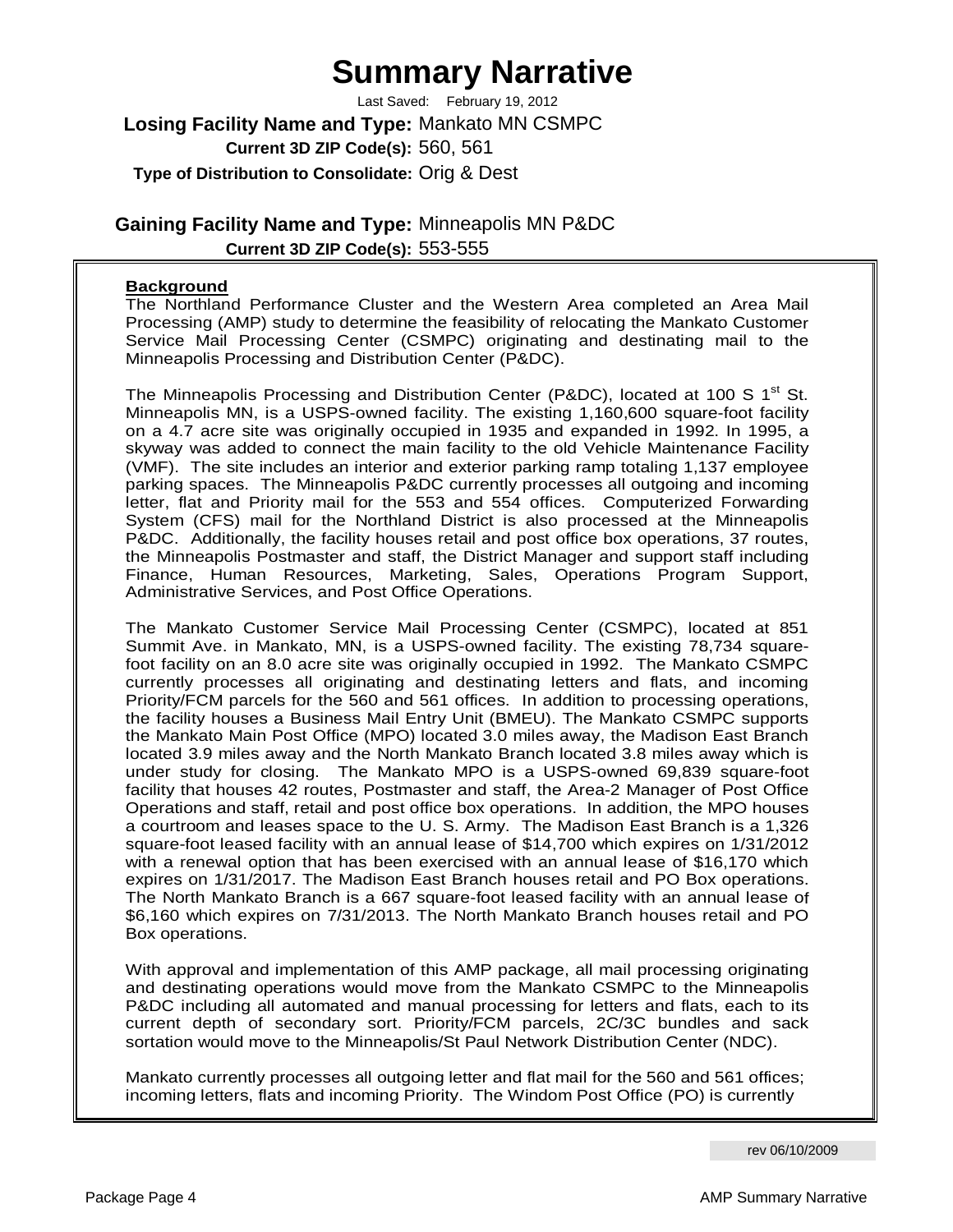# Summary Narrative

Last Saved: February 19, 2012

**Losing Facility Name and Type:** Mankato MN CSMPC

**Current 3D ZIP Code(s):** 560, 561

**Type of Distribution to Consolidate:** Orig & Dest

**Gaining Facility Name and Type:** Minneapolis MN P&DC

**Current 3D ZIP Code(s):** 553-555

**Background**

The Northland Performance Cluster and the Western Area completed an Area Mail Processing (AMP) study to determine the feasibility of relocating the Mankato Customer Service Mail Processing Center (CSMPC) originating and destinating mail to the Minneapolis Processing and Distribution Center (P&DC).

The Minneapolis Processing and Distribution Center (P&DC), located at 100 S 1st St. Minneapolis MN, is a USPS-owned facility. The existing 1,160,600 square-foot facility on a 4.7 acre site was originally occupied in 1935 and expanded in 1992. In 1995, a skyway was added to connect the main facility to the old Vehicle Maintenance Facility (VMF). The site includes an interior and exterior parking ramp totaling 1,137 employee parking spaces. The Minneapolis P&DC currently processes all outgoing and incoming letter, flat and Priority mail for the 553 and 554 offices. Computerized Forwarding System (CFS) mail for the Northland District is also processed at the Minneapolis P&DC. Additionally, the facility houses retail and post office box operations, 37 routes, the Minneapolis Postmaster and staff, the District Manager and support staff including Finance, Human Resources, Marketing, Sales, Operations Program Support, Administrative Services, and Post Office Operations.

The Mankato Customer Service Mail Processing Center (CSMPC), located at 851 Summit Ave. in Mankato, MN, is a USPS-owned facility. The existing 78,734 square-foot facility on an 8.0 acre site was originally occupied in 1992. The Mankato CSMPC currently processes all originating and destinating letters and flats, and incoming Priority/FCM parcels for the 560 and 561 offices. In addition to processing operations, the facility houses a Business Mail Entry Unit (BMEU). The Mankato CSMPC supports the Mankato Main Post Office (MPO) located 3.0 miles away, the Madison East Branch located 3.9 miles away and the North Mankato Branch located 3.8 miles away which is under study for closing. The Mankato MPO is a USPS-owned 69,839 square-foot facility that houses 42 routes, Postmaster and staff, the Area-2 Manager of Post Office Operations and staff, retail and post office box operations. In addition, the MPO houses a courtroom and leases space to the U. S. Army. The Madison East Branch is a 1,326 square-foot leased facility with an annual lease of $14,700 which expires on 1/31/2012 with a renewal option that has been exercised with an annual lease of $16,170 which expires on 1/31/2017. The Madison East Branch houses retail and PO Box operations. The North Mankato Branch is a 667 square-foot leased facility with an annual lease of $6,160 which expires on 7/31/2013. The North Mankato Branch houses retail and PO Box operations.

With approval and implementation of this AMP package, all mail processing originating and destinating operations would move from the Mankato CSMPC to the Minneapolis P&DC including all automated and manual processing for letters and flats, each to its current depth of secondary sort. Priority/FCM parcels, 2C/3C bundles and sack sortation would move to the Minneapolis/St Paul Network Distribution Center (NDC).

Mankato currently processes all outgoing letter and flat mail for the 560 and 561 offices; incoming letters, flats and incoming Priority. The Windom Post Office (PO) is currently

rev 06/10/2009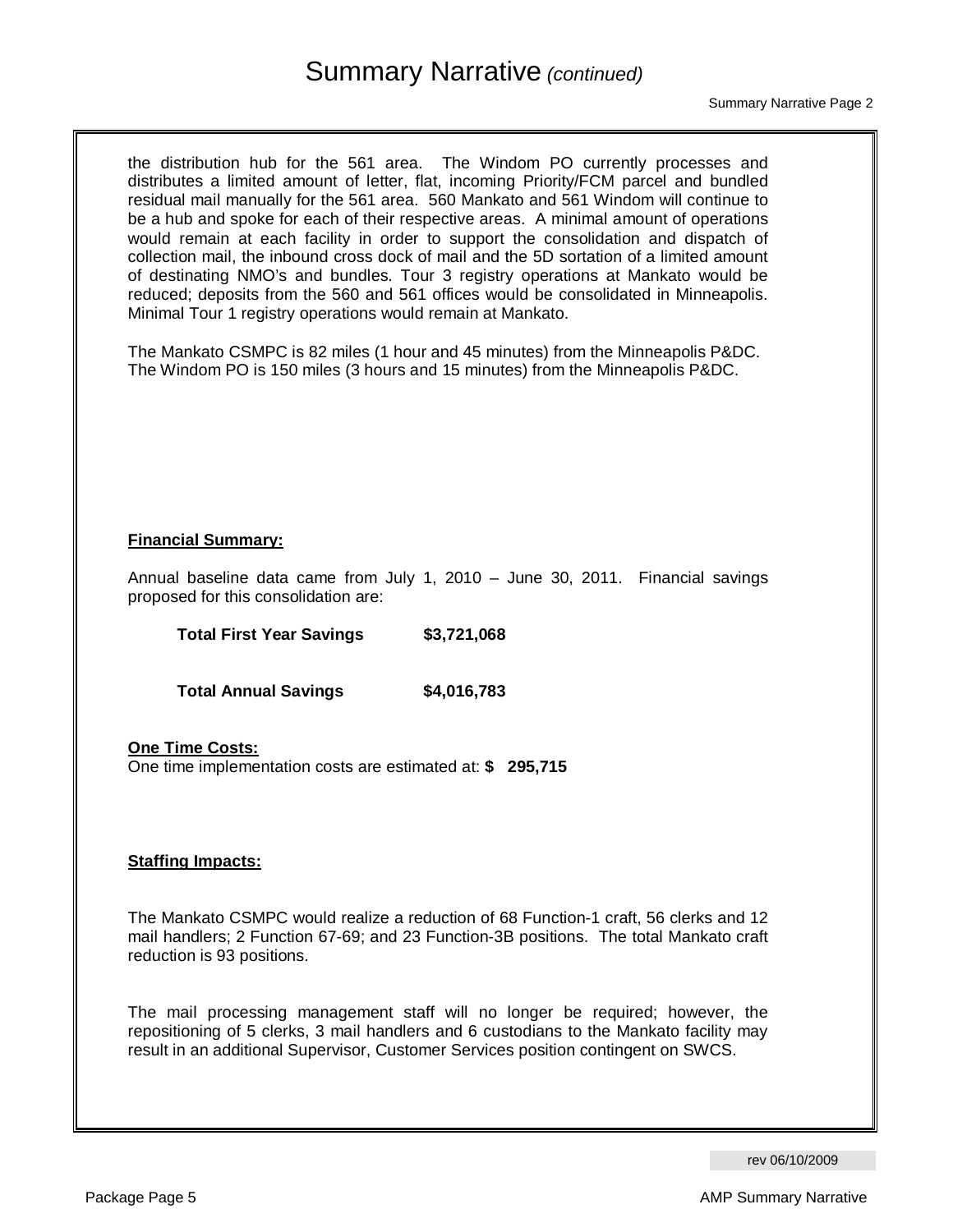# Summary Narrative *(continued)*

the distribution hub for the 561 area. The Windom PO currently processes and distributes a limited amount of letter, flat, incoming Priority/FCM parcel and bundled residual mail manually for the 561 area. 560 Mankato and 561 Windom will continue to be a hub and spoke for each of their respective areas. A minimal amount of operations would remain at each facility in order to support the consolidation and dispatch of collection mail, the inbound cross dock of mail and the 5D sortation of a limited amount of destinating NMO's and bundles. Tour 3 registry operations at Mankato would be reduced; deposits from the 560 and 561 offices would be consolidated in Minneapolis. Minimal Tour 1 registry operations would remain at Mankato.

The Mankato CSMPC is 82 miles (1 hour and 45 minutes) from the Minneapolis P&DC. The Windom PO is 150 miles (3 hours and 15 minutes) from the Minneapolis P&DC.

**Financial Summary:**

Annual baseline data came from July 1, 2010 – June 30, 2011. Financial savings proposed for this consolidation are:

**Total First Year Savings** **$3,721,068**

**Total Annual Savings** **$4,016,783**

**One Time Costs:**
One time implementation costs are estimated at: **$ 295,715**

**Staffing Impacts:**

The Mankato CSMPC would realize a reduction of 68 Function-1 craft, 56 clerks and 12 mail handlers; 2 Function 67-69; and 23 Function-3B positions. The total Mankato craft reduction is 93 positions.

The mail processing management staff will no longer be required; however, the repositioning of 5 clerks, 3 mail handlers and 6 custodians to the Mankato facility may result in an additional Supervisor, Customer Services position contingent on SWCS.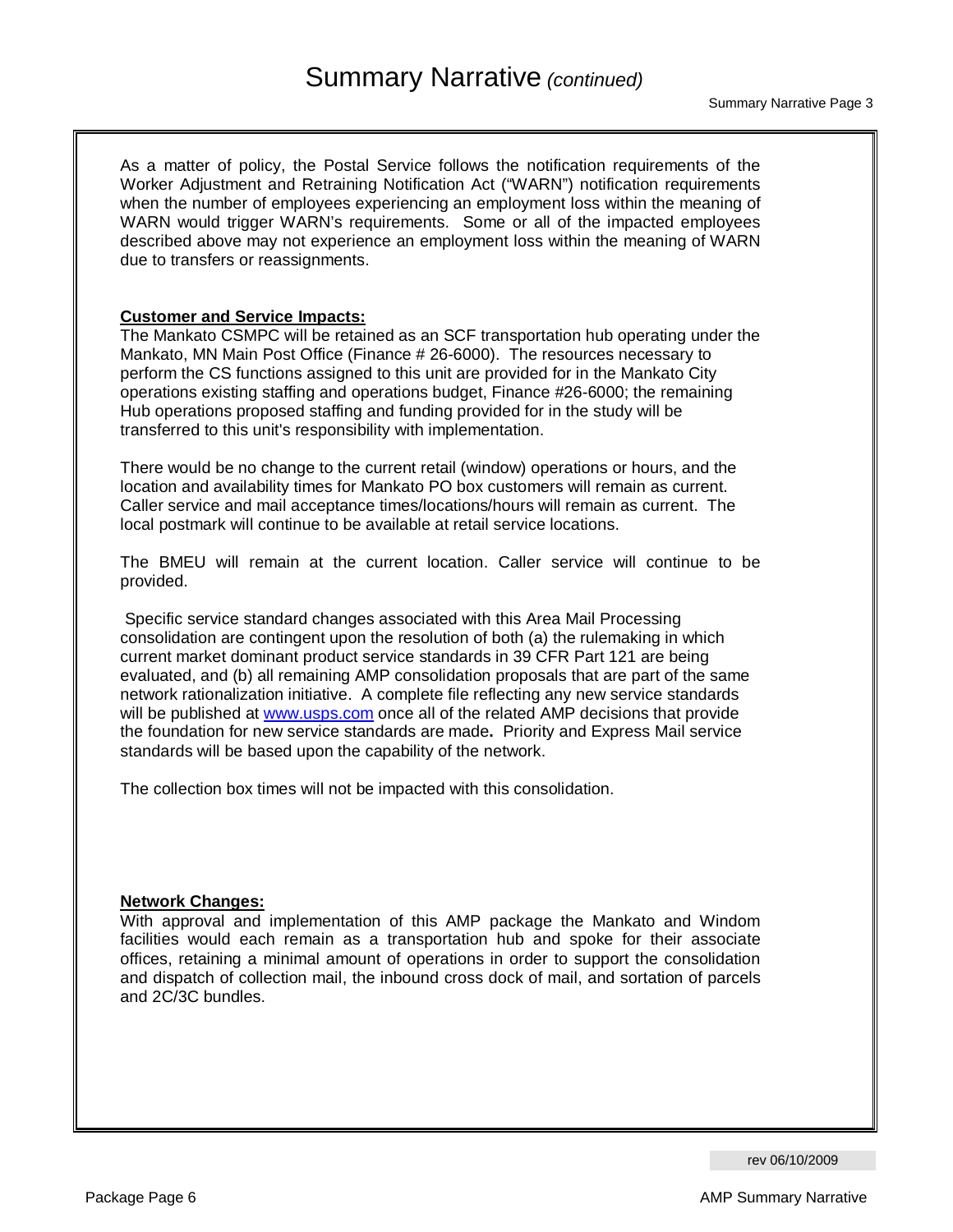# Summary Narrative *(continued)*

As a matter of policy, the Postal Service follows the notification requirements of the Worker Adjustment and Retraining Notification Act ("WARN") notification requirements when the number of employees experiencing an employment loss within the meaning of WARN would trigger WARN's requirements. Some or all of the impacted employees described above may not experience an employment loss within the meaning of WARN due to transfers or reassignments.

**Customer and Service Impacts:**

The Mankato CSMPC will be retained as an SCF transportation hub operating under the Mankato, MN Main Post Office (Finance # 26-6000). The resources necessary to perform the CS functions assigned to this unit are provided for in the Mankato City operations existing staffing and operations budget, Finance #26-6000; the remaining Hub operations proposed staffing and funding provided for in the study will be transferred to this unit's responsibility with implementation.

There would be no change to the current retail (window) operations or hours, and the location and availability times for Mankato PO box customers will remain as current. Caller service and mail acceptance times/locations/hours will remain as current. The local postmark will continue to be available at retail service locations.

The BMEU will remain at the current location. Caller service will continue to be provided.

Specific service standard changes associated with this Area Mail Processing consolidation are contingent upon the resolution of both (a) the rulemaking in which current market dominant product service standards in 39 CFR Part 121 are being evaluated, and (b) all remaining AMP consolidation proposals that are part of the same network rationalization initiative. A complete file reflecting any new service standards will be published at www.usps.com once all of the related AMP decisions that provide the foundation for new service standards are made**.** Priority and Express Mail service standards will be based upon the capability of the network.

The collection box times will not be impacted with this consolidation.

**Network Changes:**

With approval and implementation of this AMP package the Mankato and Windom facilities would each remain as a transportation hub and spoke for their associate offices, retaining a minimal amount of operations in order to support the consolidation and dispatch of collection mail, the inbound cross dock of mail, and sortation of parcels and 2C/3C bundles.

rev 06/10/2009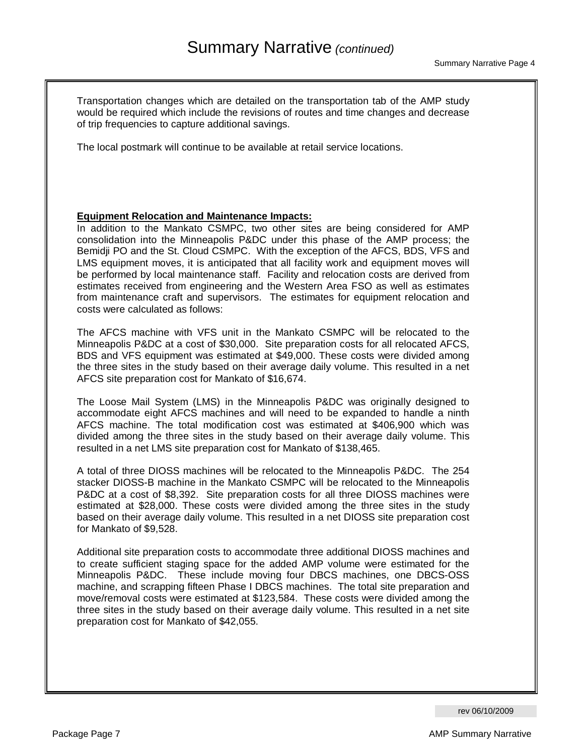# Summary Narrative *(continued)*

Transportation changes which are detailed on the transportation tab of the AMP study would be required which include the revisions of routes and time changes and decrease of trip frequencies to capture additional savings.

The local postmark will continue to be available at retail service locations.

**Equipment Relocation and Maintenance Impacts:**

In addition to the Mankato CSMPC, two other sites are being considered for AMP consolidation into the Minneapolis P&DC under this phase of the AMP process; the Bemidji PO and the St. Cloud CSMPC. With the exception of the AFCS, BDS, VFS and LMS equipment moves, it is anticipated that all facility work and equipment moves will be performed by local maintenance staff. Facility and relocation costs are derived from estimates received from engineering and the Western Area FSO as well as estimates from maintenance craft and supervisors. The estimates for equipment relocation and costs were calculated as follows:

The AFCS machine with VFS unit in the Mankato CSMPC will be relocated to the Minneapolis P&DC at a cost of $30,000. Site preparation costs for all relocated AFCS, BDS and VFS equipment was estimated at $49,000. These costs were divided among the three sites in the study based on their average daily volume. This resulted in a net AFCS site preparation cost for Mankato of $16,674.

The Loose Mail System (LMS) in the Minneapolis P&DC was originally designed to accommodate eight AFCS machines and will need to be expanded to handle a ninth AFCS machine. The total modification cost was estimated at $406,900 which was divided among the three sites in the study based on their average daily volume. This resulted in a net LMS site preparation cost for Mankato of $138,465.

A total of three DIOSS machines will be relocated to the Minneapolis P&DC. The 254 stacker DIOSS-B machine in the Mankato CSMPC will be relocated to the Minneapolis P&DC at a cost of $8,392. Site preparation costs for all three DIOSS machines were estimated at $28,000. These costs were divided among the three sites in the study based on their average daily volume. This resulted in a net DIOSS site preparation cost for Mankato of $9,528.

Additional site preparation costs to accommodate three additional DIOSS machines and to create sufficient staging space for the added AMP volume were estimated for the Minneapolis P&DC. These include moving four DBCS machines, one DBCS-OSS machine, and scrapping fifteen Phase I DBCS machines. The total site preparation and move/removal costs were estimated at $123,584. These costs were divided among the three sites in the study based on their average daily volume. This resulted in a net site preparation cost for Mankato of $42,055.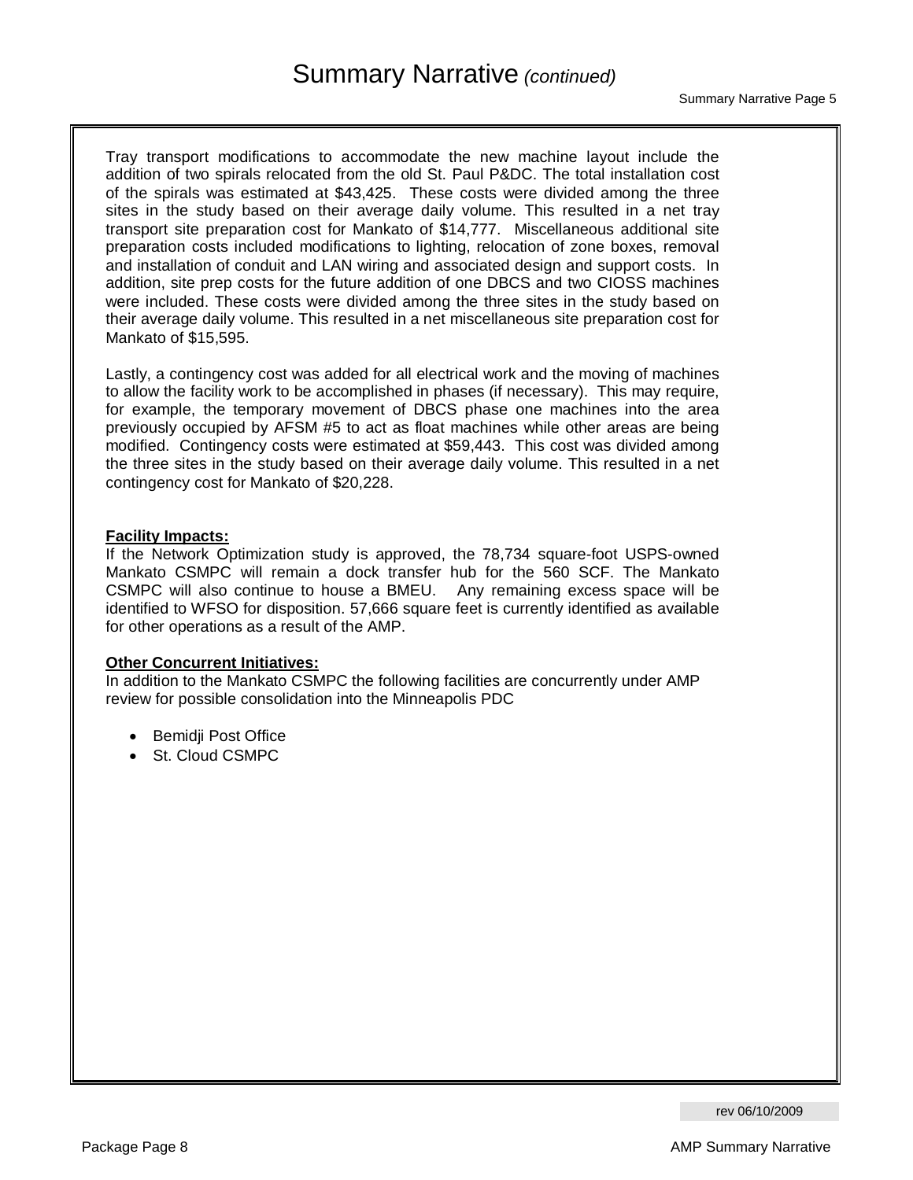# Summary Narrative *(continued)*

Tray transport modifications to accommodate the new machine layout include the addition of two spirals relocated from the old St. Paul P&DC. The total installation cost of the spirals was estimated at $43,425. These costs were divided among the three sites in the study based on their average daily volume. This resulted in a net tray transport site preparation cost for Mankato of $14,777. Miscellaneous additional site preparation costs included modifications to lighting, relocation of zone boxes, removal and installation of conduit and LAN wiring and associated design and support costs. In addition, site prep costs for the future addition of one DBCS and two CIOSS machines were included. These costs were divided among the three sites in the study based on their average daily volume. This resulted in a net miscellaneous site preparation cost for Mankato of $15,595.

Lastly, a contingency cost was added for all electrical work and the moving of machines to allow the facility work to be accomplished in phases (if necessary). This may require, for example, the temporary movement of DBCS phase one machines into the area previously occupied by AFSM #5 to act as float machines while other areas are being modified. Contingency costs were estimated at $59,443. This cost was divided among the three sites in the study based on their average daily volume. This resulted in a net contingency cost for Mankato of $20,228.

**Facility Impacts:**

If the Network Optimization study is approved, the 78,734 square-foot USPS-owned Mankato CSMPC will remain a dock transfer hub for the 560 SCF. The Mankato CSMPC will also continue to house a BMEU. Any remaining excess space will be identified to WFSO for disposition. 57,666 square feet is currently identified as available for other operations as a result of the AMP.

**Other Concurrent Initiatives:**

In addition to the Mankato CSMPC the following facilities are concurrently under AMP review for possible consolidation into the Minneapolis PDC

- Bemidji Post Office
- St. Cloud CSMPC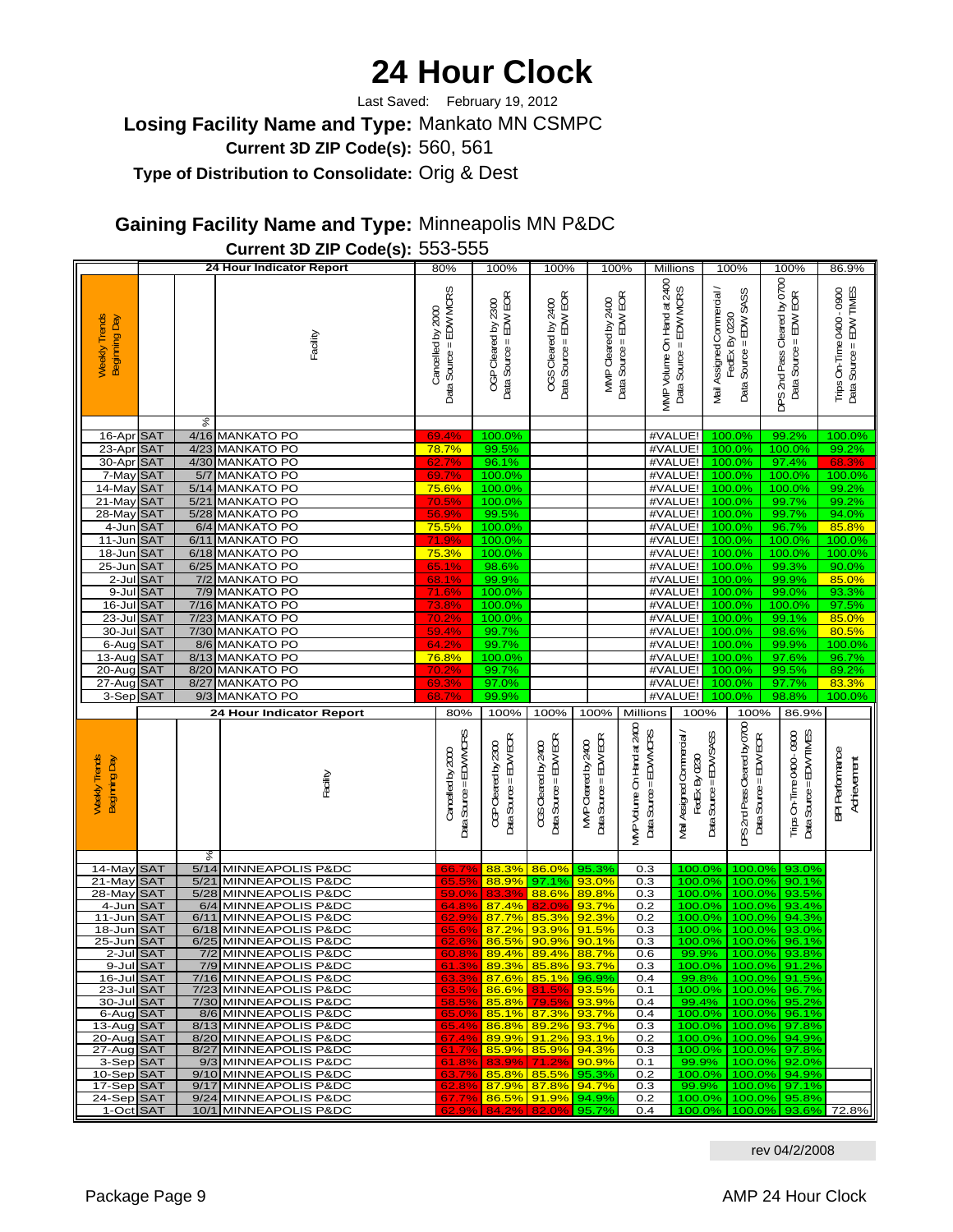# 24 Hour Clock

Last Saved: February 19, 2012

**Losing Facility Name and Type:** Mankato MN CSMPC

**Current 3D ZIP Code(s):** 560, 561

**Type of Distribution to Consolidate:** Orig & Dest

**Gaining Facility Name and Type:** Minneapolis MN P&DC

**Current 3D ZIP Code(s):** 553-555

| Weekly Trends Beginning Day | | % | 24 Hour Indicator Report / Facility | Cancelled by 2000 Data Source = EDW MCRS (80%) | OGP Cleared by 2300 Data Source = EDW EOR (100%) | OGS Cleared by 2400 Data Source = EDW EOR (100%) | MMP Cleared by 2400 Data Source = EDW EOR (100%) | MMP Volume On Hand at 2400 Data Source = EDW MCRS (Millions) | Mail Assigned Commercial / FedEx By 0230 Data Source = EDW SASS (100%) | DPS 2nd Pass Cleared by 0700 Data Source = EDW EOR (100%) | Trips On-Time 0400 - 0900 Data Source = EDW TIMES (86.9%) |
|---|---|---|---|---|---|---|---|---|---|---|---|
| 16-Apr | SAT | 4/16 | MANKATO PO | 69.4% | 100.0% | | | #VALUE! | 100.0% | 99.2% | 100.0% |
| 23-Apr | SAT | 4/23 | MANKATO PO | 78.7% | 99.5% | | | #VALUE! | 100.0% | 100.0% | 99.2% |
| 30-Apr | SAT | 4/30 | MANKATO PO | 62.7% | 96.1% | | | #VALUE! | 100.0% | 97.4% | 68.3% |
| 7-May | SAT | 5/7 | MANKATO PO | 69.7% | 100.0% | | | #VALUE! | 100.0% | 100.0% | 100.0% |
| 14-May | SAT | 5/14 | MANKATO PO | 75.6% | 100.0% | | | #VALUE! | 100.0% | 100.0% | 99.2% |
| 21-May | SAT | 5/21 | MANKATO PO | 70.5% | 100.0% | | | #VALUE! | 100.0% | 99.7% | 99.2% |
| 28-May | SAT | 5/28 | MANKATO PO | 56.9% | 99.5% | | | #VALUE! | 100.0% | 99.7% | 94.0% |
| 4-Jun | SAT | 6/4 | MANKATO PO | 75.5% | 100.0% | | | #VALUE! | 100.0% | 96.7% | 85.8% |
| 11-Jun | SAT | 6/11 | MANKATO PO | 71.9% | 100.0% | | | #VALUE! | 100.0% | 100.0% | 100.0% |
| 18-Jun | SAT | 6/18 | MANKATO PO | 75.3% | 100.0% | | | #VALUE! | 100.0% | 100.0% | 100.0% |
| 25-Jun | SAT | 6/25 | MANKATO PO | 65.1% | 98.6% | | | #VALUE! | 100.0% | 99.3% | 90.0% |
| 2-Jul | SAT | 7/2 | MANKATO PO | 68.1% | 99.9% | | | #VALUE! | 100.0% | 99.9% | 85.0% |
| 9-Jul | SAT | 7/9 | MANKATO PO | 71.6% | 100.0% | | | #VALUE! | 100.0% | 99.0% | 93.3% |
| 16-Jul | SAT | 7/16 | MANKATO PO | 73.8% | 100.0% | | | #VALUE! | 100.0% | 100.0% | 97.5% |
| 23-Jul | SAT | 7/23 | MANKATO PO | 70.2% | 100.0% | | | #VALUE! | 100.0% | 99.1% | 85.0% |
| 30-Jul | SAT | 7/30 | MANKATO PO | 59.4% | 99.7% | | | #VALUE! | 100.0% | 98.6% | 80.5% |
| 6-Aug | SAT | 8/6 | MANKATO PO | 64.2% | 99.7% | | | #VALUE! | 100.0% | 99.9% | 100.0% |
| 13-Aug | SAT | 8/13 | MANKATO PO | 76.8% | 100.0% | | | #VALUE! | 100.0% | 97.6% | 96.7% |
| 20-Aug | SAT | 8/20 | MANKATO PO | 70.2% | 99.7% | | | #VALUE! | 100.0% | 99.5% | 89.2% |
| 27-Aug | SAT | 8/27 | MANKATO PO | 69.3% | 97.0% | | | #VALUE! | 100.0% | 97.7% | 83.3% |
| 3-Sep | SAT | 9/3 | MANKATO PO | 68.7% | 99.9% | | | #VALUE! | 100.0% | 98.8% | 100.0% |

| Weekly Trends Beginning Day | | % | 24 Hour Indicator Report / Facility | Cancelled by 2000 Data Source = EDW MCRS (80%) | OGP Cleared by 2300 Data Source = EDW EOR (100%) | OGS Cleared by 2400 Data Source = EDW EOR (100%) | MMP Cleared by 2400 Data Source = EDW EOR (100%) | MMP Volume On Hand at 2400 Data Source = EDW MCRS (Millions) | Mail Assigned Commercial / FedEx By 0230 Data Source = EDW SASS (100%) | DPS 2nd Pass Cleared by 0700 Data Source = EDW EOR (100%) | Trips On-Time 0400 - 0900 Data Source = EDW TIMES (86.9%) | BPI Performance Achievement |
|---|---|---|---|---|---|---|---|---|---|---|---|---|
| 14-May | SAT | 5/14 | MINNEAPOLIS P&DC | 66.7% | 88.3% | 86.0% | 95.3% | 0.3 | 100.0% | 100.0% | 93.0% | |
| 21-May | SAT | 5/21 | MINNEAPOLIS P&DC | 65.5% | 88.9% | 97.1% | 93.0% | 0.3 | 100.0% | 100.0% | 90.1% | |
| 28-May | SAT | 5/28 | MINNEAPOLIS P&DC | 59.0% | 83.3% | 88.6% | 89.8% | 0.3 | 100.0% | 100.0% | 93.5% | |
| 4-Jun | SAT | 6/4 | MINNEAPOLIS P&DC | 64.8% | 87.4% | 82.0% | 93.7% | 0.2 | 100.0% | 100.0% | 93.4% | |
| 11-Jun | SAT | 6/11 | MINNEAPOLIS P&DC | 62.9% | 87.7% | 85.3% | 92.3% | 0.2 | 100.0% | 100.0% | 94.3% | |
| 18-Jun | SAT | 6/18 | MINNEAPOLIS P&DC | 65.6% | 87.2% | 93.9% | 91.5% | 0.3 | 100.0% | 100.0% | 93.0% | |
| 25-Jun | SAT | 6/25 | MINNEAPOLIS P&DC | 62.6% | 86.5% | 90.9% | 90.1% | 0.3 | 100.0% | 100.0% | 96.1% | |
| 2-Jul | SAT | 7/2 | MINNEAPOLIS P&DC | 60.8% | 89.4% | 89.4% | 88.7% | 0.6 | 99.9% | 100.0% | 93.8% | |
| 9-Jul | SAT | 7/9 | MINNEAPOLIS P&DC | 61.3% | 89.3% | 85.8% | 93.7% | 0.3 | 100.0% | 100.0% | 91.2% | |
| 16-Jul | SAT | 7/16 | MINNEAPOLIS P&DC | 63.3% | 87.6% | 85.1% | 96.9% | 0.4 | 99.8% | 100.0% | 91.5% | |
| 23-Jul | SAT | 7/23 | MINNEAPOLIS P&DC | 63.5% | 86.6% | 81.5% | 93.5% | 0.1 | 100.0% | 100.0% | 96.7% | |
| 30-Jul | SAT | 7/30 | MINNEAPOLIS P&DC | 58.5% | 85.8% | 79.5% | 93.9% | 0.4 | 99.4% | 100.0% | 95.2% | |
| 6-Aug | SAT | 8/6 | MINNEAPOLIS P&DC | 65.0% | 85.1% | 87.3% | 93.7% | 0.4 | 100.0% | 100.0% | 96.1% | |
| 13-Aug | SAT | 8/13 | MINNEAPOLIS P&DC | 65.4% | 86.8% | 89.2% | 93.7% | 0.3 | 100.0% | 100.0% | 97.8% | |
| 20-Aug | SAT | 8/20 | MINNEAPOLIS P&DC | 67.4% | 89.9% | 91.2% | 93.1% | 0.2 | 100.0% | 100.0% | 94.9% | |
| 27-Aug | SAT | 8/27 | MINNEAPOLIS P&DC | 61.7% | 85.9% | 85.9% | 94.3% | 0.3 | 100.0% | 100.0% | 97.8% | |
| 3-Sep | SAT | 9/3 | MINNEAPOLIS P&DC | 61.8% | 83.9% | 71.2% | 90.9% | 0.1 | 99.9% | 100.0% | 92.0% | |
| 10-Sep | SAT | 9/10 | MINNEAPOLIS P&DC | 63.7% | 85.8% | 85.5% | 95.3% | 0.2 | 100.0% | 100.0% | 94.9% | |
| 17-Sep | SAT | 9/17 | MINNEAPOLIS P&DC | 62.8% | 87.9% | 87.8% | 94.7% | 0.3 | 99.9% | 100.0% | 97.1% | |
| 24-Sep | SAT | 9/24 | MINNEAPOLIS P&DC | 67.7% | 86.5% | 91.9% | 94.9% | 0.2 | 100.0% | 100.0% | 95.8% | |
| 1-Oct | SAT | 10/1 | MINNEAPOLIS P&DC | 62.9% | 84.2% | 82.0% | 95.7% | 0.4 | 100.0% | 100.0% | 93.6% | 72.8% |

rev 04/2/2008

Package Page 9

AMP 24 Hour Clock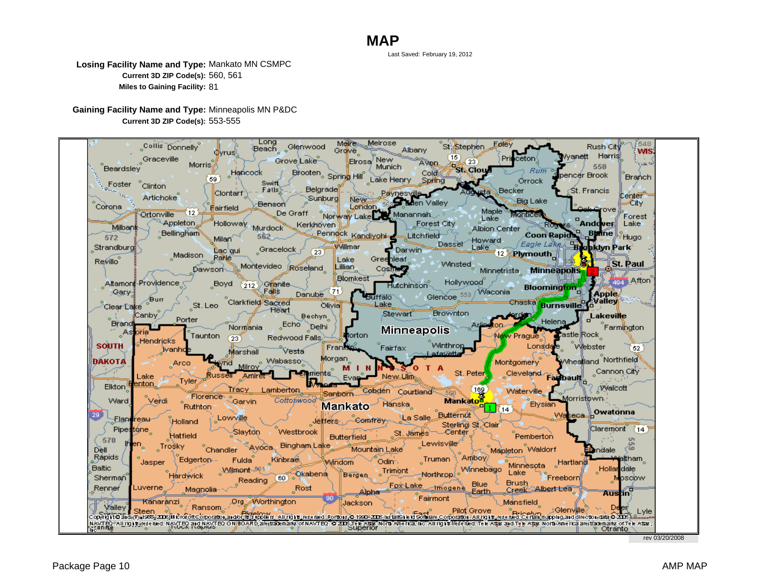# MAP

Last Saved: February 19, 2012

**Losing Facility Name and Type:** Mankato MN CSMPC
**Current 3D ZIP Code(s):** 560, 561
**Miles to Gaining Facility:** 81

**Gaining Facility Name and Type:** Minneapolis MN P&DC
**Current 3D ZIP Code(s):** 553-555

rev 03/20/2008

AMP MAP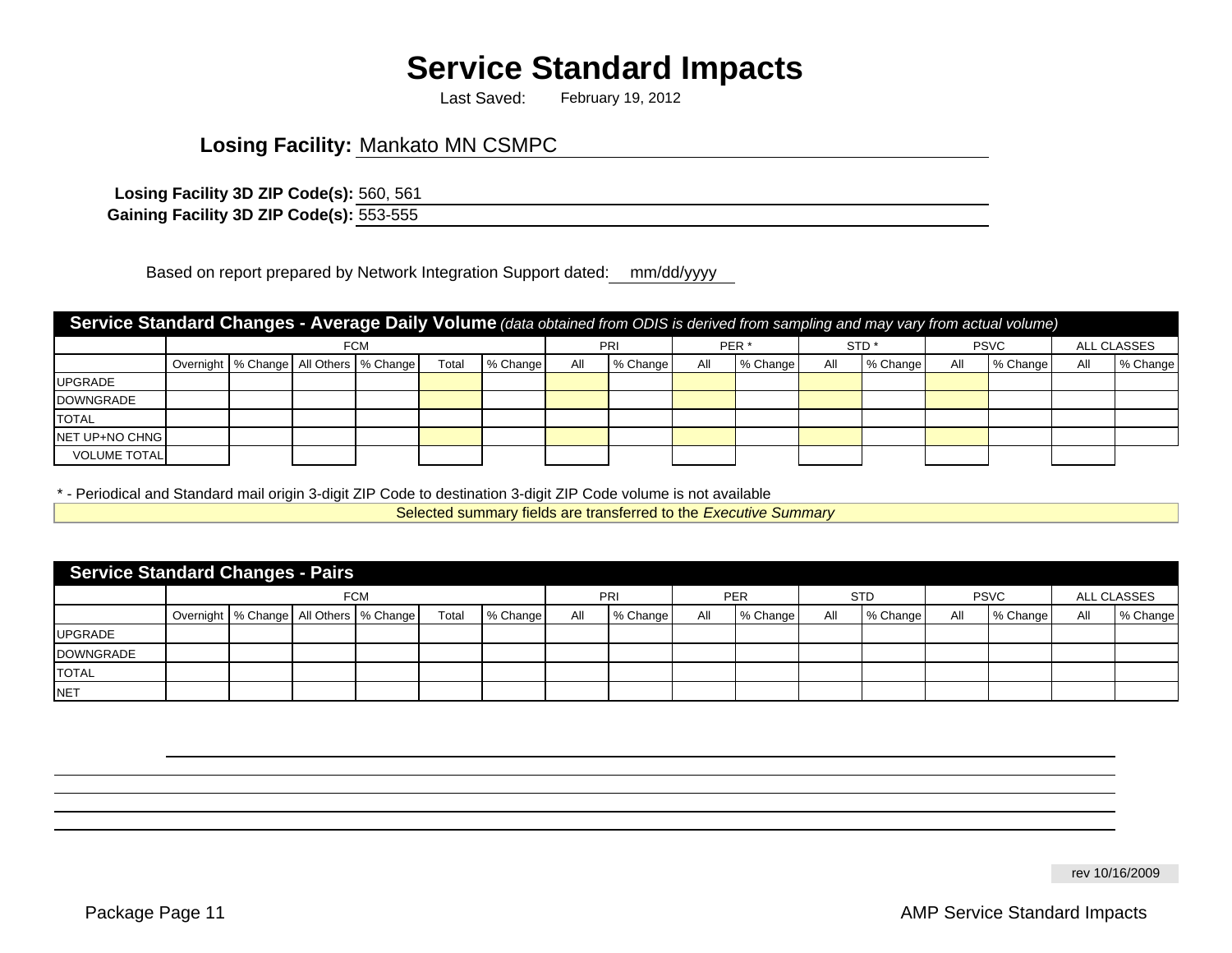# Service Standard Impacts

Last Saved: February 19, 2012

**Losing Facility:** Mankato MN CSMPC

**Losing Facility 3D ZIP Code(s):** 560, 561

**Gaining Facility 3D ZIP Code(s):** 553-555

Based on report prepared by Network Integration Support dated: mm/dd/yyyy

**Service Standard Changes - Average Daily Volume** *(data obtained from ODIS is derived from sampling and may vary from actual volume)*

| | FCM | | | | | | PRI | | PER * | | STD * | | PSVC | | ALL CLASSES | |
|---|---|---|---|---|---|---|---|---|---|---|---|---|---|---|---|---|
| | Overnight | % Change | All Others | % Change | Total | % Change | All | % Change | All | % Change | All | % Change | All | % Change | All | % Change |
| UPGRADE | | | | | | | | | | | | | | | | |
| DOWNGRADE | | | | | | | | | | | | | | | | |
| TOTAL | | | | | | | | | | | | | | | | |
| NET UP+NO CHNG | | | | | | | | | | | | | | | | |
| VOLUME TOTAL | | | | | | | | | | | | | | | | |

* - Periodical and Standard mail origin 3-digit ZIP Code to destination 3-digit ZIP Code volume is not available

Selected summary fields are transferred to the *Executive Summary*

**Service Standard Changes - Pairs**

| | FCM | | | | | | PRI | | PER | | STD | | PSVC | | ALL CLASSES | |
|---|---|---|---|---|---|---|---|---|---|---|---|---|---|---|---|---|
| | Overnight | % Change | All Others | % Change | Total | % Change | All | % Change | All | % Change | All | % Change | All | % Change | All | % Change |
| UPGRADE | | | | | | | | | | | | | | | | |
| DOWNGRADE | | | | | | | | | | | | | | | | |
| TOTAL | | | | | | | | | | | | | | | | |
| NET | | | | | | | | | | | | | | | | |

rev 10/16/2009

AMP Service Standard Impacts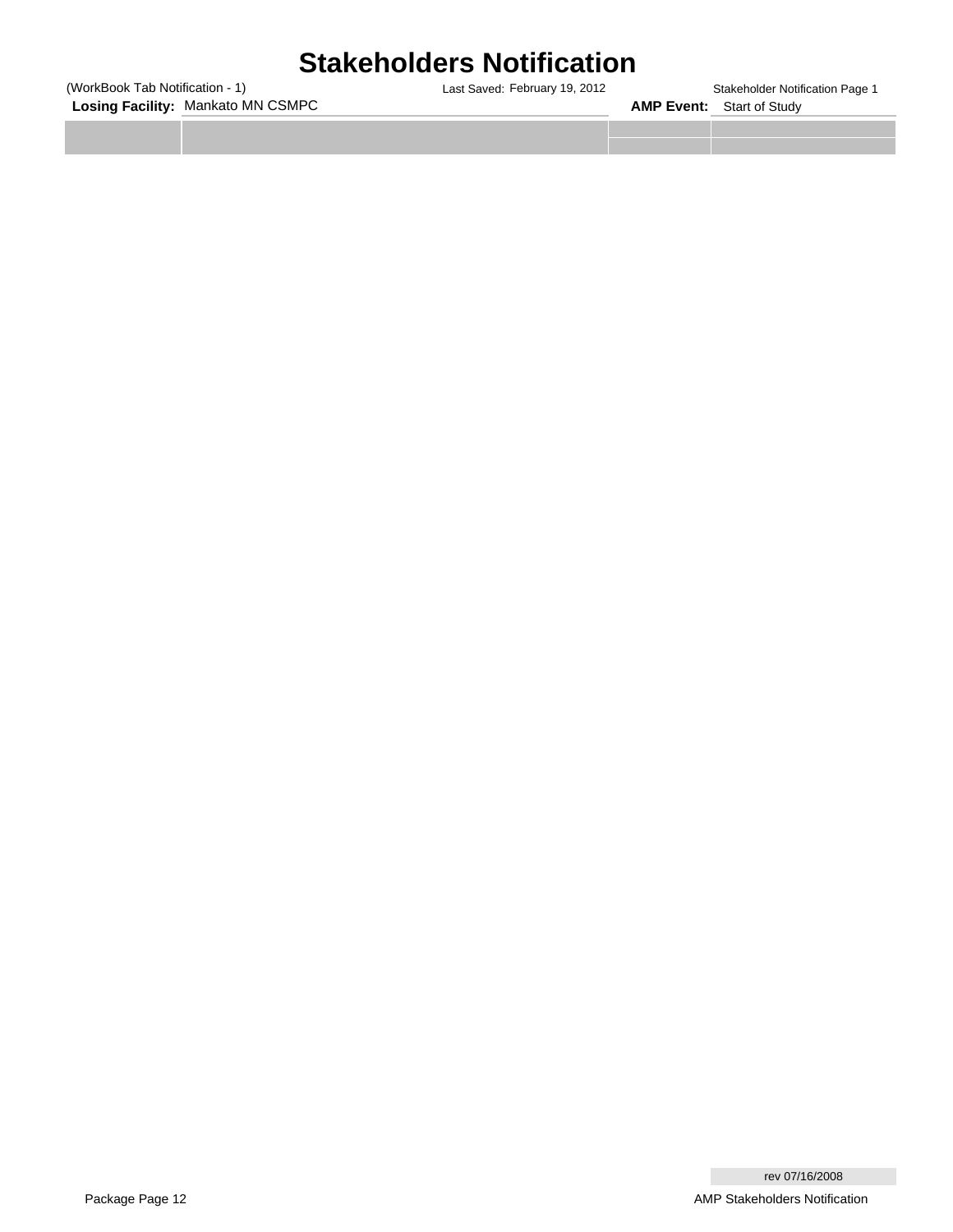# Stakeholders Notification

(WorkBook Tab Notification - 1) Last Saved: February 19, 2012 Stakeholder Notification Page 1

**Losing Facility:** Mankato MN CSMPC **AMP Event:** Start of Study

rev 07/16/2008

AMP Stakeholders Notification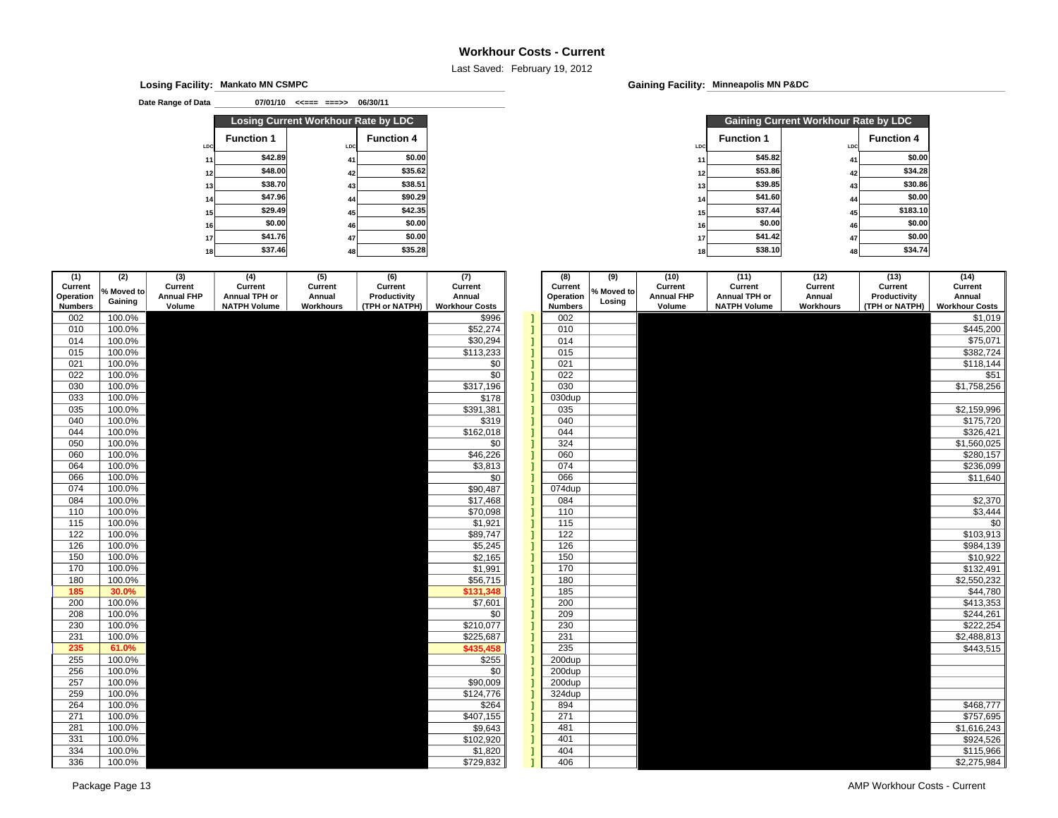# Workhour Costs - Current

Last Saved: February 19, 2012

**Losing Facility:** Mankato MN CSMPC

**Gaining Facility:** Minneapolis MN P&DC

**Date Range of Data** 07/01/10 <==== ===>> 06/30/11

| Losing Current Workhour Rate by LDC | | | |
|---|---|---|---|
| LDC | Function 1 | LDC | Function 4 |
| 11 | $42.89 | 41 | $0.00 |
| 12 | $48.00 | 42 | $35.62 |
| 13 | $38.70 | 43 | $38.51 |
| 14 | $47.96 | 44 | $90.29 |
| 15 | $29.49 | 45 | $42.35 |
| 16 | $0.00 | 46 | $0.00 |
| 17 | $41.76 | 47 | $0.00 |
| 18 | $37.46 | 48 | $35.28 |

| Gaining Current Workhour Rate by LDC | | | |
|---|---|---|---|
| LDC | Function 1 | LDC | Function 4 |
| 11 | $45.82 | 41 | $0.00 |
| 12 | $53.86 | 42 | $34.28 |
| 13 | $39.85 | 43 | $30.86 |
| 14 | $41.60 | 44 | $0.00 |
| 15 | $37.44 | 45 | $183.10 |
| 16 | $0.00 | 46 | $0.00 |
| 17 | $41.42 | 47 | $0.00 |
| 18 | $38.10 | 48 | $34.74 |

| (1) Current Operation Numbers | (2) % Moved to Gaining | (3) Current Annual FHP Volume | (4) Current Annual TPH or NATPH Volume | (5) Current Annual Workhours | (6) Current Productivity (TPH or NATPH) | (7) Current Annual Workhour Costs | | (8) Current Operation Numbers | (9) % Moved to Losing | (10) Current Annual FHP Volume | (11) Current Annual TPH or NATPH Volume | (12) Current Annual Workhours | (13) Current Productivity (TPH or NATPH) | (14) Current Annual Workhour Costs |
|---|---|---|---|---|---|---|---|---|---|---|---|---|---|---|
| 002 | 100.0% | | | | | $996 | ] | 002 | | | | | | $1,019 |
| 010 | 100.0% | | | | | $52,274 | ] | 010 | | | | | | $445,200 |
| 014 | 100.0% | | | | | $30,294 | ] | 014 | | | | | | $75,071 |
| 015 | 100.0% | | | | | $113,233 | ] | 015 | | | | | | $382,724 |
| 021 | 100.0% | | | | | $0 | ] | 021 | | | | | | $118,144 |
| 022 | 100.0% | | | | | $0 | ] | 022 | | | | | | $51 |
| 030 | 100.0% | | | | | $317,196 | ] | 030 | | | | | | $1,758,256 |
| 033 | 100.0% | | | | | $178 | ] | 030dup | | | | | | |
| 035 | 100.0% | | | | | $391,381 | ] | 035 | | | | | | $2,159,996 |
| 040 | 100.0% | | | | | $319 | ] | 040 | | | | | | $175,720 |
| 044 | 100.0% | | | | | $162,018 | ] | 044 | | | | | | $326,421 |
| 050 | 100.0% | | | | | $0 | ] | 324 | | | | | | $1,560,025 |
| 060 | 100.0% | | | | | $46,226 | ] | 060 | | | | | | $280,157 |
| 064 | 100.0% | | | | | $3,813 | ] | 074 | | | | | | $236,099 |
| 066 | 100.0% | | | | | $0 | ] | 066 | | | | | | $11,640 |
| 074 | 100.0% | | | | | $90,487 | ] | 074dup | | | | | | |
| 084 | 100.0% | | | | | $17,468 | ] | 084 | | | | | | $2,370 |
| 110 | 100.0% | | | | | $70,098 | ] | 110 | | | | | | $3,444 |
| 115 | 100.0% | | | | | $1,921 | ] | 115 | | | | | | $0 |
| 122 | 100.0% | | | | | $89,747 | ] | 122 | | | | | | $103,913 |
| 126 | 100.0% | | | | | $5,245 | ] | 126 | | | | | | $984,139 |
| 150 | 100.0% | | | | | $2,165 | ] | 150 | | | | | | $10,922 |
| 170 | 100.0% | | | | | $1,991 | ] | 170 | | | | | | $132,491 |
| 180 | 100.0% | | | | | $56,715 | ] | 180 | | | | | | $2,550,232 |
| **185** | **30.0%** | | | | | **$131,348** | ] | 185 | | | | | | $44,780 |
| 200 | 100.0% | | | | | $7,601 | ] | 200 | | | | | | $413,353 |
| 208 | 100.0% | | | | | $0 | ] | 209 | | | | | | $244,261 |
| 230 | 100.0% | | | | | $210,077 | ] | 230 | | | | | | $222,254 |
| 231 | 100.0% | | | | | $225,687 | ] | 231 | | | | | | $2,488,813 |
| **235** | **61.0%** | | | | | **$435,458** | ] | 235 | | | | | | $443,515 |
| 255 | 100.0% | | | | | $255 | ] | 200dup | | | | | | |
| 256 | 100.0% | | | | | $0 | ] | 200dup | | | | | | |
| 257 | 100.0% | | | | | $90,009 | ] | 200dup | | | | | | |
| 259 | 100.0% | | | | | $124,776 | ] | 324dup | | | | | | |
| 264 | 100.0% | | | | | $264 | ] | 894 | | | | | | $468,777 |
| 271 | 100.0% | | | | | $407,155 | ] | 271 | | | | | | $757,695 |
| 281 | 100.0% | | | | | $9,643 | ] | 481 | | | | | | $1,616,243 |
| 331 | 100.0% | | | | | $102,920 | ] | 401 | | | | | | $924,526 |
| 334 | 100.0% | | | | | $1,820 | ] | 404 | | | | | | $115,966 |
| 336 | 100.0% | | | | | $729,832 | ] | 406 | | | | | | $2,275,984 |

Package Page 13

AMP Workhour Costs - Current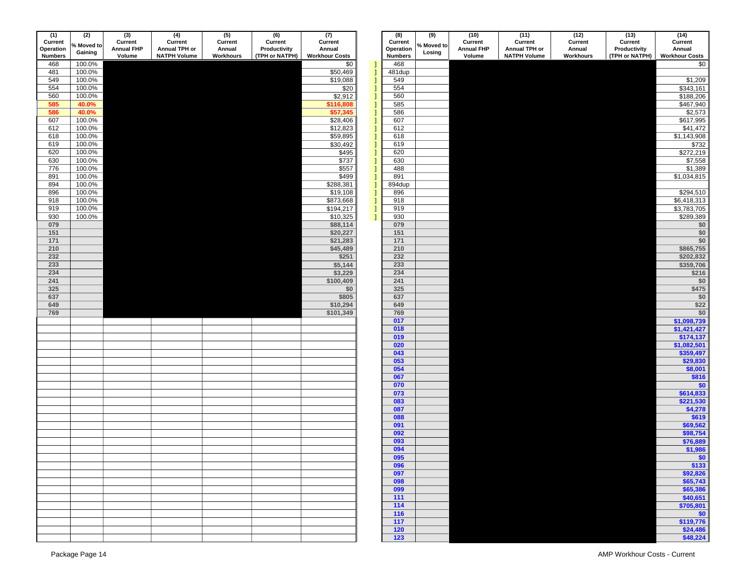| (1) Current Operation Numbers | (2) % Moved to Gaining | (3) Current Annual FHP Volume | (4) Current Annual TPH or NATPH Volume | (5) Current Annual Workhours | (6) Current Productivity (TPH or NATPH) | (7) Current Annual Workhour Costs |
|---|---|---|---|---|---|---|
| 468 | 100.0% | | | | | $0 |
| 481 | 100.0% | | | | | $50,469 |
| 549 | 100.0% | | | | | $19,088 |
| 554 | 100.0% | | | | | $20 |
| 560 | 100.0% | | | | | $2,912 |
| **585** | **40.0%** | | | | | **$116,808** |
| **586** | **40.0%** | | | | | **$57,345** |
| 607 | 100.0% | | | | | $28,406 |
| 612 | 100.0% | | | | | $12,823 |
| 618 | 100.0% | | | | | $59,895 |
| 619 | 100.0% | | | | | $30,492 |
| 620 | 100.0% | | | | | $495 |
| 630 | 100.0% | | | | | $737 |
| 776 | 100.0% | | | | | $557 |
| 891 | 100.0% | | | | | $499 |
| 894 | 100.0% | | | | | $288,381 |
| 896 | 100.0% | | | | | $19,108 |
| 918 | 100.0% | | | | | $873,668 |
| 919 | 100.0% | | | | | $194,217 |
| 930 | 100.0% | | | | | $10,325 |
| **079** | | | | | | **$88,114** |
| **151** | | | | | | **$20,227** |
| **171** | | | | | | **$21,283** |
| **210** | | | | | | **$45,489** |
| **232** | | | | | | **$251** |
| **233** | | | | | | **$5,144** |
| **234** | | | | | | **$3,229** |
| **241** | | | | | | **$100,409** |
| **325** | | | | | | **$0** |
| **637** | | | | | | **$805** |
| **649** | | | | | | **$10,294** |
| **769** | | | | | | **$101,349** |

| (8) Current Operation Numbers | (9) % Moved to Losing | (10) Current Annual FHP Volume | (11) Current Annual TPH or NATPH Volume | (12) Current Annual Workhours | (13) Current Productivity (TPH or NATPH) | (14) Current Annual Workhour Costs |
|---|---|---|---|---|---|---|
| 468 | | | | | | $0 |
| 481dup | | | | | | |
| 549 | | | | | | $1,209 |
| 554 | | | | | | $343,161 |
| 560 | | | | | | $188,206 |
| 585 | | | | | | $467,940 |
| 586 | | | | | | $2,573 |
| 607 | | | | | | $617,995 |
| 612 | | | | | | $41,472 |
| 618 | | | | | | $1,143,908 |
| 619 | | | | | | $732 |
| 620 | | | | | | $272,219 |
| 630 | | | | | | $7,558 |
| 488 | | | | | | $1,389 |
| 891 | | | | | | $1,034,815 |
| 894dup | | | | | | |
| 896 | | | | | | $294,510 |
| 918 | | | | | | $6,418,313 |
| 919 | | | | | | $3,783,705 |
| 930 | | | | | | $289,389 |
| **079** | | | | | | **$0** |
| **151** | | | | | | **$0** |
| **171** | | | | | | **$0** |
| **210** | | | | | | **$865,755** |
| **232** | | | | | | **$202,832** |
| **233** | | | | | | **$359,706** |
| **234** | | | | | | **$216** |
| **241** | | | | | | **$0** |
| **325** | | | | | | **$475** |
| **637** | | | | | | **$0** |
| **649** | | | | | | **$22** |
| **769** | | | | | | **$0** |
| **017** | | | | | | **$1,098,739** |
| **018** | | | | | | **$1,421,427** |
| **019** | | | | | | **$174,137** |
| **020** | | | | | | **$1,082,501** |
| **043** | | | | | | **$359,497** |
| **053** | | | | | | **$29,830** |
| **054** | | | | | | **$8,001** |
| **067** | | | | | | **$816** |
| **070** | | | | | | **$0** |
| **073** | | | | | | **$614,833** |
| **083** | | | | | | **$221,530** |
| **087** | | | | | | **$4,278** |
| **088** | | | | | | **$619** |
| **091** | | | | | | **$69,562** |
| **092** | | | | | | **$98,754** |
| **093** | | | | | | **$76,889** |
| **094** | | | | | | **$1,986** |
| **095** | | | | | | **$0** |
| **096** | | | | | | **$133** |
| **097** | | | | | | **$92,826** |
| **098** | | | | | | **$65,743** |
| **099** | | | | | | **$65,386** |
| **111** | | | | | | **$40,651** |
| **114** | | | | | | **$705,801** |
| **116** | | | | | | **$0** |
| **117** | | | | | | **$119,776** |
| **120** | | | | | | **$24,486** |
| **123** | | | | | | **$48,224** |

AMP Workhour Costs - Current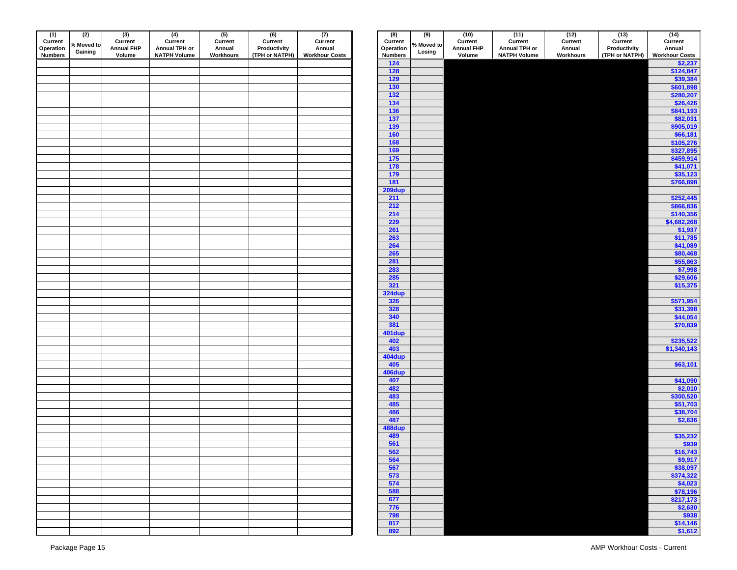| (1) Current Operation Numbers | (2) % Moved to Gaining | (3) Current Annual FHP Volume | (4) Current Annual TPH or NATPH Volume | (5) Current Annual Workhours | (6) Current Productivity (TPH or NATPH) | (7) Current Annual Workhour Costs |
|---|---|---|---|---|---|---|
| | | | | | | |

| (8) Current Operation Numbers | (9) % Moved to Losing | (10) Current Annual FHP Volume | (11) Current Annual TPH or NATPH Volume | (12) Current Annual Workhours | (13) Current Productivity (TPH or NATPH) | (14) Current Annual Workhour Costs |
|---|---|---|---|---|---|---|
| 124 | | | | | | $2,237 |
| 128 | | | | | | $124,847 |
| 129 | | | | | | $39,384 |
| 130 | | | | | | $601,898 |
| 132 | | | | | | $280,207 |
| 134 | | | | | | $26,426 |
| 136 | | | | | | $841,193 |
| 137 | | | | | | $82,031 |
| 139 | | | | | | $905,019 |
| 160 | | | | | | $66,181 |
| 168 | | | | | | $105,276 |
| 169 | | | | | | $327,895 |
| 175 | | | | | | $459,914 |
| 178 | | | | | | $41,071 |
| 179 | | | | | | $35,123 |
| 181 | | | | | | $766,898 |
| 209dup | | | | | | |
| 211 | | | | | | $252,445 |
| 212 | | | | | | $866,836 |
| 214 | | | | | | $140,356 |
| 229 | | | | | | $4,682,268 |
| 261 | | | | | | $1,937 |
| 263 | | | | | | $11,785 |
| 264 | | | | | | $41,089 |
| 265 | | | | | | $80,468 |
| 281 | | | | | | $55,863 |
| 283 | | | | | | $7,998 |
| 285 | | | | | | $29,606 |
| 321 | | | | | | $15,375 |
| 324dup | | | | | | |
| 326 | | | | | | $571,954 |
| 328 | | | | | | $31,398 |
| 340 | | | | | | $44,054 |
| 381 | | | | | | $70,839 |
| 401dup | | | | | | |
| 402 | | | | | | $235,522 |
| 403 | | | | | | $1,340,143 |
| 404dup | | | | | | |
| 405 | | | | | | $63,101 |
| 406dup | | | | | | |
| 407 | | | | | | $41,090 |
| 482 | | | | | | $2,010 |
| 483 | | | | | | $300,520 |
| 485 | | | | | | $51,703 |
| 486 | | | | | | $38,704 |
| 487 | | | | | | $2,636 |
| 488dup | | | | | | |
| 489 | | | | | | $35,232 |
| 561 | | | | | | $939 |
| 562 | | | | | | $16,743 |
| 564 | | | | | | $9,917 |
| 567 | | | | | | $38,097 |
| 573 | | | | | | $374,322 |
| 574 | | | | | | $4,023 |
| 588 | | | | | | $78,196 |
| 677 | | | | | | $217,173 |
| 776 | | | | | | $2,630 |
| 798 | | | | | | $938 |
| 817 | | | | | | $14,146 |
| 892 | | | | | | $1,612 |

Package Page 15

AMP Workhour Costs - Current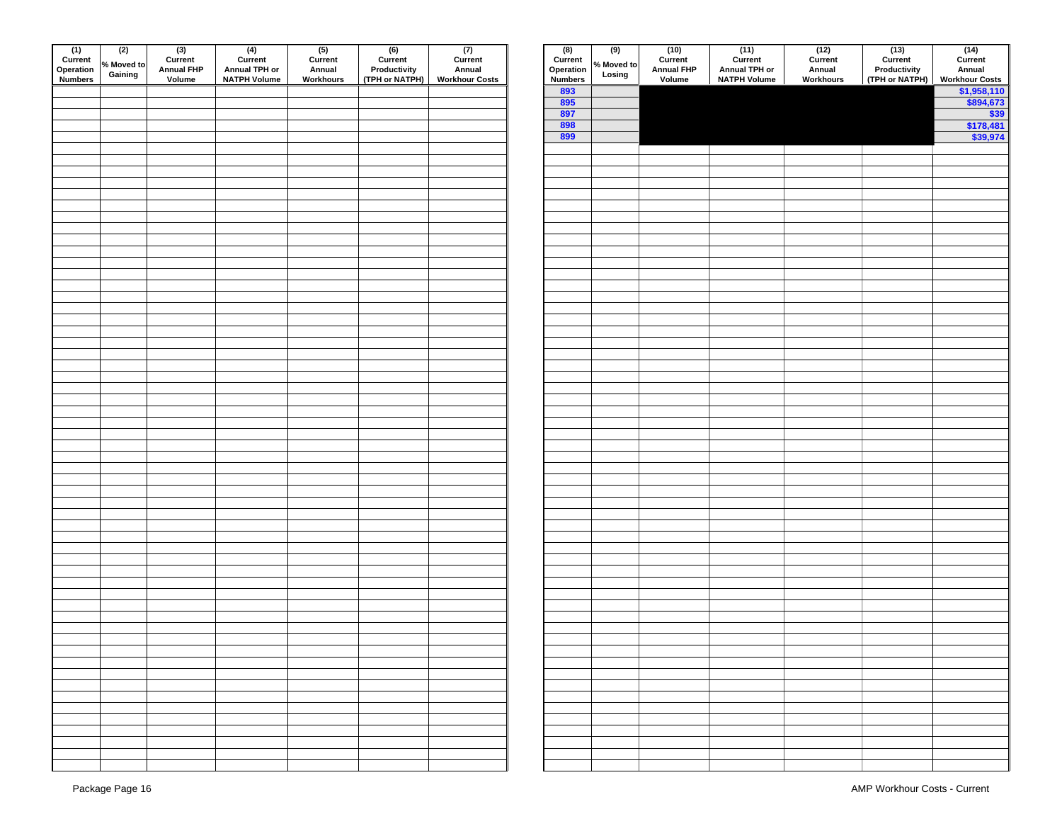| (1) Current Operation Numbers | (2) % Moved to Gaining | (3) Current Annual FHP Volume | (4) Current Annual TPH or NATPH Volume | (5) Current Annual Workhours | (6) Current Productivity (TPH or NATPH) | (7) Current Annual Workhour Costs |
|---|---|---|---|---|---|---|
| | | | | | | |

| (8) Current Operation Numbers | (9) % Moved to Losing | (10) Current Annual FHP Volume | (11) Current Annual TPH or NATPH Volume | (12) Current Annual Workhours | (13) Current Productivity (TPH or NATPH) | (14) Current Annual Workhour Costs |
|---|---|---|---|---|---|---|
| 893 | | | | | | $1,958,110 |
| 895 | | | | | | $894,673 |
| 897 | | | | | | $39 |
| 898 | | | | | | $178,481 |
| 899 | | | | | | $39,974 |

Package Page 16

AMP Workhour Costs - Current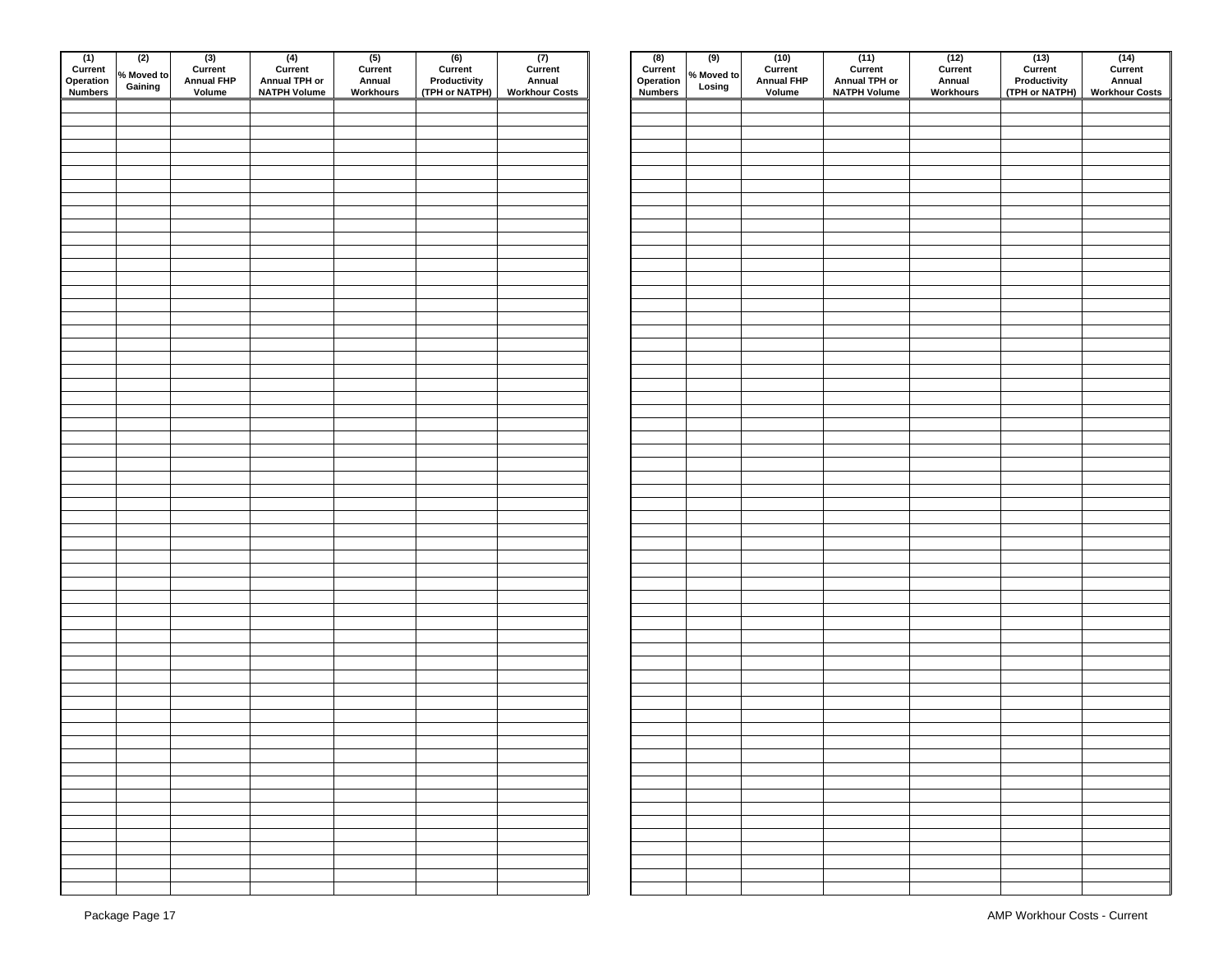| (1) Current Operation Numbers | (2) % Moved to Gaining | (3) Current Annual FHP Volume | (4) Current Annual TPH or NATPH Volume | (5) Current Annual Workhours | (6) Current Productivity (TPH or NATPH) | (7) Current Annual Workhour Costs |
|---|---|---|---|---|---|---|
| | | | | | | |

| (8) Current Operation Numbers | (9) % Moved to Losing | (10) Current Annual FHP Volume | (11) Current Annual TPH or NATPH Volume | (12) Current Annual Workhours | (13) Current Productivity (TPH or NATPH) | (14) Current Annual Workhour Costs |
|---|---|---|---|---|---|---|
| | | | | | | |

AMP Workhour Costs - Current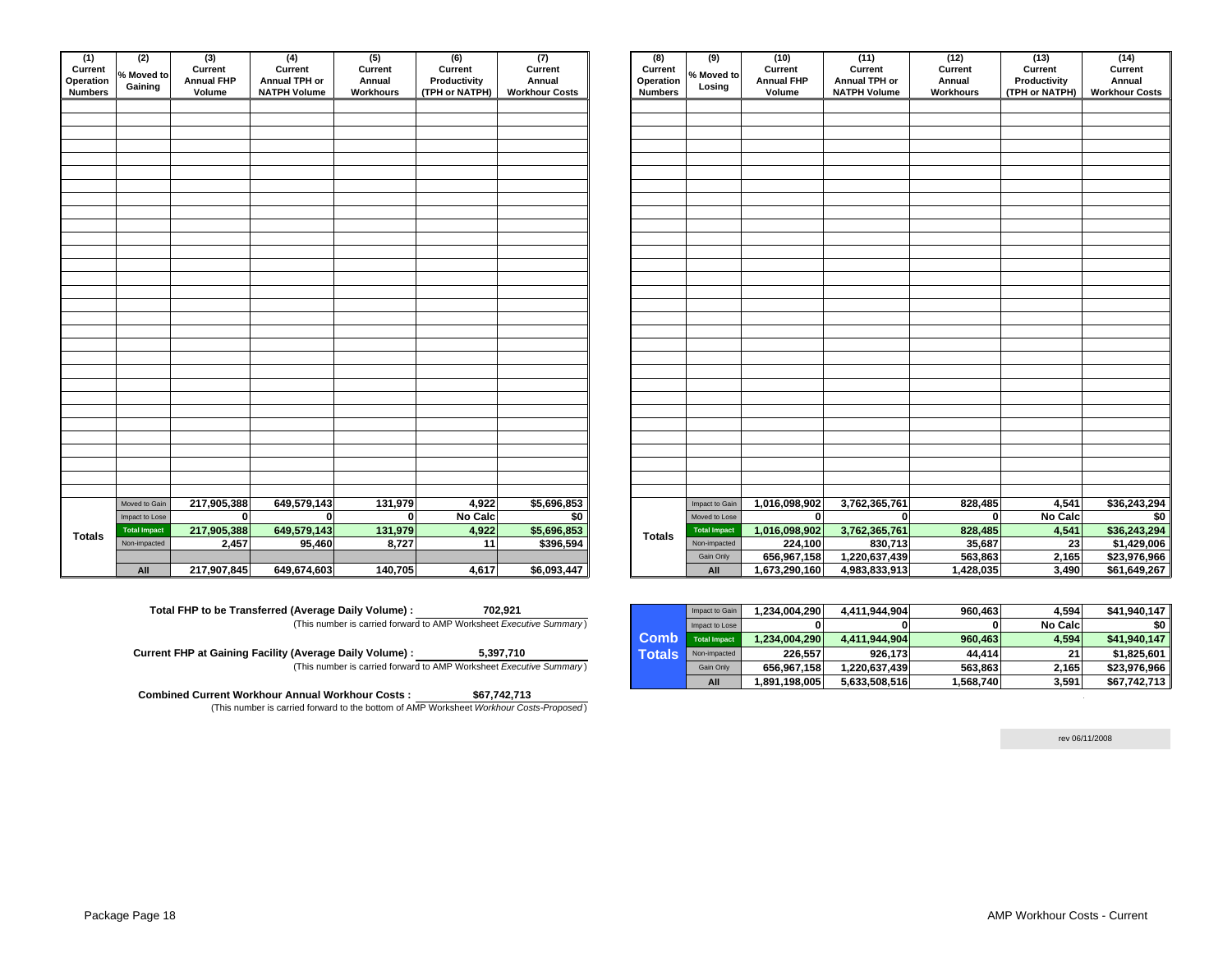| (1) Current Operation Numbers | (2) % Moved to Gaining | (3) Current Annual FHP Volume | (4) Current Annual TPH or NATPH Volume | (5) Current Annual Workhours | (6) Current Productivity (TPH or NATPH) | (7) Current Annual Workhour Costs |
|---|---|---|---|---|---|---|
| Totals | Moved to Gain | 217,905,388 | 649,579,143 | 131,979 | 4,922 | $5,696,853 |
| | Impact to Lose | 0 | 0 | 0 | No Calc | $0 |
| | Total Impact | 217,905,388 | 649,579,143 | 131,979 | 4,922 | $5,696,853 |
| | Non-impacted | 2,457 | 95,460 | 8,727 | 11 | $396,594 |
| | | | | | | |
| | All | 217,907,845 | 649,674,603 | 140,705 | 4,617 | $6,093,447 |

| (8) Current Operation Numbers | (9) % Moved to Losing | (10) Current Annual FHP Volume | (11) Current Annual TPH or NATPH Volume | (12) Current Annual Workhours | (13) Current Productivity (TPH or NATPH) | (14) Current Annual Workhour Costs |
|---|---|---|---|---|---|---|
| Totals | Impact to Gain | 1,016,098,902 | 3,762,365,761 | 828,485 | 4,541 | $36,243,294 |
| | Moved to Lose | 0 | 0 | 0 | No Calc | $0 |
| | Total Impact | 1,016,098,902 | 3,762,365,761 | 828,485 | 4,541 | $36,243,294 |
| | Non-impacted | 224,100 | 830,713 | 35,687 | 23 | $1,429,006 |
| | Gain Only | 656,967,158 | 1,220,637,439 | 563,863 | 2,165 | $23,976,966 |
| | All | 1,673,290,160 | 4,983,833,913 | 1,428,035 | 3,490 | $61,649,267 |

**Total FHP to be Transferred (Average Daily Volume) :** 702,921
(This number is carried forward to AMP Worksheet *Executive Summary*)

**Current FHP at Gaining Facility (Average Daily Volume) :** 5,397,710
(This number is carried forward to AMP Worksheet *Executive Summary*)

**Combined Current Workhour Annual Workhour Costs :** $67,742,713
(This number is carried forward to the bottom of AMP Worksheet *Workhour Costs-Proposed*)

| Comb Totals | | FHP Volume | TPH or NATPH Volume | Workhours | Productivity | Workhour Costs |
|---|---|---|---|---|---|---|
| | Impact to Gain | 1,234,004,290 | 4,411,944,904 | 960,463 | 4,594 | $41,940,147 |
| | Impact to Lose | 0 | 0 | 0 | No Calc | $0 |
| | Total Impact | 1,234,004,290 | 4,411,944,904 | 960,463 | 4,594 | $41,940,147 |
| | Non-impacted | 226,557 | 926,173 | 44,414 | 21 | $1,825,601 |
| | Gain Only | 656,967,158 | 1,220,637,439 | 563,863 | 2,165 | $23,976,966 |
| | All | 1,891,198,005 | 5,633,508,516 | 1,568,740 | 3,591 | $67,742,713 |

rev 06/11/2008

AMP Workhour Costs - Current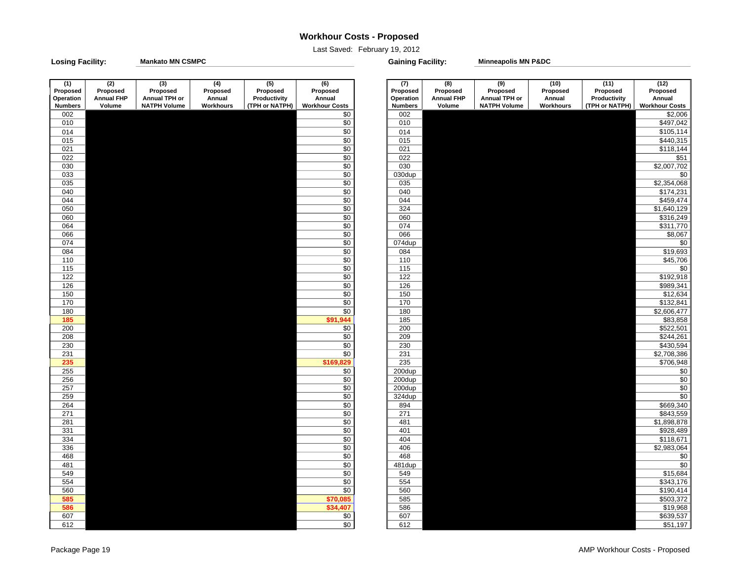# Workhour Costs - Proposed

Last Saved: February 19, 2012

**Losing Facility:** Mankato MN CSMPC

**Gaining Facility:** Minneapolis MN P&DC

| (1) Proposed Operation Numbers | (2) Proposed Annual FHP Volume | (3) Proposed Annual TPH or NATPH Volume | (4) Proposed Annual Workhours | (5) Proposed Productivity (TPH or NATPH) | (6) Proposed Annual Workhour Costs | (7) Proposed Operation Numbers | (8) Proposed Annual FHP Volume | (9) Proposed Annual TPH or NATPH Volume | (10) Proposed Annual Workhours | (11) Proposed Productivity (TPH or NATPH) | (12) Proposed Annual Workhour Costs |
|---|---|---|---|---|---|---|---|---|---|---|---|
| 002 | | | | | $0 | 002 | | | | | $2,006 |
| 010 | | | | | $0 | 010 | | | | | $497,042 |
| 014 | | | | | $0 | 014 | | | | | $105,114 |
| 015 | | | | | $0 | 015 | | | | | $440,315 |
| 021 | | | | | $0 | 021 | | | | | $118,144 |
| 022 | | | | | $0 | 022 | | | | | $51 |
| 030 | | | | | $0 | 030 | | | | | $2,007,702 |
| 033 | | | | | $0 | 030dup | | | | | $0 |
| 035 | | | | | $0 | 035 | | | | | $2,354,068 |
| 040 | | | | | $0 | 040 | | | | | $174,231 |
| 044 | | | | | $0 | 044 | | | | | $459,474 |
| 050 | | | | | $0 | 324 | | | | | $1,640,129 |
| 060 | | | | | $0 | 060 | | | | | $316,249 |
| 064 | | | | | $0 | 074 | | | | | $311,770 |
| 066 | | | | | $0 | 066 | | | | | $8,067 |
| 074 | | | | | $0 | 074dup | | | | | $0 |
| 084 | | | | | $0 | 084 | | | | | $19,693 |
| 110 | | | | | $0 | 110 | | | | | $45,706 |
| 115 | | | | | $0 | 115 | | | | | $0 |
| 122 | | | | | $0 | 122 | | | | | $192,918 |
| 126 | | | | | $0 | 126 | | | | | $989,341 |
| 150 | | | | | $0 | 150 | | | | | $12,634 |
| 170 | | | | | $0 | 170 | | | | | $132,841 |
| 180 | | | | | $0 | 180 | | | | | $2,606,477 |
| 185 | | | | | $91,944 | 185 | | | | | $83,858 |
| 200 | | | | | $0 | 200 | | | | | $522,501 |
| 208 | | | | | $0 | 209 | | | | | $244,261 |
| 230 | | | | | $0 | 230 | | | | | $430,594 |
| 231 | | | | | $0 | 231 | | | | | $2,708,386 |
| 235 | | | | | $169,829 | 235 | | | | | $706,948 |
| 255 | | | | | $0 | 200dup | | | | | $0 |
| 256 | | | | | $0 | 200dup | | | | | $0 |
| 257 | | | | | $0 | 200dup | | | | | $0 |
| 259 | | | | | $0 | 324dup | | | | | $0 |
| 264 | | | | | $0 | 894 | | | | | $669,340 |
| 271 | | | | | $0 | 271 | | | | | $843,559 |
| 281 | | | | | $0 | 481 | | | | | $1,898,878 |
| 331 | | | | | $0 | 401 | | | | | $928,489 |
| 334 | | | | | $0 | 404 | | | | | $118,671 |
| 336 | | | | | $0 | 406 | | | | | $2,983,064 |
| 468 | | | | | $0 | 468 | | | | | $0 |
| 481 | | | | | $0 | 481dup | | | | | $0 |
| 549 | | | | | $0 | 549 | | | | | $15,684 |
| 554 | | | | | $0 | 554 | | | | | $343,176 |
| 560 | | | | | $0 | 560 | | | | | $190,414 |
| 585 | | | | | $70,085 | 585 | | | | | $503,372 |
| 586 | | | | | $34,407 | 586 | | | | | $19,968 |
| 607 | | | | | $0 | 607 | | | | | $639,537 |
| 612 | | | | | $0 | 612 | | | | | $51,197 |

Package Page 19

AMP Workhour Costs - Proposed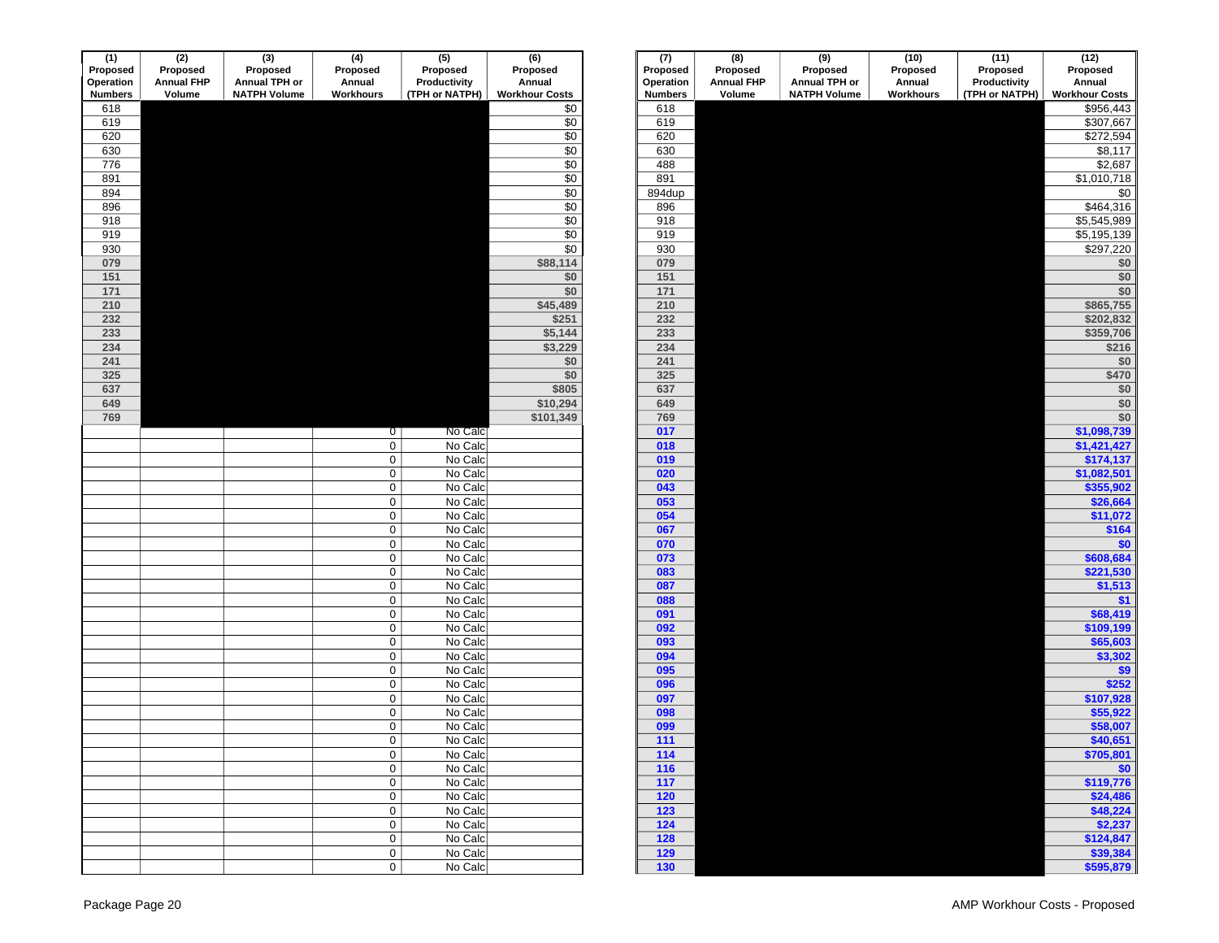| (1) Proposed Operation Numbers | (2) Proposed Annual FHP Volume | (3) Proposed Annual TPH or NATPH Volume | (4) Proposed Annual Workhours | (5) Proposed Productivity (TPH or NATPH) | (6) Proposed Annual Workhour Costs |
|---|---|---|---|---|---|
| 618 | | | | | $0 |
| 619 | | | | | $0 |
| 620 | | | | | $0 |
| 630 | | | | | $0 |
| 776 | | | | | $0 |
| 891 | | | | | $0 |
| 894 | | | | | $0 |
| 896 | | | | | $0 |
| 918 | | | | | $0 |
| 919 | | | | | $0 |
| 930 | | | | | $0 |
| 079 | | | | | $88,114 |
| 151 | | | | | $0 |
| 171 | | | | | $0 |
| 210 | | | | | $45,489 |
| 232 | | | | | $251 |
| 233 | | | | | $5,144 |
| 234 | | | | | $3,229 |
| 241 | | | | | $0 |
| 325 | | | | | $0 |
| 637 | | | | | $805 |
| 649 | | | | | $10,294 |
| 769 | | | | | $101,349 |
| | | | 0 | No Calc | |
| | | | 0 | No Calc | |
| | | | 0 | No Calc | |
| | | | 0 | No Calc | |
| | | | 0 | No Calc | |
| | | | 0 | No Calc | |
| | | | 0 | No Calc | |
| | | | 0 | No Calc | |
| | | | 0 | No Calc | |
| | | | 0 | No Calc | |
| | | | 0 | No Calc | |
| | | | 0 | No Calc | |
| | | | 0 | No Calc | |
| | | | 0 | No Calc | |
| | | | 0 | No Calc | |
| | | | 0 | No Calc | |
| | | | 0 | No Calc | |
| | | | 0 | No Calc | |
| | | | 0 | No Calc | |
| | | | 0 | No Calc | |
| | | | 0 | No Calc | |
| | | | 0 | No Calc | |
| | | | 0 | No Calc | |
| | | | 0 | No Calc | |
| | | | 0 | No Calc | |
| | | | 0 | No Calc | |
| | | | 0 | No Calc | |
| | | | 0 | No Calc | |
| | | | 0 | No Calc | |
| | | | 0 | No Calc | |
| | | | 0 | No Calc | |

| (7) Proposed Operation Numbers | (8) Proposed Annual FHP Volume | (9) Proposed Annual TPH or NATPH Volume | (10) Proposed Annual Workhours | (11) Proposed Productivity (TPH or NATPH) | (12) Proposed Annual Workhour Costs |
|---|---|---|---|---|---|
| 618 | | | | | $956,443 |
| 619 | | | | | $307,667 |
| 620 | | | | | $272,594 |
| 630 | | | | | $8,117 |
| 488 | | | | | $2,687 |
| 891 | | | | | $1,010,718 |
| 894dup | | | | | $0 |
| 896 | | | | | $464,316 |
| 918 | | | | | $5,545,989 |
| 919 | | | | | $5,195,139 |
| 930 | | | | | $297,220 |
| 079 | | | | | $0 |
| 151 | | | | | $0 |
| 171 | | | | | $0 |
| 210 | | | | | $865,755 |
| 232 | | | | | $202,832 |
| 233 | | | | | $359,706 |
| 234 | | | | | $216 |
| 241 | | | | | $0 |
| 325 | | | | | $470 |
| 637 | | | | | $0 |
| 649 | | | | | $0 |
| 769 | | | | | $0 |
| 017 | | | | | $1,098,739 |
| 018 | | | | | $1,421,427 |
| 019 | | | | | $174,137 |
| 020 | | | | | $1,082,501 |
| 043 | | | | | $355,902 |
| 053 | | | | | $26,664 |
| 054 | | | | | $11,072 |
| 067 | | | | | $164 |
| 070 | | | | | $0 |
| 073 | | | | | $608,684 |
| 083 | | | | | $221,530 |
| 087 | | | | | $1,513 |
| 088 | | | | | $1 |
| 091 | | | | | $68,419 |
| 092 | | | | | $109,199 |
| 093 | | | | | $65,603 |
| 094 | | | | | $3,302 |
| 095 | | | | | $9 |
| 096 | | | | | $252 |
| 097 | | | | | $107,928 |
| 098 | | | | | $55,922 |
| 099 | | | | | $58,007 |
| 111 | | | | | $40,651 |
| 114 | | | | | $705,801 |
| 116 | | | | | $0 |
| 117 | | | | | $119,776 |
| 120 | | | | | $24,486 |
| 123 | | | | | $48,224 |
| 124 | | | | | $2,237 |
| 128 | | | | | $124,847 |
| 129 | | | | | $39,384 |
| 130 | | | | | $595,879 |

AMP Workhour Costs - Proposed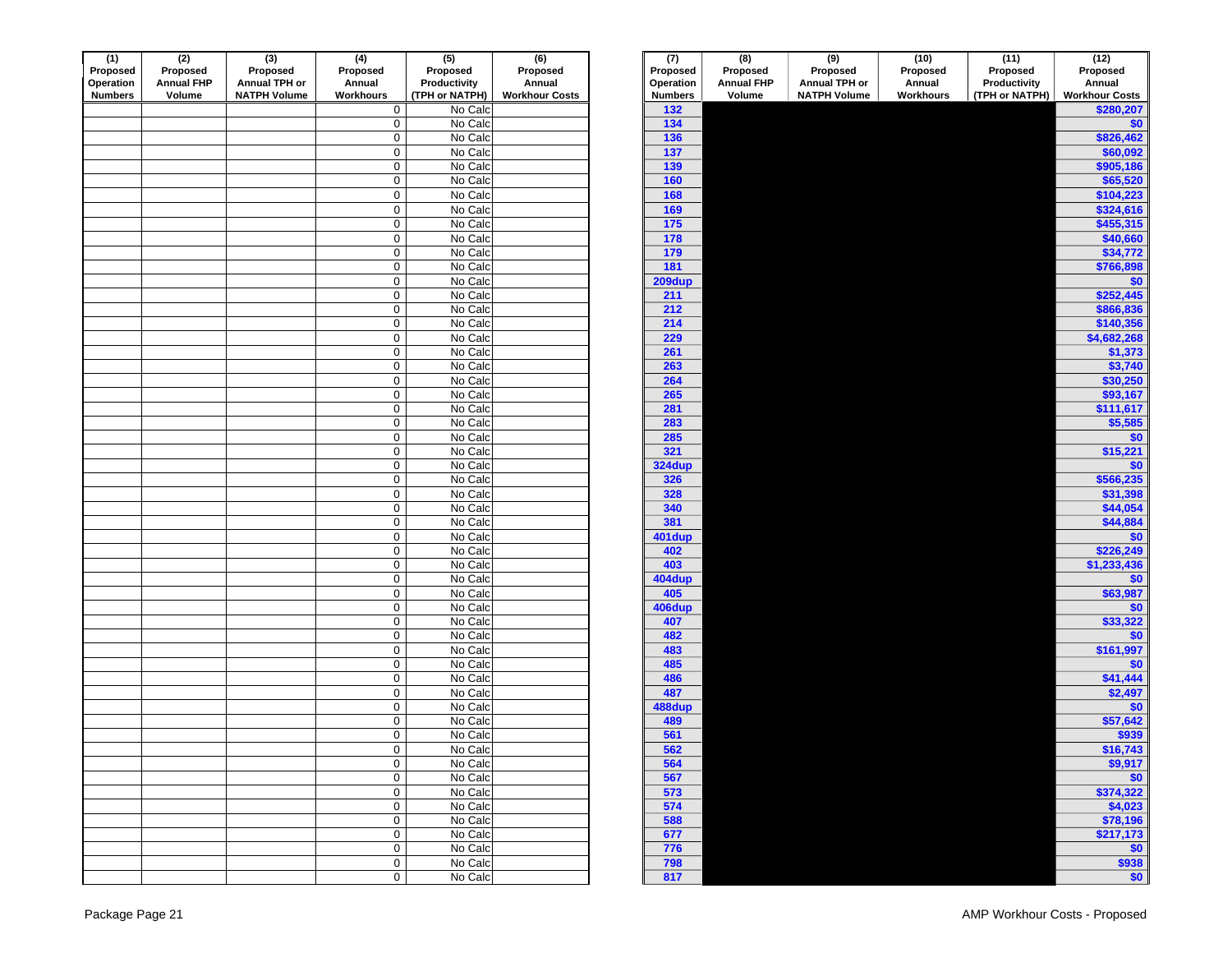| (1) Proposed Operation Numbers | (2) Proposed Annual FHP Volume | (3) Proposed Annual TPH or NATPH Volume | (4) Proposed Annual Workhours | (5) Proposed Productivity (TPH or NATPH) | (6) Proposed Annual Workhour Costs |
|---|---|---|---|---|---|
| | | | 0 | No Calc | |
| | | | 0 | No Calc | |
| | | | 0 | No Calc | |
| | | | 0 | No Calc | |
| | | | 0 | No Calc | |
| | | | 0 | No Calc | |
| | | | 0 | No Calc | |
| | | | 0 | No Calc | |
| | | | 0 | No Calc | |
| | | | 0 | No Calc | |
| | | | 0 | No Calc | |
| | | | 0 | No Calc | |
| | | | 0 | No Calc | |
| | | | 0 | No Calc | |
| | | | 0 | No Calc | |
| | | | 0 | No Calc | |
| | | | 0 | No Calc | |
| | | | 0 | No Calc | |
| | | | 0 | No Calc | |
| | | | 0 | No Calc | |
| | | | 0 | No Calc | |
| | | | 0 | No Calc | |
| | | | 0 | No Calc | |
| | | | 0 | No Calc | |
| | | | 0 | No Calc | |
| | | | 0 | No Calc | |
| | | | 0 | No Calc | |
| | | | 0 | No Calc | |
| | | | 0 | No Calc | |
| | | | 0 | No Calc | |
| | | | 0 | No Calc | |
| | | | 0 | No Calc | |
| | | | 0 | No Calc | |
| | | | 0 | No Calc | |
| | | | 0 | No Calc | |
| | | | 0 | No Calc | |
| | | | 0 | No Calc | |
| | | | 0 | No Calc | |
| | | | 0 | No Calc | |
| | | | 0 | No Calc | |
| | | | 0 | No Calc | |
| | | | 0 | No Calc | |
| | | | 0 | No Calc | |
| | | | 0 | No Calc | |
| | | | 0 | No Calc | |
| | | | 0 | No Calc | |
| | | | 0 | No Calc | |
| | | | 0 | No Calc | |
| | | | 0 | No Calc | |
| | | | 0 | No Calc | |
| | | | 0 | No Calc | |
| | | | 0 | No Calc | |
| | | | 0 | No Calc | |
| | | | 0 | No Calc | |
| | | | 0 | No Calc | |
| | | | 0 | No Calc | |
| | | | 0 | No Calc | |
| | | | 0 | No Calc | |

| (7) Proposed Operation Numbers | (8) Proposed Annual FHP Volume | (9) Proposed Annual TPH or NATPH Volume | (10) Proposed Annual Workhours | (11) Proposed Productivity (TPH or NATPH) | (12) Proposed Annual Workhour Costs |
|---|---|---|---|---|---|
| 132 | | | | | $280,207 |
| 134 | | | | | $0 |
| 136 | | | | | $826,462 |
| 137 | | | | | $60,092 |
| 139 | | | | | $905,186 |
| 160 | | | | | $65,520 |
| 168 | | | | | $104,223 |
| 169 | | | | | $324,616 |
| 175 | | | | | $455,315 |
| 178 | | | | | $40,660 |
| 179 | | | | | $34,772 |
| 181 | | | | | $766,898 |
| 209dup | | | | | $0 |
| 211 | | | | | $252,445 |
| 212 | | | | | $866,836 |
| 214 | | | | | $140,356 |
| 229 | | | | | $4,682,268 |
| 261 | | | | | $1,373 |
| 263 | | | | | $3,740 |
| 264 | | | | | $30,250 |
| 265 | | | | | $93,167 |
| 281 | | | | | $111,617 |
| 283 | | | | | $5,585 |
| 285 | | | | | $0 |
| 321 | | | | | $15,221 |
| 324dup | | | | | $0 |
| 326 | | | | | $566,235 |
| 328 | | | | | $31,398 |
| 340 | | | | | $44,054 |
| 381 | | | | | $44,884 |
| 401dup | | | | | $0 |
| 402 | | | | | $226,249 |
| 403 | | | | | $1,233,436 |
| 404dup | | | | | $0 |
| 405 | | | | | $63,987 |
| 406dup | | | | | $0 |
| 407 | | | | | $33,322 |
| 482 | | | | | $0 |
| 483 | | | | | $161,997 |
| 485 | | | | | $0 |
| 486 | | | | | $41,444 |
| 487 | | | | | $2,497 |
| 488dup | | | | | $0 |
| 489 | | | | | $57,642 |
| 561 | | | | | $939 |
| 562 | | | | | $16,743 |
| 564 | | | | | $9,917 |
| 567 | | | | | $0 |
| 573 | | | | | $374,322 |
| 574 | | | | | $4,023 |
| 588 | | | | | $78,196 |
| 677 | | | | | $217,173 |
| 776 | | | | | $0 |
| 798 | | | | | $938 |
| 817 | | | | | $0 |

AMP Workhour Costs - Proposed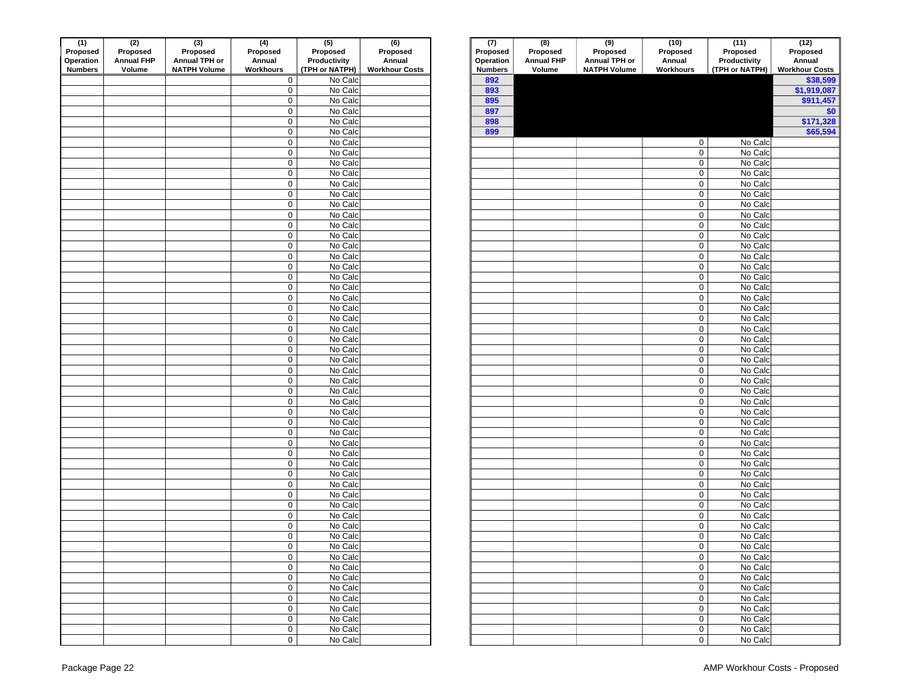| (1) Proposed Operation Numbers | (2) Proposed Annual FHP Volume | (3) Proposed Annual TPH or NATPH Volume | (4) Proposed Annual Workhours | (5) Proposed Productivity (TPH or NATPH) | (6) Proposed Annual Workhour Costs |
|---|---|---|---|---|---|
| | | | 0 | No Calc | |
| | | | 0 | No Calc | |
| | | | 0 | No Calc | |
| | | | 0 | No Calc | |
| | | | 0 | No Calc | |
| | | | 0 | No Calc | |
| | | | 0 | No Calc | |
| | | | 0 | No Calc | |
| | | | 0 | No Calc | |
| | | | 0 | No Calc | |
| | | | 0 | No Calc | |
| | | | 0 | No Calc | |
| | | | 0 | No Calc | |
| | | | 0 | No Calc | |
| | | | 0 | No Calc | |
| | | | 0 | No Calc | |
| | | | 0 | No Calc | |
| | | | 0 | No Calc | |
| | | | 0 | No Calc | |
| | | | 0 | No Calc | |
| | | | 0 | No Calc | |
| | | | 0 | No Calc | |
| | | | 0 | No Calc | |
| | | | 0 | No Calc | |
| | | | 0 | No Calc | |
| | | | 0 | No Calc | |
| | | | 0 | No Calc | |
| | | | 0 | No Calc | |
| | | | 0 | No Calc | |
| | | | 0 | No Calc | |
| | | | 0 | No Calc | |
| | | | 0 | No Calc | |
| | | | 0 | No Calc | |
| | | | 0 | No Calc | |
| | | | 0 | No Calc | |
| | | | 0 | No Calc | |
| | | | 0 | No Calc | |
| | | | 0 | No Calc | |
| | | | 0 | No Calc | |
| | | | 0 | No Calc | |
| | | | 0 | No Calc | |
| | | | 0 | No Calc | |
| | | | 0 | No Calc | |
| | | | 0 | No Calc | |
| | | | 0 | No Calc | |
| | | | 0 | No Calc | |
| | | | 0 | No Calc | |
| | | | 0 | No Calc | |
| | | | 0 | No Calc | |
| | | | 0 | No Calc | |
| | | | 0 | No Calc | |
| | | | 0 | No Calc | |
| | | | 0 | No Calc | |
| | | | 0 | No Calc | |
| | | | 0 | No Calc | |
| | | | 0 | No Calc | |
| | | | 0 | No Calc | |

| (7) Proposed Operation Numbers | (8) Proposed Annual FHP Volume | (9) Proposed Annual TPH or NATPH Volume | (10) Proposed Annual Workhours | (11) Proposed Productivity (TPH or NATPH) | (12) Proposed Annual Workhour Costs |
|---|---|---|---|---|---|
| 892 | | | | | $38,599 |
| 893 | | | | | $1,919,087 |
| 895 | | | | | $911,457 |
| 897 | | | | | $0 |
| 898 | | | | | $171,328 |
| 899 | | | | | $65,594 |
| | | | 0 | No Calc | |
| | | | 0 | No Calc | |
| | | | 0 | No Calc | |
| | | | 0 | No Calc | |
| | | | 0 | No Calc | |
| | | | 0 | No Calc | |
| | | | 0 | No Calc | |
| | | | 0 | No Calc | |
| | | | 0 | No Calc | |
| | | | 0 | No Calc | |
| | | | 0 | No Calc | |
| | | | 0 | No Calc | |
| | | | 0 | No Calc | |
| | | | 0 | No Calc | |
| | | | 0 | No Calc | |
| | | | 0 | No Calc | |
| | | | 0 | No Calc | |
| | | | 0 | No Calc | |
| | | | 0 | No Calc | |
| | | | 0 | No Calc | |
| | | | 0 | No Calc | |
| | | | 0 | No Calc | |
| | | | 0 | No Calc | |
| | | | 0 | No Calc | |
| | | | 0 | No Calc | |
| | | | 0 | No Calc | |
| | | | 0 | No Calc | |
| | | | 0 | No Calc | |
| | | | 0 | No Calc | |
| | | | 0 | No Calc | |
| | | | 0 | No Calc | |
| | | | 0 | No Calc | |
| | | | 0 | No Calc | |
| | | | 0 | No Calc | |
| | | | 0 | No Calc | |
| | | | 0 | No Calc | |
| | | | 0 | No Calc | |
| | | | 0 | No Calc | |
| | | | 0 | No Calc | |
| | | | 0 | No Calc | |
| | | | 0 | No Calc | |
| | | | 0 | No Calc | |
| | | | 0 | No Calc | |
| | | | 0 | No Calc | |
| | | | 0 | No Calc | |
| | | | 0 | No Calc | |
| | | | 0 | No Calc | |
| | | | 0 | No Calc | |
| | | | 0 | No Calc | |

Package Page 22

AMP Workhour Costs - Proposed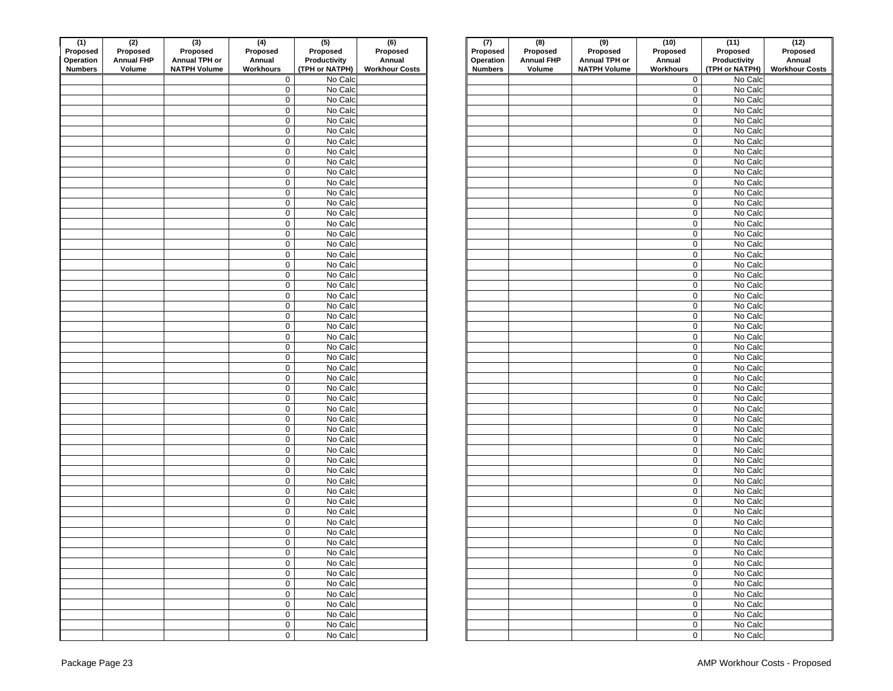| (1) Proposed Operation Numbers | (2) Proposed Annual FHP Volume | (3) Proposed Annual TPH or NATPH Volume | (4) Proposed Annual Workhours | (5) Proposed Productivity (TPH or NATPH) | (6) Proposed Annual Workhour Costs |
|---|---|---|---|---|---|
| | | | 0 | No Calc | |
| | | | 0 | No Calc | |
| | | | 0 | No Calc | |
| | | | 0 | No Calc | |
| | | | 0 | No Calc | |
| | | | 0 | No Calc | |
| | | | 0 | No Calc | |
| | | | 0 | No Calc | |
| | | | 0 | No Calc | |
| | | | 0 | No Calc | |
| | | | 0 | No Calc | |
| | | | 0 | No Calc | |
| | | | 0 | No Calc | |
| | | | 0 | No Calc | |
| | | | 0 | No Calc | |
| | | | 0 | No Calc | |
| | | | 0 | No Calc | |
| | | | 0 | No Calc | |
| | | | 0 | No Calc | |
| | | | 0 | No Calc | |
| | | | 0 | No Calc | |
| | | | 0 | No Calc | |
| | | | 0 | No Calc | |
| | | | 0 | No Calc | |
| | | | 0 | No Calc | |
| | | | 0 | No Calc | |
| | | | 0 | No Calc | |
| | | | 0 | No Calc | |
| | | | 0 | No Calc | |
| | | | 0 | No Calc | |
| | | | 0 | No Calc | |
| | | | 0 | No Calc | |
| | | | 0 | No Calc | |
| | | | 0 | No Calc | |
| | | | 0 | No Calc | |
| | | | 0 | No Calc | |
| | | | 0 | No Calc | |
| | | | 0 | No Calc | |
| | | | 0 | No Calc | |
| | | | 0 | No Calc | |
| | | | 0 | No Calc | |
| | | | 0 | No Calc | |
| | | | 0 | No Calc | |
| | | | 0 | No Calc | |
| | | | 0 | No Calc | |
| | | | 0 | No Calc | |
| | | | 0 | No Calc | |
| | | | 0 | No Calc | |
| | | | 0 | No Calc | |
| | | | 0 | No Calc | |
| | | | 0 | No Calc | |
| | | | 0 | No Calc | |
| | | | 0 | No Calc | |
| | | | 0 | No Calc | |
| | | | 0 | No Calc | |

| (7) Proposed Operation Numbers | (8) Proposed Annual FHP Volume | (9) Proposed Annual TPH or NATPH Volume | (10) Proposed Annual Workhours | (11) Proposed Productivity (TPH or NATPH) | (12) Proposed Annual Workhour Costs |
|---|---|---|---|---|---|
| | | | 0 | No Calc | |
| | | | 0 | No Calc | |
| | | | 0 | No Calc | |
| | | | 0 | No Calc | |
| | | | 0 | No Calc | |
| | | | 0 | No Calc | |
| | | | 0 | No Calc | |
| | | | 0 | No Calc | |
| | | | 0 | No Calc | |
| | | | 0 | No Calc | |
| | | | 0 | No Calc | |
| | | | 0 | No Calc | |
| | | | 0 | No Calc | |
| | | | 0 | No Calc | |
| | | | 0 | No Calc | |
| | | | 0 | No Calc | |
| | | | 0 | No Calc | |
| | | | 0 | No Calc | |
| | | | 0 | No Calc | |
| | | | 0 | No Calc | |
| | | | 0 | No Calc | |
| | | | 0 | No Calc | |
| | | | 0 | No Calc | |
| | | | 0 | No Calc | |
| | | | 0 | No Calc | |
| | | | 0 | No Calc | |
| | | | 0 | No Calc | |
| | | | 0 | No Calc | |
| | | | 0 | No Calc | |
| | | | 0 | No Calc | |
| | | | 0 | No Calc | |
| | | | 0 | No Calc | |
| | | | 0 | No Calc | |
| | | | 0 | No Calc | |
| | | | 0 | No Calc | |
| | | | 0 | No Calc | |
| | | | 0 | No Calc | |
| | | | 0 | No Calc | |
| | | | 0 | No Calc | |
| | | | 0 | No Calc | |
| | | | 0 | No Calc | |
| | | | 0 | No Calc | |
| | | | 0 | No Calc | |
| | | | 0 | No Calc | |
| | | | 0 | No Calc | |
| | | | 0 | No Calc | |
| | | | 0 | No Calc | |
| | | | 0 | No Calc | |
| | | | 0 | No Calc | |
| | | | 0 | No Calc | |
| | | | 0 | No Calc | |
| | | | 0 | No Calc | |
| | | | 0 | No Calc | |
| | | | 0 | No Calc | |
| | | | 0 | No Calc | |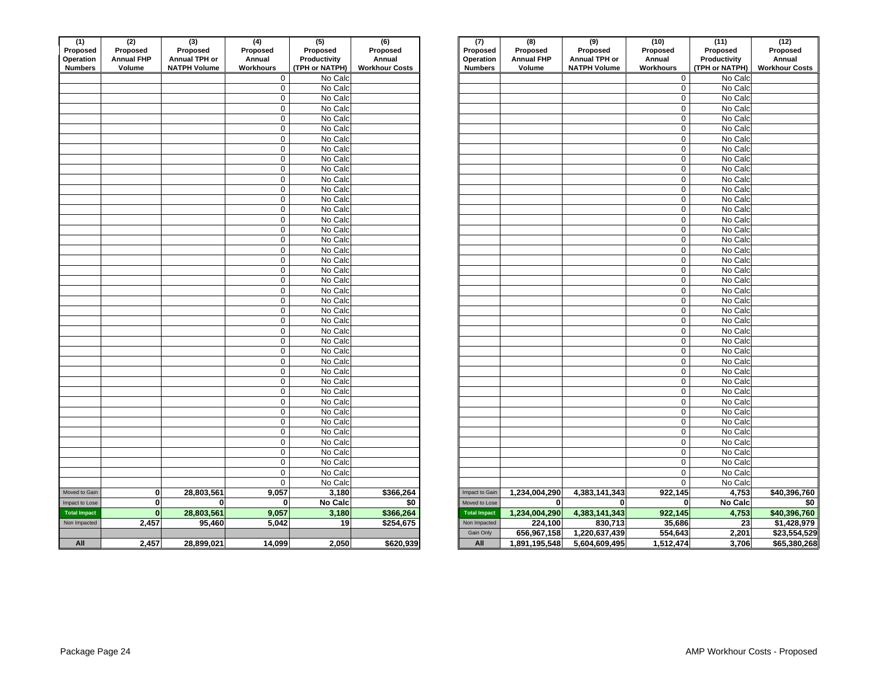| (1) Proposed Operation Numbers | (2) Proposed Annual FHP Volume | (3) Proposed Annual TPH or NATPH Volume | (4) Proposed Annual Workhours | (5) Proposed Productivity (TPH or NATPH) | (6) Proposed Annual Workhour Costs |
|---|---|---|---|---|---|
| | | | 0 | No Calc | |
| | | | 0 | No Calc | |
| | | | 0 | No Calc | |
| | | | 0 | No Calc | |
| | | | 0 | No Calc | |
| | | | 0 | No Calc | |
| | | | 0 | No Calc | |
| | | | 0 | No Calc | |
| | | | 0 | No Calc | |
| | | | 0 | No Calc | |
| | | | 0 | No Calc | |
| | | | 0 | No Calc | |
| | | | 0 | No Calc | |
| | | | 0 | No Calc | |
| | | | 0 | No Calc | |
| | | | 0 | No Calc | |
| | | | 0 | No Calc | |
| | | | 0 | No Calc | |
| | | | 0 | No Calc | |
| | | | 0 | No Calc | |
| | | | 0 | No Calc | |
| | | | 0 | No Calc | |
| | | | 0 | No Calc | |
| | | | 0 | No Calc | |
| | | | 0 | No Calc | |
| | | | 0 | No Calc | |
| | | | 0 | No Calc | |
| | | | 0 | No Calc | |
| | | | 0 | No Calc | |
| | | | 0 | No Calc | |
| | | | 0 | No Calc | |
| | | | 0 | No Calc | |
| | | | 0 | No Calc | |
| | | | 0 | No Calc | |
| | | | 0 | No Calc | |
| | | | 0 | No Calc | |
| | | | 0 | No Calc | |
| | | | 0 | No Calc | |
| | | | 0 | No Calc | |
| | | | 0 | No Calc | |
| | | | 0 | No Calc | |
| Moved to Gain | 0 | 28,803,561 | 9,057 | 3,180 | $366,264 |
| Impact to Lose | 0 | 0 | 0 | No Calc | $0 |
| Total Impact | 0 | 28,803,561 | 9,057 | 3,180 | $366,264 |
| Non Impacted | 2,457 | 95,460 | 5,042 | 19 | $254,675 |
| | | | | | |
| All | 2,457 | 28,899,021 | 14,099 | 2,050 | $620,939 |

| (7) Proposed Operation Numbers | (8) Proposed Annual FHP Volume | (9) Proposed Annual TPH or NATPH Volume | (10) Proposed Annual Workhours | (11) Proposed Productivity (TPH or NATPH) | (12) Proposed Annual Workhour Costs |
|---|---|---|---|---|---|
| | | | 0 | No Calc | |
| | | | 0 | No Calc | |
| | | | 0 | No Calc | |
| | | | 0 | No Calc | |
| | | | 0 | No Calc | |
| | | | 0 | No Calc | |
| | | | 0 | No Calc | |
| | | | 0 | No Calc | |
| | | | 0 | No Calc | |
| | | | 0 | No Calc | |
| | | | 0 | No Calc | |
| | | | 0 | No Calc | |
| | | | 0 | No Calc | |
| | | | 0 | No Calc | |
| | | | 0 | No Calc | |
| | | | 0 | No Calc | |
| | | | 0 | No Calc | |
| | | | 0 | No Calc | |
| | | | 0 | No Calc | |
| | | | 0 | No Calc | |
| | | | 0 | No Calc | |
| | | | 0 | No Calc | |
| | | | 0 | No Calc | |
| | | | 0 | No Calc | |
| | | | 0 | No Calc | |
| | | | 0 | No Calc | |
| | | | 0 | No Calc | |
| | | | 0 | No Calc | |
| | | | 0 | No Calc | |
| | | | 0 | No Calc | |
| | | | 0 | No Calc | |
| | | | 0 | No Calc | |
| | | | 0 | No Calc | |
| | | | 0 | No Calc | |
| | | | 0 | No Calc | |
| | | | 0 | No Calc | |
| | | | 0 | No Calc | |
| | | | 0 | No Calc | |
| | | | 0 | No Calc | |
| | | | 0 | No Calc | |
| | | | 0 | No Calc | |
| Impact to Gain | 1,234,004,290 | 4,383,141,343 | 922,145 | 4,753 | $40,396,760 |
| Moved to Lose | 0 | 0 | 0 | No Calc | $0 |
| Total Impact | 1,234,004,290 | 4,383,141,343 | 922,145 | 4,753 | $40,396,760 |
| Non Impacted | 224,100 | 830,713 | 35,686 | 23 | $1,428,979 |
| Gain Only | 656,967,158 | 1,220,637,439 | 554,643 | 2,201 | $23,554,529 |
| All | 1,891,195,548 | 5,604,609,495 | 1,512,474 | 3,706 | $65,380,268 |

AMP Workhour Costs - Proposed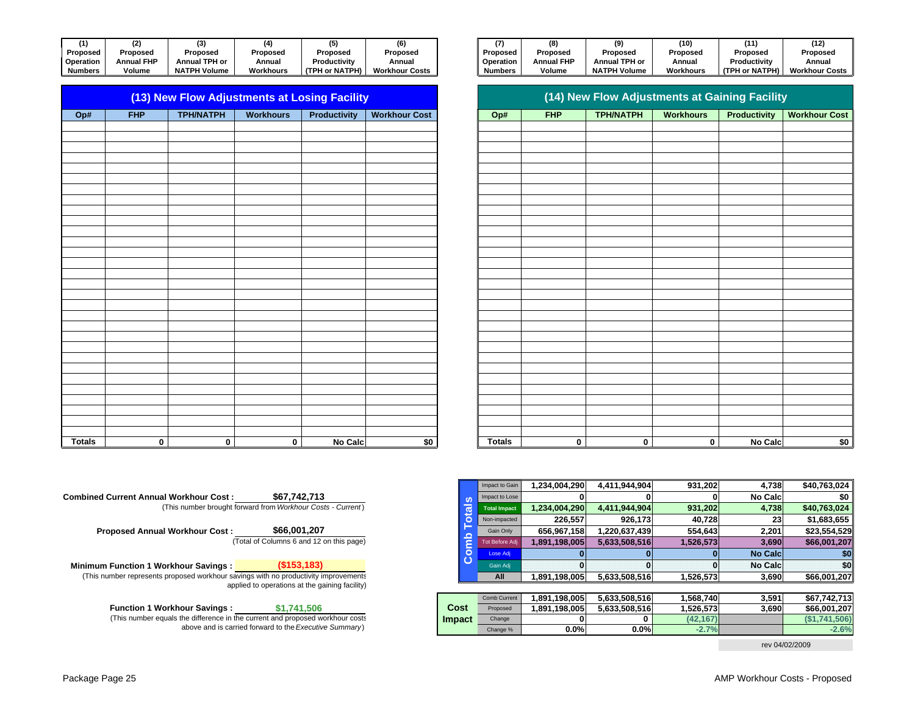| (1) Proposed Operation Numbers | (2) Proposed Annual FHP Volume | (3) Proposed Annual TPH or NATPH Volume | (4) Proposed Annual Workhours | (5) Proposed Productivity (TPH or NATPH) | (6) Proposed Annual Workhour Costs |
|---|---|---|---|---|---|

| (7) Proposed Operation Numbers | (8) Proposed Annual FHP Volume | (9) Proposed Annual TPH or NATPH Volume | (10) Proposed Annual Workhours | (11) Proposed Productivity (TPH or NATPH) | (12) Proposed Annual Workhour Costs |
|---|---|---|---|---|---|

## (13) New Flow Adjustments at Losing Facility

| Op# | FHP | TPH/NATPH | Workhours | Productivity | Workhour Cost |
|---|---|---|---|---|---|
| Totals | 0 | 0 | 0 | No Calc | $0 |

## (14) New Flow Adjustments at Gaining Facility

| Op# | FHP | TPH/NATPH | Workhours | Productivity | Workhour Cost |
|---|---|---|---|---|---|
| Totals | 0 | 0 | 0 | No Calc | $0 |

**Combined Current Annual Workhour Cost :** $67,742,713
(This number brought forward from *Workhour Costs - Current*)

**Proposed Annual Workhour Cost :** $66,001,207
(Total of Columns 6 and 12 on this page)

**Minimum Function 1 Workhour Savings :** ($153,183)
(This number represents proposed workhour savings with no productivity improvements applied to operations at the gaining facility)

**Function 1 Workhour Savings :** $1,741,506
(This number equals the difference in the current and proposed workhour costs above and is carried forward to the *Executive Summary*)

| | | | | | | |
|---|---|---|---|---|---|---|
| **Comb Totals** | Impact to Gain | 1,234,004,290 | 4,411,944,904 | 931,202 | 4,738 | $40,763,024 |
| | Impact to Lose | 0 | 0 | 0 | No Calc | $0 |
| | Total Impact | 1,234,004,290 | 4,411,944,904 | 931,202 | 4,738 | $40,763,024 |
| | Non-impacted | 226,557 | 926,173 | 40,728 | 23 | $1,683,655 |
| | Gain Only | 656,967,158 | 1,220,637,439 | 554,643 | 2,201 | $23,554,529 |
| | Tot Before Adj | 1,891,198,005 | 5,633,508,516 | 1,526,573 | 3,690 | $66,001,207 |
| | Lose Adj | 0 | 0 | 0 | No Calc | $0 |
| | Gain Adj | 0 | 0 | 0 | No Calc | $0 |
| | All | 1,891,198,005 | 5,633,508,516 | 1,526,573 | 3,690 | $66,001,207 |

| | | | | | | |
|---|---|---|---|---|---|---|
| **Cost Impact** | Comb Current | 1,891,198,005 | 5,633,508,516 | 1,568,740 | 3,591 | $67,742,713 |
| | Proposed | 1,891,198,005 | 5,633,508,516 | 1,526,573 | 3,690 | $66,001,207 |
| | Change | 0 | 0 | (42,167) | | ($1,741,506) |
| | Change % | 0.0% | 0.0% | -2.7% | | -2.6% |

rev 04/02/2009

Package Page 25

AMP Workhour Costs - Proposed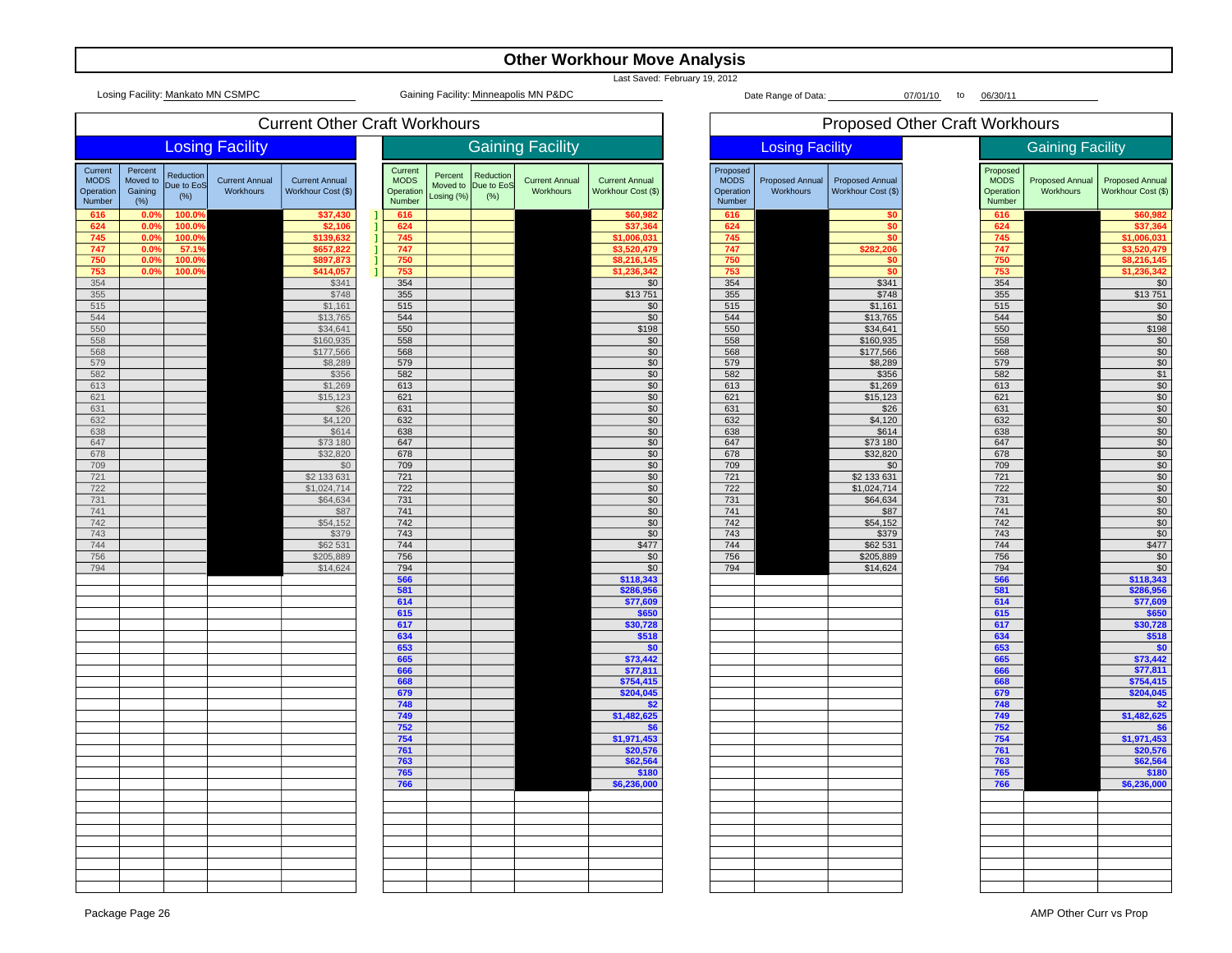# Other Workhour Move Analysis

Last Saved: February 19, 2012

Losing Facility: Mankato MN CSMPC

Gaining Facility: Minneapolis MN P&DC

Date Range of Data: 07/01/10 to 06/30/11

## Current Other Craft Workhours

### Losing Facility

| Current MODS Operation Number | Percent Moved to Gaining (%) | Reduction Due to EoS (%) | Current Annual Workhours | Current Annual Workhour Cost ($) |
|---|---|---|---|---|
| 616 | 0.0% | 100.0% | | $37,430 |
| 624 | 0.0% | 100.0% | | $2,106 |
| 745 | 0.0% | 100.0% | | $139,632 |
| 747 | 0.0% | 57.1% | | $657,822 |
| 750 | 0.0% | 100.0% | | $897,873 |
| 753 | 0.0% | 100.0% | | $414,057 |
| 354 | | | | $341 |
| 355 | | | | $748 |
| 515 | | | | $1,161 |
| 544 | | | | $13,765 |
| 550 | | | | $34,641 |
| 558 | | | | $160,935 |
| 568 | | | | $177,566 |
| 579 | | | | $8,289 |
| 582 | | | | $356 |
| 613 | | | | $1,269 |
| 621 | | | | $15,123 |
| 631 | | | | $26 |
| 632 | | | | $4,120 |
| 638 | | | | $614 |
| 647 | | | | $73 180 |
| 678 | | | | $32,820 |
| 709 | | | | $0 |
| 721 | | | | $2 133 631 |
| 722 | | | | $1,024,714 |
| 731 | | | | $64,634 |
| 741 | | | | $87 |
| 742 | | | | $54,152 |
| 743 | | | | $379 |
| 744 | | | | $62 531 |
| 756 | | | | $205,889 |
| 794 | | | | $14,624 |

### Gaining Facility

| Current MODS Operation Number | Percent Moved to Losing (%) | Reduction Due to EoS (%) | Current Annual Workhours | Current Annual Workhour Cost ($) |
|---|---|---|---|---|
| 616 | | | | $60,982 |
| 624 | | | | $37,364 |
| 745 | | | | $1,006,031 |
| 747 | | | | $3,520,479 |
| 750 | | | | $8,216,145 |
| 753 | | | | $1,236,342 |
| 354 | | | | $0 |
| 355 | | | | $13 751 |
| 515 | | | | $0 |
| 544 | | | | $0 |
| 550 | | | | $198 |
| 558 | | | | $0 |
| 568 | | | | $0 |
| 579 | | | | $0 |
| 582 | | | | $0 |
| 613 | | | | $0 |
| 621 | | | | $0 |
| 631 | | | | $0 |
| 632 | | | | $0 |
| 638 | | | | $0 |
| 647 | | | | $0 |
| 678 | | | | $0 |
| 709 | | | | $0 |
| 721 | | | | $0 |
| 722 | | | | $0 |
| 731 | | | | $0 |
| 741 | | | | $0 |
| 742 | | | | $0 |
| 743 | | | | $0 |
| 744 | | | | $477 |
| 756 | | | | $0 |
| 794 | | | | $0 |
| 566 | | | | $118,343 |
| 581 | | | | $286,956 |
| 614 | | | | $77,609 |
| 615 | | | | $650 |
| 617 | | | | $30,728 |
| 634 | | | | $518 |
| 653 | | | | $0 |
| 665 | | | | $73,442 |
| 666 | | | | $77,811 |
| 668 | | | | $754,415 |
| 679 | | | | $204,045 |
| 748 | | | | $2 |
| 749 | | | | $1,482,625 |
| 752 | | | | $6 |
| 754 | | | | $1,971,453 |
| 761 | | | | $20,576 |
| 763 | | | | $62,564 |
| 765 | | | | $180 |
| 766 | | | | $6,236,000 |

## Proposed Other Craft Workhours

### Losing Facility

| Proposed MODS Operation Number | Proposed Annual Workhours | Proposed Annual Workhour Cost ($) |
|---|---|---|
| 616 | | $0 |
| 624 | | $0 |
| 745 | | $0 |
| 747 | | $282,206 |
| 750 | | $0 |
| 753 | | $0 |
| 354 | | $341 |
| 355 | | $748 |
| 515 | | $1,161 |
| 544 | | $13,765 |
| 550 | | $34,641 |
| 558 | | $160,935 |
| 568 | | $177,566 |
| 579 | | $8,289 |
| 582 | | $356 |
| 613 | | $1,269 |
| 621 | | $15,123 |
| 631 | | $26 |
| 632 | | $4,120 |
| 638 | | $614 |
| 647 | | $73 180 |
| 678 | | $32,820 |
| 709 | | $0 |
| 721 | | $2 133 631 |
| 722 | | $1,024,714 |
| 731 | | $64,634 |
| 741 | | $87 |
| 742 | | $54,152 |
| 743 | | $379 |
| 744 | | $62 531 |
| 756 | | $205,889 |
| 794 | | $14,624 |

### Gaining Facility

| Proposed MODS Operation Number | Proposed Annual Workhours | Proposed Annual Workhour Cost ($) |
|---|---|---|
| 616 | | $60,982 |
| 624 | | $37,364 |
| 745 | | $1,006,031 |
| 747 | | $3,520,479 |
| 750 | | $8,216,145 |
| 753 | | $1,236,342 |
| 354 | | $0 |
| 355 | | $13 751 |
| 515 | | $0 |
| 544 | | $0 |
| 550 | | $198 |
| 558 | | $0 |
| 568 | | $0 |
| 579 | | $0 |
| 582 | | $1 |
| 613 | | $0 |
| 621 | | $0 |
| 631 | | $0 |
| 632 | | $0 |
| 638 | | $0 |
| 647 | | $0 |
| 678 | | $0 |
| 709 | | $0 |
| 721 | | $0 |
| 722 | | $0 |
| 731 | | $0 |
| 741 | | $0 |
| 742 | | $0 |
| 743 | | $0 |
| 744 | | $477 |
| 756 | | $0 |
| 794 | | $0 |
| 566 | | $118,343 |
| 581 | | $286,956 |
| 614 | | $77,609 |
| 615 | | $650 |
| 617 | | $30,728 |
| 634 | | $518 |
| 653 | | $0 |
| 665 | | $73,442 |
| 666 | | $77,811 |
| 668 | | $754,415 |
| 679 | | $204,045 |
| 748 | | $2 |
| 749 | | $1,482,625 |
| 752 | | $6 |
| 754 | | $1,971,453 |
| 761 | | $20,576 |
| 763 | | $62,564 |
| 765 | | $180 |
| 766 | | $6,236,000 |

Package Page 26

AMP Other Curr vs Prop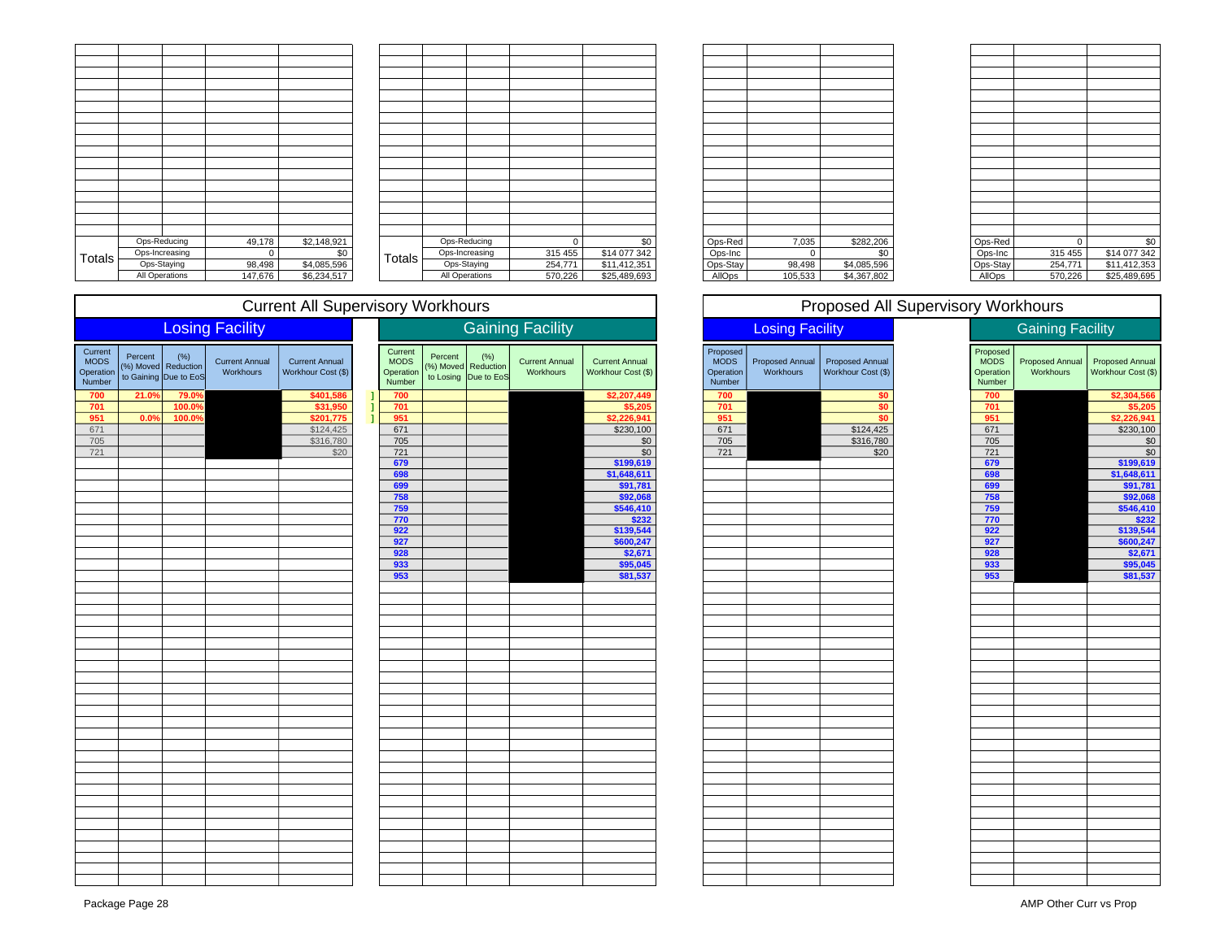| Totals | | Workhours | Cost |
|---|---|---|---|
| Totals | Ops-Reducing | 49,178 | $2,148,921 |
| | Ops-Increasing | 0 | $0 |
| | Ops-Staying | 98,498 | $4,085,596 |
| | All Operations | 147,676 | $6,234,517 |

| Totals | | Workhours | Cost |
|---|---|---|---|
| Totals | Ops-Reducing | 0 | $0 |
| | Ops-Increasing | 315 455 | $14 077 342 |
| | Ops-Staying | 254,771 | $11,412,351 |
| | All Operations | 570,226 | $25,489,693 |

| | Workhours | Cost |
|---|---|---|
| Ops-Red | 7,035 | $282,206 |
| Ops-Inc | 0 | $0 |
| Ops-Stay | 98,498 | $4,085,596 |
| AllOps | 105,533 | $4,367,802 |

| | Workhours | Cost |
|---|---|---|
| Ops-Red | 0 | $0 |
| Ops-Inc | 315 455 | $14 077 342 |
| Ops-Stay | 254,771 | $11,412,353 |
| AllOps | 570,226 | $25,489,695 |

## Current All Supervisory Workhours

### Losing Facility

| Current MODS Operation Number | Percent (%) Moved to Gaining | (%) Reduction Due to EoS | Current Annual Workhours | Current Annual Workhour Cost ($) |
|---|---|---|---|---|
| 700 | 21.0% | 79.0% | | $401,586 |
| 701 | | 100.0% | | $31,950 |
| 951 | 0.0% | 100.0% | | $201,775 |
| 671 | | | | $124,425 |
| 705 | | | | $316,780 |
| 721 | | | | $20 |

### Gaining Facility

| Current MODS Operation Number | Percent (%) Moved to Losing | (%) Reduction Due to EoS | Current Annual Workhours | Current Annual Workhour Cost ($) |
|---|---|---|---|---|
| 700 | | | | $2,207,449 |
| 701 | | | | $5,205 |
| 951 | | | | $2,226,941 |
| 671 | | | | $230,100 |
| 705 | | | | $0 |
| 721 | | | | $0 |
| 679 | | | | $199,619 |
| 698 | | | | $1,648,611 |
| 699 | | | | $91,781 |
| 758 | | | | $92,068 |
| 759 | | | | $546,410 |
| 770 | | | | $232 |
| 922 | | | | $139,544 |
| 927 | | | | $600,247 |
| 928 | | | | $2,671 |
| 933 | | | | $95,045 |
| 953 | | | | $81,537 |

## Proposed All Supervisory Workhours

### Losing Facility

| Proposed MODS Operation Number | Proposed Annual Workhours | Proposed Annual Workhour Cost ($) |
|---|---|---|
| 700 | | $0 |
| 701 | | $0 |
| 951 | | $0 |
| 671 | | $124,425 |
| 705 | | $316,780 |
| 721 | | $20 |

### Gaining Facility

| Proposed MODS Operation Number | Proposed Annual Workhours | Proposed Annual Workhour Cost ($) |
|---|---|---|
| 700 | | $2,304,566 |
| 701 | | $5,205 |
| 951 | | $2,226,941 |
| 671 | | $230,100 |
| 705 | | $0 |
| 721 | | $0 |
| 679 | | $199,619 |
| 698 | | $1,648,611 |
| 699 | | $91,781 |
| 758 | | $92,068 |
| 759 | | $546,410 |
| 770 | | $232 |
| 922 | | $139,544 |
| 927 | | $600,247 |
| 928 | | $2,671 |
| 933 | | $95,045 |
| 953 | | $81,537 |

Package Page 28

AMP Other Curr vs Prop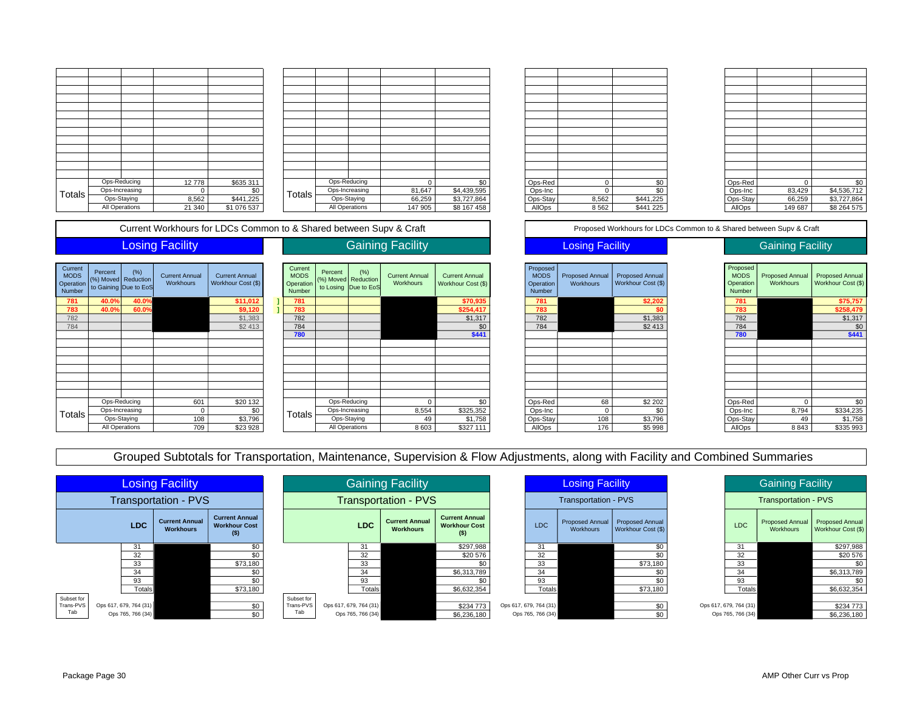| | | | | |
|---|---|---|---|---|
| Totals | Ops-Reducing | | 12 778 | $635 311 |
| | Ops-Increasing | | 0 | $0 |
| | Ops-Staying | | 8,562 | $441,225 |
| | All Operations | | 21 340 | $1 076 537 |

| | | | | |
|---|---|---|---|---|
| Totals | Ops-Reducing | | 0 | $0 |
| | Ops-Increasing | | 81,647 | $4,439,595 |
| | Ops-Staying | | 66,259 | $3,727,864 |
| | All Operations | | 147 905 | $8 167 458 |

| | | |
|---|---|---|
| Ops-Red | 0 | $0 |
| Ops-Inc | 0 | $0 |
| Ops-Stay | 8,562 | $441,225 |
| AllOps | 8 562 | $441 225 |

| | | |
|---|---|---|
| Ops-Red | 0 | $0 |
| Ops-Inc | 83,429 | $4,536,712 |
| Ops-Stay | 66,259 | $3,727,864 |
| AllOps | 149 687 | $8 264 575 |

## Current Workhours for LDCs Common to & Shared between Supv & Craft

### Losing Facility

| Current MODS Operation Number | Percent (%) Moved to Gaining | (%) Reduction Due to EoS | Current Annual Workhours | Current Annual Workhour Cost ($) |
|---|---|---|---|---|
| 781 | 40.0% | 40.0% | | $11,012 |
| 783 | 40.0% | 60.0% | | $9,120 |
| 782 | | | | $1,383 |
| 784 | | | | $2 413 |
| Totals | Ops-Reducing | | 601 | $20 132 |
| | Ops-Increasing | | 0 | $0 |
| | Ops-Staying | | 108 | $3,796 |
| | All Operations | | 709 | $23 928 |

### Gaining Facility

| Current MODS Operation Number | Percent (%) Moved to Losing | (%) Reduction Due to EoS | Current Annual Workhours | Current Annual Workhour Cost ($) |
|---|---|---|---|---|
| 781 | | | | $70,935 |
| 783 | | | | $254,417 |
| 782 | | | | $1,317 |
| 784 | | | | $0 |
| 780 | | | | $441 |
| Totals | Ops-Reducing | | 0 | $0 |
| | Ops-Increasing | | 8,554 | $325,352 |
| | Ops-Staying | | 49 | $1,758 |
| | All Operations | | 8 603 | $327 111 |

## Proposed Workhours for LDCs Common to & Shared between Supv & Craft

### Losing Facility

| Proposed MODS Operation Number | Proposed Annual Workhours | Proposed Annual Workhour Cost ($) |
|---|---|---|
| 781 | | $2,202 |
| 783 | | $0 |
| 782 | | $1,383 |
| 784 | | $2 413 |
| Ops-Red | 68 | $2 202 |
| Ops-Inc | 0 | $0 |
| Ops-Stay | 108 | $3,796 |
| AllOps | 176 | $5 998 |

### Gaining Facility

| Proposed MODS Operation Number | Proposed Annual Workhours | Proposed Annual Workhour Cost ($) |
|---|---|---|
| 781 | | $75,757 |
| 783 | | $258,479 |
| 782 | | $1,317 |
| 784 | | $0 |
| 780 | | $441 |
| Ops-Red | 0 | $0 |
| Ops-Inc | 8,794 | $334,235 |
| Ops-Stay | 49 | $1,758 |
| AllOps | 8 843 | $335 993 |

## Grouped Subtotals for Transportation, Maintenance, Supervision & Flow Adjustments, along with Facility and Combined Summaries

### Losing Facility — Transportation - PVS

| | LDC | Current Annual Workhours | Current Annual Workhour Cost ($) |
|---|---|---|---|
| | 31 | | $0 |
| | 32 | | $0 |
| | 33 | | $73,180 |
| | 34 | | $0 |
| | 93 | | $0 |
| | Totals | | $73,180 |
| Subset for Trans-PVS Tab | Ops 617, 679, 764 (31) | | $0 |
| | Ops 765, 766 (34) | | $0 |

### Gaining Facility — Transportation - PVS

| | LDC | Current Annual Workhours | Current Annual Workhour Cost ($) |
|---|---|---|---|
| | 31 | | $297,988 |
| | 32 | | $20 576 |
| | 33 | | $0 |
| | 34 | | $6,313,789 |
| | 93 | | $0 |
| | Totals | | $6,632,354 |
| Subset for Trans-PVS Tab | Ops 617, 679, 764 (31) | | $234 773 |
| | Ops 765, 766 (34) | | $6,236,180 |

### Losing Facility — Transportation - PVS (Proposed)

| LDC | Proposed Annual Workhours | Proposed Annual Workhour Cost ($) |
|---|---|---|
| 31 | | $0 |
| 32 | | $0 |
| 33 | | $73,180 |
| 34 | | $0 |
| 93 | | $0 |
| Totals | | $73,180 |
| Ops 617, 679, 764 (31) | | $0 |
| Ops 765, 766 (34) | | $0 |

### Gaining Facility — Transportation - PVS (Proposed)

| LDC | Proposed Annual Workhours | Proposed Annual Workhour Cost ($) |
|---|---|---|
| 31 | | $297,988 |
| 32 | | $20 576 |
| 33 | | $0 |
| 34 | | $6,313,789 |
| 93 | | $0 |
| Totals | | $6,632,354 |
| Ops 617, 679, 764 (31) | | $234 773 |
| Ops 765, 766 (34) | | $6,236,180 |

Package Page 30

AMP Other Curr vs Prop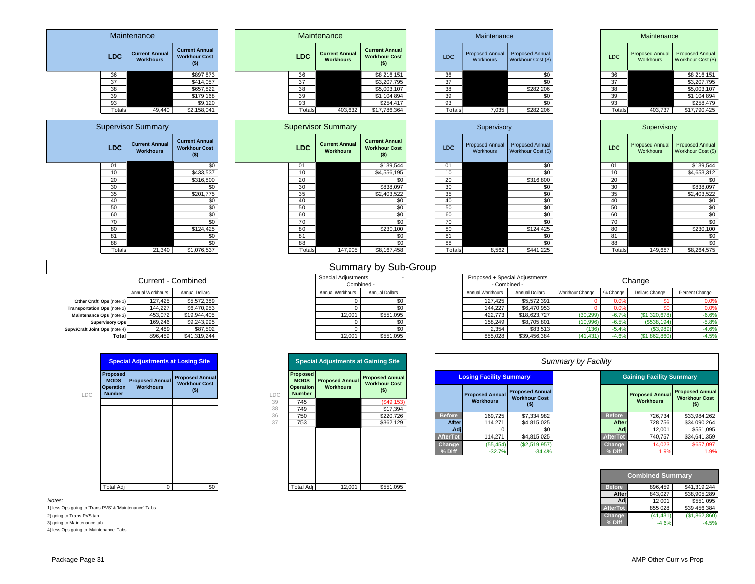## Maintenance (Losing Site – Current)

| LDC | Current Annual Workhours | Current Annual Workhour Cost ($) |
|---|---|---|
| 36 | | $897 873 |
| 37 | | $414,057 |
| 38 | | $657,822 |
| 39 | | $179 168 |
| 93 | | $9,120 |
| Totals | 49,440 | $2,158,041 |

## Maintenance (Gaining Site – Current)

| LDC | Current Annual Workhours | Current Annual Workhour Cost ($) |
|---|---|---|
| 36 | | $8 216 151 |
| 37 | | $3,207,795 |
| 38 | | $5,003,107 |
| 39 | | $1 104 894 |
| 93 | | $254,417 |
| Totals | 403,632 | $17,786,364 |

## Maintenance (Losing Site – Proposed)

| LDC | Proposed Annual Workhours | Proposed Annual Workhour Cost ($) |
|---|---|---|
| 36 | | $0 |
| 37 | | $0 |
| 38 | | $282,206 |
| 39 | | $0 |
| 93 | | $0 |
| Totals | 7,035 | $282,206 |

## Maintenance (Gaining Site – Proposed)

| LDC | Proposed Annual Workhours | Proposed Annual Workhour Cost ($) |
|---|---|---|
| 36 | | $8 216 151 |
| 37 | | $3,207,795 |
| 38 | | $5,003,107 |
| 39 | | $1 104 894 |
| 93 | | $258,479 |
| Totals | 403,737 | $17,790,425 |

## Supervisor Summary (Losing Site – Current)

| LDC | Current Annual Workhours | Current Annual Workhour Cost ($) |
|---|---|---|
| 01 | | $0 |
| 10 | | $433,537 |
| 20 | | $316,800 |
| 30 | | $0 |
| 35 | | $201,775 |
| 40 | | $0 |
| 50 | | $0 |
| 60 | | $0 |
| 70 | | $0 |
| 80 | | $124,425 |
| 81 | | $0 |
| 88 | | $0 |
| Totals | 21,340 | $1,076,537 |

## Supervisor Summary (Gaining Site – Current)

| LDC | Current Annual Workhours | Current Annual Workhour Cost ($) |
|---|---|---|
| 01 | | $139,544 |
| 10 | | $4,556,195 |
| 20 | | $0 |
| 30 | | $838,097 |
| 35 | | $2,403,522 |
| 40 | | $0 |
| 50 | | $0 |
| 60 | | $0 |
| 70 | | $0 |
| 80 | | $230,100 |
| 81 | | $0 |
| 88 | | $0 |
| Totals | 147,905 | $8,167,458 |

## Supervisory (Losing Site – Proposed)

| LDC | Proposed Annual Workhours | Proposed Annual Workhour Cost ($) |
|---|---|---|
| 01 | | $0 |
| 10 | | $0 |
| 20 | | $316,800 |
| 30 | | $0 |
| 35 | | $0 |
| 40 | | $0 |
| 50 | | $0 |
| 60 | | $0 |
| 70 | | $0 |
| 80 | | $124,425 |
| 81 | | $0 |
| 88 | | $0 |
| Totals | 8,562 | $441,225 |

## Supervisory (Gaining Site – Proposed)

| LDC | Proposed Annual Workhours | Proposed Annual Workhour Cost ($) |
|---|---|---|
| 01 | | $139,544 |
| 10 | | $4,653,312 |
| 20 | | $0 |
| 30 | | $838,097 |
| 35 | | $2,403,522 |
| 40 | | $0 |
| 50 | | $0 |
| 60 | | $0 |
| 70 | | $0 |
| 80 | | $230,100 |
| 81 | | $0 |
| 88 | | $0 |
| Totals | 149,687 | $8,264,575 |

## Summary by Sub-Group

| | Current - Combined | | Special Adjustments - Combined - | | Proposed + Special Adjustments - Combined - | | Change | | | |
|---|---|---|---|---|---|---|---|---|---|---|
| | Annual Workhours | Annual Dollars | Annual Workhours | Annual Dollars | Annual Workhours | Annual Dollars | Workhour Change | % Change | Dollars Change | Percent Change |
| 'Other Craft' Ops (note 1) | 127,425 | $5,572,389 | 0 | $0 | 127,425 | $5,572,391 | 0 | 0.0% | $1 | 0.0% |
| Transportation Ops (note 2) | 144,227 | $6,470,953 | 0 | $0 | 144,227 | $6,470,953 | 0 | 0.0% | $0 | 0.0% |
| Maintenance Ops (note 3) | 453,072 | $19,944,405 | 12,001 | $551,095 | 422,773 | $18,623,727 | (30,299) | -6.7% | ($1,320,678) | -6.6% |
| Supervisory Ops | 169,246 | $9,243,995 | 0 | $0 | 158,249 | $8,705,801 | (10,996) | -6.5% | ($538,194) | -5.8% |
| Supv/Craft Joint Ops (note 4) | 2,489 | $87,502 | 0 | $0 | 2,354 | $83,513 | (136) | -5.4% | ($3,989) | -4.6% |
| Total | 896,459 | $41,319,244 | 12,001 | $551,095 | 855,028 | $39,456,384 | (41,431) | -4.6% | ($1,862,860) | -4.5% |

## Special Adjustments at Losing Site

| LDC | Proposed MODS Operation Number | Proposed Annual Workhours | Proposed Annual Workhour Cost ($) |
|---|---|---|---|
| | | | |
| Total Adj | | 0 | $0 |

## Special Adjustments at Gaining Site

| LDC | Proposed MODS Operation Number | Proposed Annual Workhours | Proposed Annual Workhour Cost ($) |
|---|---|---|---|
| 39 | 745 | | ($49 153) |
| 38 | 749 | | $17,394 |
| 36 | 750 | | $220,726 |
| 37 | 753 | | $362 129 |
| Total Adj | | 12,001 | $551,095 |

## Summary by Facility

### Losing Facility Summary

| | Proposed Annual Workhours | Proposed Annual Workhour Cost ($) |
|---|---|---|
| Before | 169,725 | $7,334,982 |
| After | 114 271 | $4 815 025 |
| Adj | 0 | $0 |
| AfterTot | 114,271 | $4,815,025 |
| Change | (55,454) | ($2,519,957) |
| % Diff | -32.7% | -34.4% |

### Gaining Facility Summary

| | Proposed Annual Workhours | Proposed Annual Workhour Cost ($) |
|---|---|---|
| Before | 726,734 | $33,984,262 |
| After | 728 756 | $34 090 264 |
| Adj | 12,001 | $551,095 |
| AfterTot | 740,757 | $34,641,359 |
| Change | 14,023 | $657,097 |
| % Diff | 1 9% | 1.9% |

### Combined Summary

| | | |
|---|---|---|
| Before | 896,459 | $41,319,244 |
| After | 843,027 | $38,905,289 |
| Adj | 12 001 | $551 095 |
| AfterTot | 855 028 | $39 456 384 |
| Change | (41,431) | ($1,862,860) |
| % Diff | -4 6% | -4.5% |

*Notes:*

1) less Ops going to 'Trans-PVS' & 'Maintenance' Tabs
2) going to Trans-PVS tab
3) going to Maintenance tab
4) less Ops going to Maintenance' Tabs

Package Page 31

AMP Other Curr vs Prop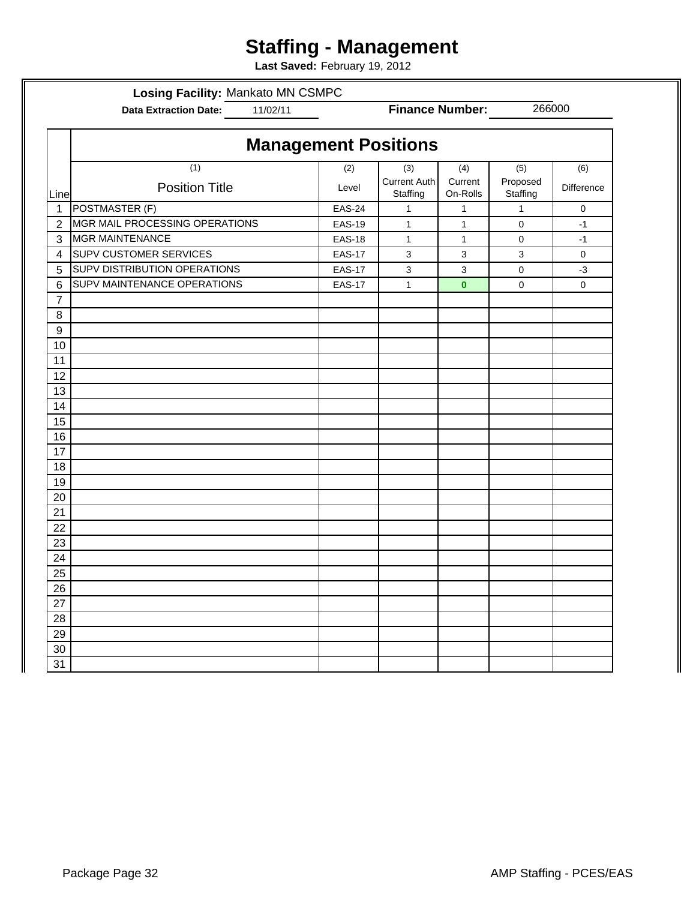# Staffing - Management

**Last Saved:** February 19, 2012

**Losing Facility:** Mankato MN CSMPC

**Data Extraction Date:** 11/02/11 **Finance Number:** 266000

| Line | Management Positions | | | | | |
|---|---|---|---|---|---|---|
| | (1) Position Title | (2) Level | (3) Current Auth Staffing | (4) Current On-Rolls | (5) Proposed Staffing | (6) Difference |
| 1 | POSTMASTER (F) | EAS-24 | 1 | 1 | 1 | 0 |
| 2 | MGR MAIL PROCESSING OPERATIONS | EAS-19 | 1 | 1 | 0 | -1 |
| 3 | MGR MAINTENANCE | EAS-18 | 1 | 1 | 0 | -1 |
| 4 | SUPV CUSTOMER SERVICES | EAS-17 | 3 | 3 | 3 | 0 |
| 5 | SUPV DISTRIBUTION OPERATIONS | EAS-17 | 3 | 3 | 0 | -3 |
| 6 | SUPV MAINTENANCE OPERATIONS | EAS-17 | 1 | 0 | 0 | 0 |
| 7 | | | | | | |
| 8 | | | | | | |
| 9 | | | | | | |
| 10 | | | | | | |
| 11 | | | | | | |
| 12 | | | | | | |
| 13 | | | | | | |
| 14 | | | | | | |
| 15 | | | | | | |
| 16 | | | | | | |
| 17 | | | | | | |
| 18 | | | | | | |
| 19 | | | | | | |
| 20 | | | | | | |
| 21 | | | | | | |
| 22 | | | | | | |
| 23 | | | | | | |
| 24 | | | | | | |
| 25 | | | | | | |
| 26 | | | | | | |
| 27 | | | | | | |
| 28 | | | | | | |
| 29 | | | | | | |
| 30 | | | | | | |
| 31 | | | | | | |

Package Page 32

AMP Staffing - PCES/EAS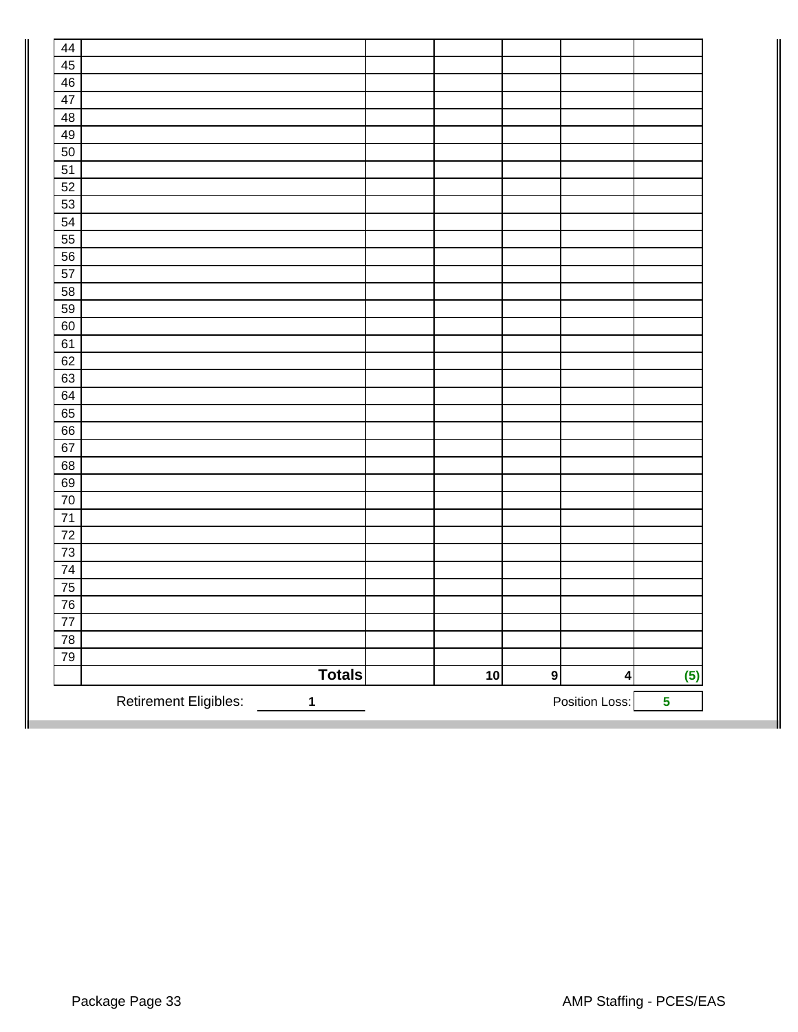| | | | | | | |
|---|---|---|---|---|---|---|
| 44 | | | | | | |
| 45 | | | | | | |
| 46 | | | | | | |
| 47 | | | | | | |
| 48 | | | | | | |
| 49 | | | | | | |
| 50 | | | | | | |
| 51 | | | | | | |
| 52 | | | | | | |
| 53 | | | | | | |
| 54 | | | | | | |
| 55 | | | | | | |
| 56 | | | | | | |
| 57 | | | | | | |
| 58 | | | | | | |
| 59 | | | | | | |
| 60 | | | | | | |
| 61 | | | | | | |
| 62 | | | | | | |
| 63 | | | | | | |
| 64 | | | | | | |
| 65 | | | | | | |
| 66 | | | | | | |
| 67 | | | | | | |
| 68 | | | | | | |
| 69 | | | | | | |
| 70 | | | | | | |
| 71 | | | | | | |
| 72 | | | | | | |
| 73 | | | | | | |
| 74 | | | | | | |
| 75 | | | | | | |
| 76 | | | | | | |
| 77 | | | | | | |
| 78 | | | | | | |
| 79 | | | | | | |
| | **Totals** | | **10** | **9** | **4** | **(5)** |

Retirement Eligible: **1**

Position Loss: **5**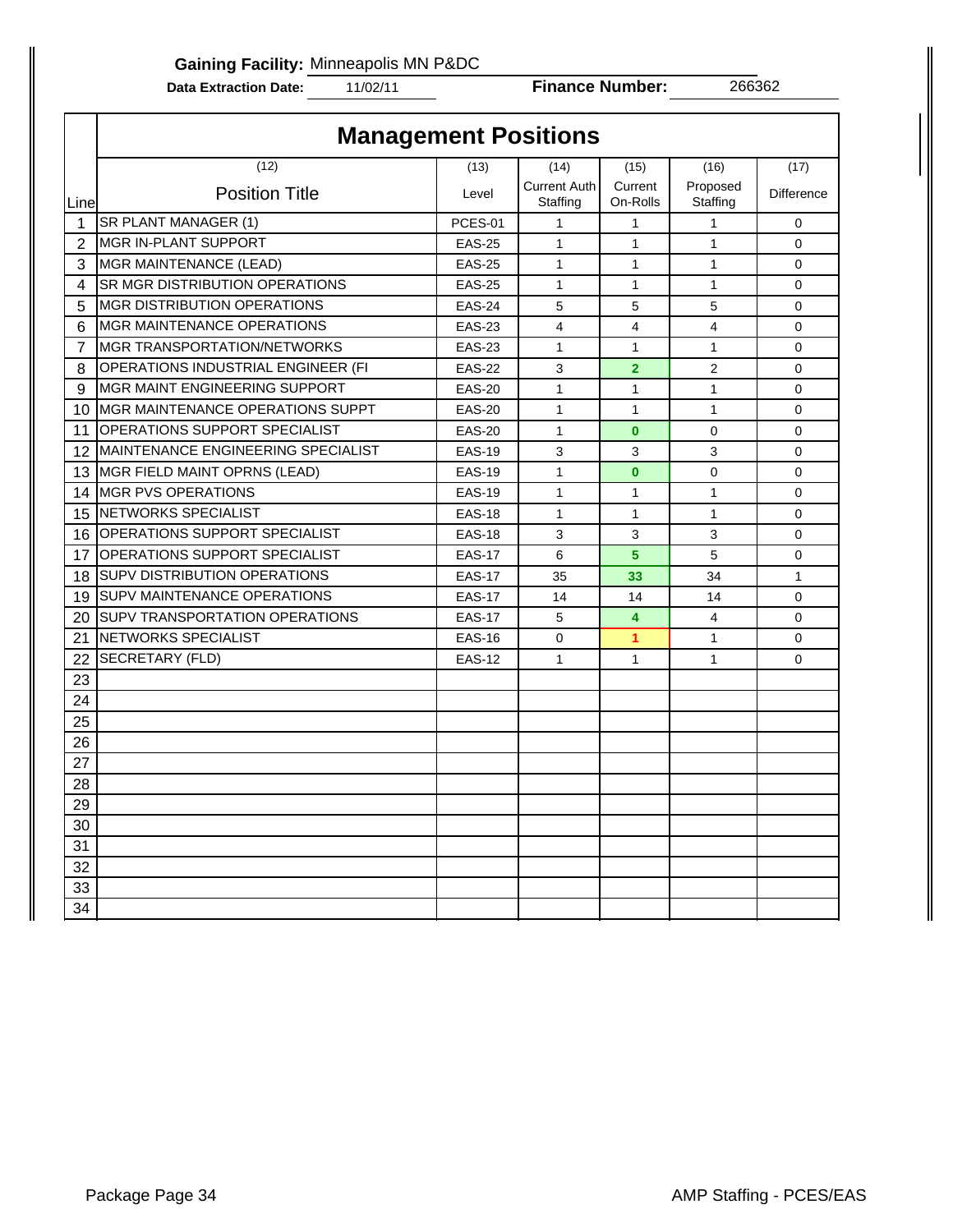**Gaining Facility:** Minneapolis MN P&DC

**Data Extraction Date:** 11/02/11 **Finance Number:** 266362

## Management Positions

| Line | (12) Position Title | (13) Level | (14) Current Auth Staffing | (15) Current On-Rolls | (16) Proposed Staffing | (17) Difference |
|---|---|---|---|---|---|---|
| 1 | SR PLANT MANAGER (1) | PCES-01 | 1 | 1 | 1 | 0 |
| 2 | MGR IN-PLANT SUPPORT | EAS-25 | 1 | 1 | 1 | 0 |
| 3 | MGR MAINTENANCE (LEAD) | EAS-25 | 1 | 1 | 1 | 0 |
| 4 | SR MGR DISTRIBUTION OPERATIONS | EAS-25 | 1 | 1 | 1 | 0 |
| 5 | MGR DISTRIBUTION OPERATIONS | EAS-24 | 5 | 5 | 5 | 0 |
| 6 | MGR MAINTENANCE OPERATIONS | EAS-23 | 4 | 4 | 4 | 0 |
| 7 | MGR TRANSPORTATION/NETWORKS | EAS-23 | 1 | 1 | 1 | 0 |
| 8 | OPERATIONS INDUSTRIAL ENGINEER (FI | EAS-22 | 3 | 2 | 2 | 0 |
| 9 | MGR MAINT ENGINEERING SUPPORT | EAS-20 | 1 | 1 | 1 | 0 |
| 10 | MGR MAINTENANCE OPERATIONS SUPPT | EAS-20 | 1 | 1 | 1 | 0 |
| 11 | OPERATIONS SUPPORT SPECIALIST | EAS-20 | 1 | 0 | 0 | 0 |
| 12 | MAINTENANCE ENGINEERING SPECIALIST | EAS-19 | 3 | 3 | 3 | 0 |
| 13 | MGR FIELD MAINT OPRNS (LEAD) | EAS-19 | 1 | 0 | 0 | 0 |
| 14 | MGR PVS OPERATIONS | EAS-19 | 1 | 1 | 1 | 0 |
| 15 | NETWORKS SPECIALIST | EAS-18 | 1 | 1 | 1 | 0 |
| 16 | OPERATIONS SUPPORT SPECIALIST | EAS-18 | 3 | 3 | 3 | 0 |
| 17 | OPERATIONS SUPPORT SPECIALIST | EAS-17 | 6 | 5 | 5 | 0 |
| 18 | SUPV DISTRIBUTION OPERATIONS | EAS-17 | 35 | 33 | 34 | 1 |
| 19 | SUPV MAINTENANCE OPERATIONS | EAS-17 | 14 | 14 | 14 | 0 |
| 20 | SUPV TRANSPORTATION OPERATIONS | EAS-17 | 5 | 4 | 4 | 0 |
| 21 | NETWORKS SPECIALIST | EAS-16 | 0 | 1 | 1 | 0 |
| 22 | SECRETARY (FLD) | EAS-12 | 1 | 1 | 1 | 0 |
| 23 | | | | | | |
| 24 | | | | | | |
| 25 | | | | | | |
| 26 | | | | | | |
| 27 | | | | | | |
| 28 | | | | | | |
| 29 | | | | | | |
| 30 | | | | | | |
| 31 | | | | | | |
| 32 | | | | | | |
| 33 | | | | | | |
| 34 | | | | | | |

Package Page 34 AMP Staffing - PCES/EAS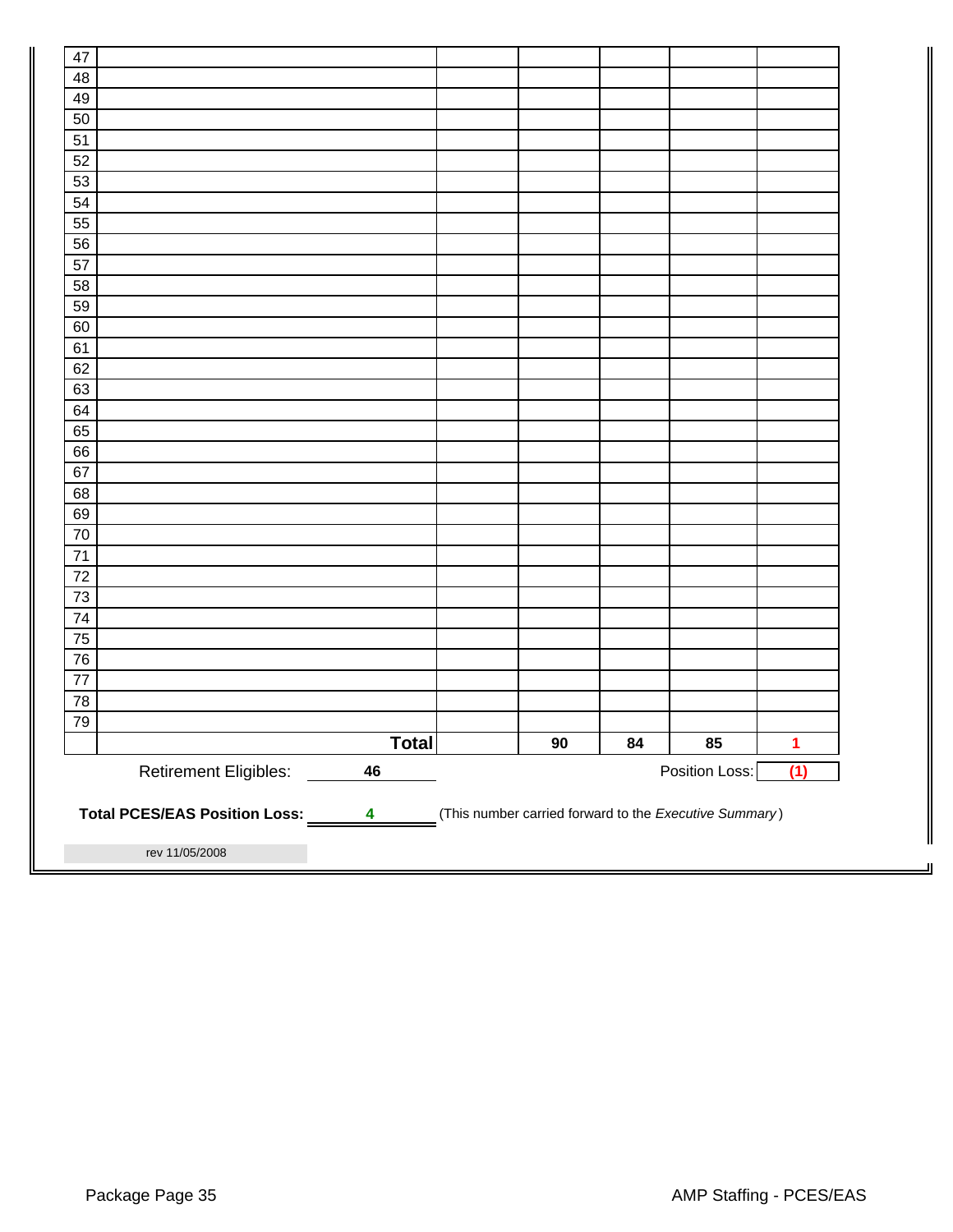| | | | | | | |
|---|---|---|---|---|---|---|
| 47 | | | | | | |
| 48 | | | | | | |
| 49 | | | | | | |
| 50 | | | | | | |
| 51 | | | | | | |
| 52 | | | | | | |
| 53 | | | | | | |
| 54 | | | | | | |
| 55 | | | | | | |
| 56 | | | | | | |
| 57 | | | | | | |
| 58 | | | | | | |
| 59 | | | | | | |
| 60 | | | | | | |
| 61 | | | | | | |
| 62 | | | | | | |
| 63 | | | | | | |
| 64 | | | | | | |
| 65 | | | | | | |
| 66 | | | | | | |
| 67 | | | | | | |
| 68 | | | | | | |
| 69 | | | | | | |
| 70 | | | | | | |
| 71 | | | | | | |
| 72 | | | | | | |
| 73 | | | | | | |
| 74 | | | | | | |
| 75 | | | | | | |
| 76 | | | | | | |
| 77 | | | | | | |
| 78 | | | | | | |
| 79 | | | | | | |
| | **Total** | | **90** | **84** | **85** | **1** |

Retirement Eligibles: **46** Position Loss: **(1)**

**Total PCES/EAS Position Loss:** **4** (This number carried forward to the *Executive Summary*)

rev 11/05/2008

Package Page 35 AMP Staffing - PCES/EAS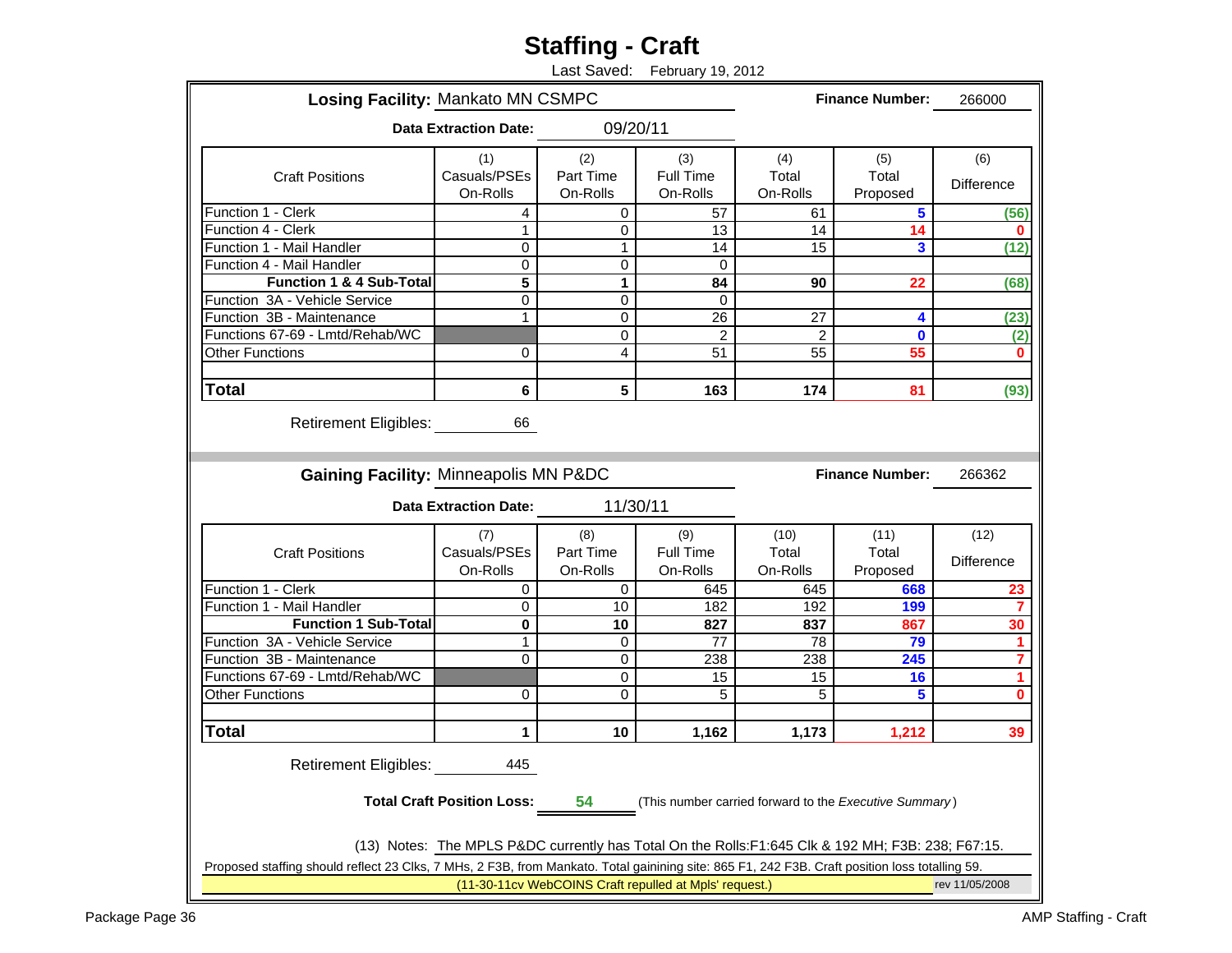# Staffing - Craft

Last Saved: February 19, 2012

**Losing Facility:** Mankato MN CSMPC

**Finance Number:** 266000

**Data Extraction Date:** 09/20/11

| Craft Positions | (1) Casuals/PSEs On-Rolls | (2) Part Time On-Rolls | (3) Full Time On-Rolls | (4) Total On-Rolls | (5) Total Proposed | (6) Difference |
|---|---|---|---|---|---|---|
| Function 1 - Clerk | 4 | 0 | 57 | 61 | 5 | (56) |
| Function 4 - Clerk | 1 | 0 | 13 | 14 | 14 | 0 |
| Function 1 - Mail Handler | 0 | 1 | 14 | 15 | 3 | (12) |
| Function 4 - Mail Handler | 0 | 0 | 0 | | | |
| **Function 1 & 4 Sub-Total** | **5** | **1** | **84** | **90** | **22** | **(68)** |
| Function 3A - Vehicle Service | 0 | 0 | 0 | | | |
| Function 3B - Maintenance | 1 | 0 | 26 | 27 | 4 | (23) |
| Functions 67-69 - Lmtd/Rehab/WC | | 0 | 2 | 2 | 0 | (2) |
| Other Functions | 0 | 4 | 51 | 55 | 55 | 0 |
| **Total** | **6** | **5** | **163** | **174** | **81** | **(93)** |

Retirement Eligibles: 66

**Gaining Facility:** Minneapolis MN P&DC

**Finance Number:** 266362

**Data Extraction Date:** 11/30/11

| Craft Positions | (7) Casuals/PSEs On-Rolls | (8) Part Time On-Rolls | (9) Full Time On-Rolls | (10) Total On-Rolls | (11) Total Proposed | (12) Difference |
|---|---|---|---|---|---|---|
| Function 1 - Clerk | 0 | 0 | 645 | 645 | 668 | 23 |
| Function 1 - Mail Handler | 0 | 10 | 182 | 192 | 199 | 7 |
| **Function 1 Sub-Total** | **0** | **10** | **827** | **837** | **867** | **30** |
| Function 3A - Vehicle Service | 1 | 0 | 77 | 78 | 79 | 1 |
| Function 3B - Maintenance | 0 | 0 | 238 | 238 | 245 | 7 |
| Functions 67-69 - Lmtd/Rehab/WC | | 0 | 15 | 15 | 16 | 1 |
| Other Functions | 0 | 0 | 5 | 5 | 5 | 0 |
| **Total** | **1** | **10** | **1,162** | **1,173** | **1,212** | **39** |

Retirement Eligibles: 445

**Total Craft Position Loss:** 54 (This number carried forward to the *Executive Summary*)

(13) Notes: The MPLS P&DC currently has Total On the Rolls:F1:645 Clk & 192 MH; F3B: 238; F67:15. Proposed staffing should reflect 23 Clks, 7 MHs, 2 F3B, from Mankato. Total gainining site: 865 F1, 242 F3B. Craft position loss totalling 59.

(11-30-11cv WebCOINS Craft repulled at Mpls' request.)

rev 11/05/2008

Package Page 36

AMP Staffing - Craft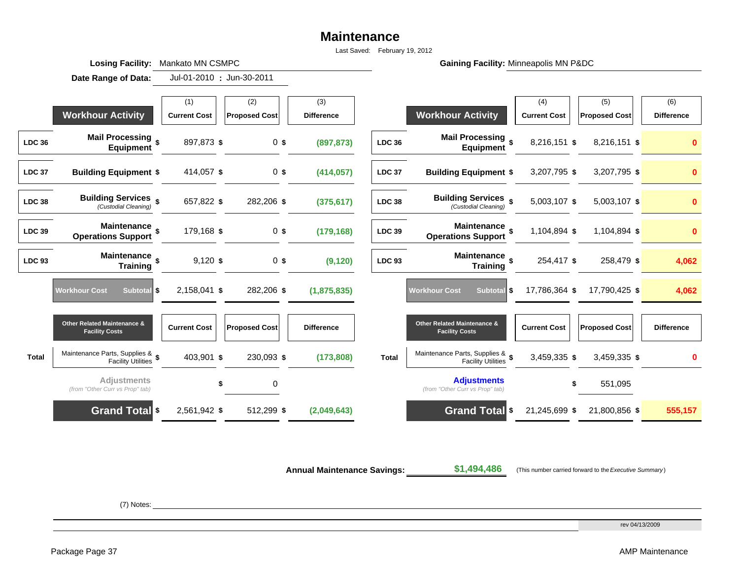# Maintenance

Last Saved: February 19, 2012

**Losing Facility:** Mankato MN CSMPC

**Date Range of Data:** Jul-01-2010 : Jun-30-2011

**Gaining Facility:** Minneapolis MN P&DC

## Losing Facility: Mankato MN CSMPC

| | Workhour Activity | (1) Current Cost | (2) Proposed Cost | (3) Difference |
|---|---|---|---|---|
| LDC 36 | Mail Processing Equipment | $ 897,873 | $ 0 | $ (897,873) |
| LDC 37 | Building Equipment | $ 414,057 | $ 0 | $ (414,057) |
| LDC 38 | Building Services *(Custodial Cleaning)* | $ 657,822 | $ 282,206 | $ (375,617) |
| LDC 39 | Maintenance Operations Support | $ 179,168 | $ 0 | $ (179,168) |
| LDC 93 | Maintenance Training | $ 9,120 | $ 0 | $ (9,120) |
| | Workhour Cost Subtotal | $ 2,158,041 | $ 282,206 | $ (1,875,835) |

| | Other Related Maintenance & Facility Costs | Current Cost | Proposed Cost | Difference |
|---|---|---|---|---|
| Total | Maintenance Parts, Supplies & Facility Utilities | $ 403,901 | $ 230,093 | $ (173,808) |
| | Adjustments *(from "Other Curr vs Prop" tab)* | | $ 0 | |
| | **Grand Total** | $ 2,561,942 | $ 512,299 | $ (2,049,643) |

## Gaining Facility: Minneapolis MN P&DC

| | Workhour Activity | (4) Current Cost | (5) Proposed Cost | (6) Difference |
|---|---|---|---|---|
| LDC 36 | Mail Processing Equipment | $ 8,216,151 | $ 8,216,151 | $ 0 |
| LDC 37 | Building Equipment | $ 3,207,795 | $ 3,207,795 | $ 0 |
| LDC 38 | Building Services *(Custodial Cleaning)* | $ 5,003,107 | $ 5,003,107 | $ 0 |
| LDC 39 | Maintenance Operations Support | $ 1,104,894 | $ 1,104,894 | $ 0 |
| LDC 93 | Maintenance Training | $ 254,417 | $ 258,479 | $ 4,062 |
| | Workhour Cost Subtotal | $ 17,786,364 | $ 17,790,425 | $ 4,062 |

| | Other Related Maintenance & Facility Costs | Current Cost | Proposed Cost | Difference |
|---|---|---|---|---|
| Total | Maintenance Parts, Supplies & Facility Utilities | $ 3,459,335 | $ 3,459,335 | $ 0 |
| | Adjustments *(from "Other Curr vs Prop" tab)* | | $ 551,095 | |
| | **Grand Total** | $ 21,245,699 | $ 21,800,856 | $ 555,157 |

**Annual Maintenance Savings:** $1,494,486 (This number carried forward to the *Executive Summary*)

(7) Notes:

rev 04/13/2009

Package Page 37

AMP Maintenance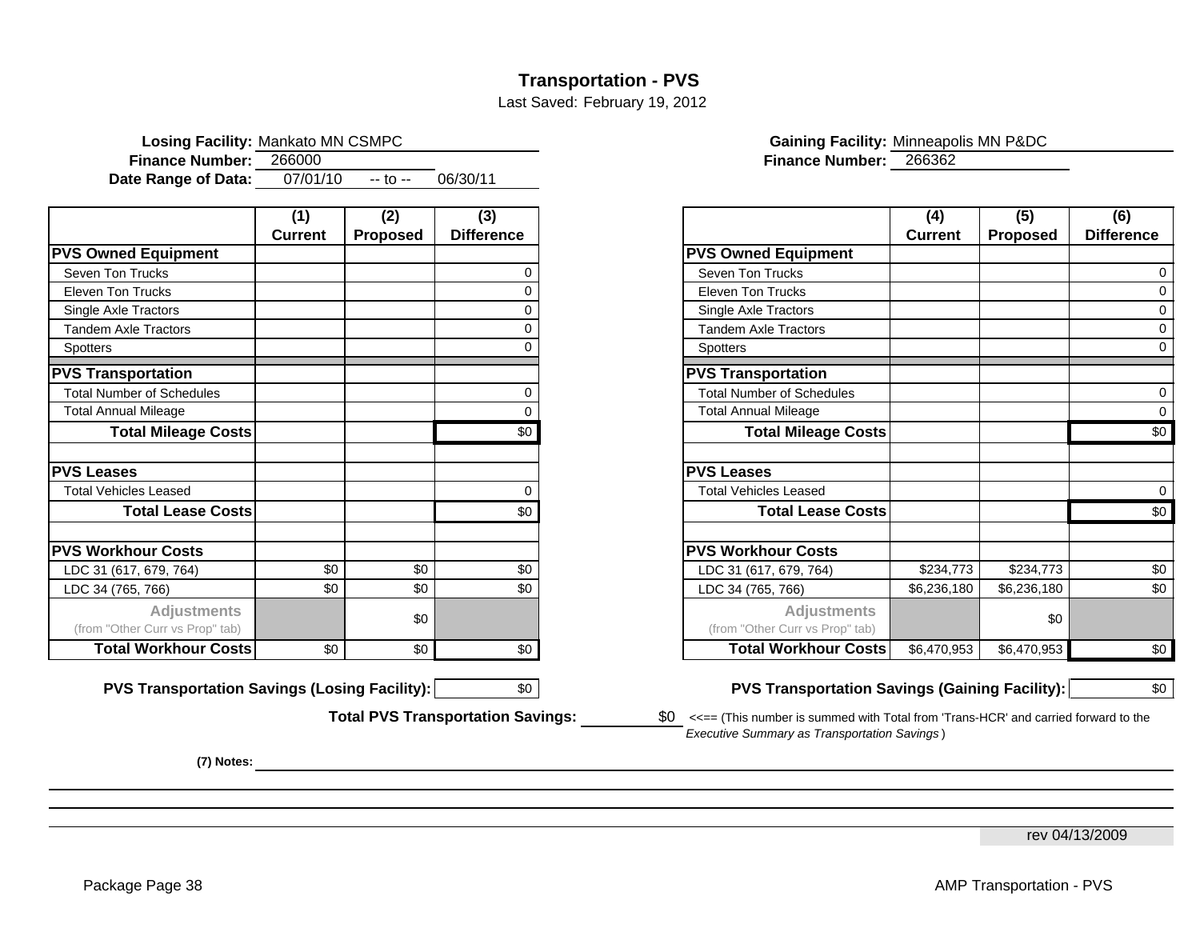# Transportation - PVS

Last Saved: February 19, 2012

**Losing Facility:** Mankato MN CSMPC
**Finance Number:** 266000
**Date Range of Data:** 07/01/10 -- to -- 06/30/11

| | (1) Current | (2) Proposed | (3) Difference |
|---|---|---|---|
| **PVS Owned Equipment** | | | |
| Seven Ton Trucks | | | 0 |
| Eleven Ton Trucks | | | 0 |
| Single Axle Tractors | | | 0 |
| Tandem Axle Tractors | | | 0 |
| Spotters | | | 0 |
| **PVS Transportation** | | | |
| Total Number of Schedules | | | 0 |
| Total Annual Mileage | | | 0 |
| **Total Mileage Costs** | | | $0 |
| | | | |
| **PVS Leases** | | | |
| Total Vehicles Leased | | | 0 |
| **Total Lease Costs** | | | $0 |
| | | | |
| **PVS Workhour Costs** | | | |
| LDC 31 (617, 679, 764) | $0 | $0 | $0 |
| LDC 34 (765, 766) | $0 | $0 | $0 |
| **Adjustments** (from "Other Curr vs Prop" tab) | | $0 | |
| **Total Workhour Costs** | $0 | $0 | $0 |

**PVS Transportation Savings (Losing Facility):** $0

**Gaining Facility:** Minneapolis MN P&DC
**Finance Number:** 266362

| | (4) Current | (5) Proposed | (6) Difference |
|---|---|---|---|
| **PVS Owned Equipment** | | | |
| Seven Ton Trucks | | | 0 |
| Eleven Ton Trucks | | | 0 |
| Single Axle Tractors | | | 0 |
| Tandem Axle Tractors | | | 0 |
| Spotters | | | 0 |
| **PVS Transportation** | | | |
| Total Number of Schedules | | | 0 |
| Total Annual Mileage | | | 0 |
| **Total Mileage Costs** | | | $0 |
| | | | |
| **PVS Leases** | | | |
| Total Vehicles Leased | | | 0 |
| **Total Lease Costs** | | | $0 |
| | | | |
| **PVS Workhour Costs** | | | |
| LDC 31 (617, 679, 764) | $234,773 | $234,773 | $0 |
| LDC 34 (765, 766) | $6,236,180 | $6,236,180 | $0 |
| **Adjustments** (from "Other Curr vs Prop" tab) | | $0 | |
| **Total Workhour Costs** | $6,470,953 | $6,470,953 | $0 |

**PVS Transportation Savings (Gaining Facility):** $0

**Total PVS Transportation Savings:** $0 <<== (This number is summed with Total from 'Trans-HCR' and carried forward to the *Executive Summary as Transportation Savings*)

**(7) Notes:**

rev 04/13/2009

AMP Transportation - PVS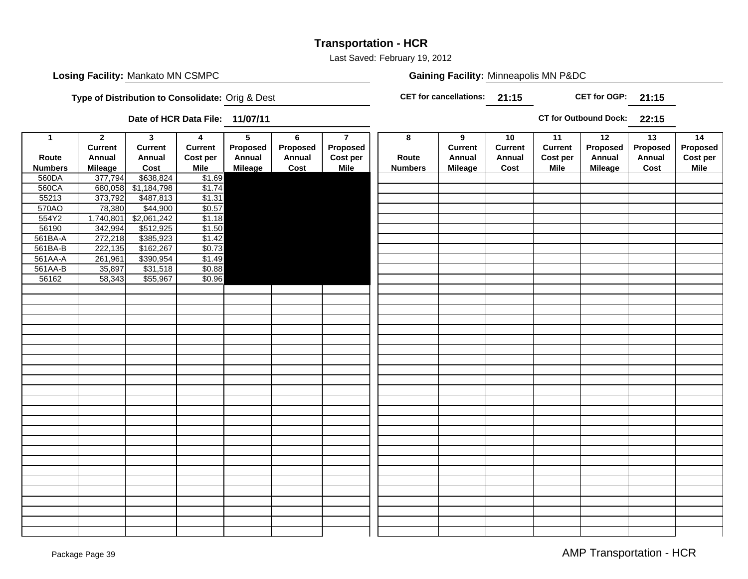# Transportation - HCR

Last Saved: February 19, 2012

**Losing Facility:** Mankato MN CSMPC

**Gaining Facility:** Minneapolis MN P&DC

**Type of Distribution to Consolidate:** Orig & Dest

**CET for cancellations:** 21:15

**CET for OGP:** 21:15

**Date of HCR Data File:** 11/07/11

**CT for Outbound Dock:** 22:15

| 1<br>Route Numbers | 2<br>Current Annual Mileage | 3<br>Current Annual Cost | 4<br>Current Cost per Mile | 5<br>Proposed Annual Mileage | 6<br>Proposed Annual Cost | 7<br>Proposed Cost per Mile |
|---|---|---|---|---|---|---|
| 560DA | 377,794 | $638,824 | $1.69 | | | |
| 560CA | 680,058 | $1,184,798 | $1.74 | | | |
| 55213 | 373,792 | $487,813 | $1.31 | | | |
| 570AO | 78,380 | $44,900 | $0.57 | | | |
| 554Y2 | 1,740,801 | $2,061,242 | $1.18 | | | |
| 56190 | 342,994 | $512,925 | $1.50 | | | |
| 561BA-A | 272,218 | $385,923 | $1.42 | | | |
| 561BA-B | 222,135 | $162,267 | $0.73 | | | |
| 561AA-A | 261,961 | $390,954 | $1.49 | | | |
| 561AA-B | 35,897 | $31,518 | $0.88 | | | |
| 56162 | 58,343 | $55,967 | $0.96 | | | |

| 8<br>Route Numbers | 9<br>Current Annual Mileage | 10<br>Current Annual Cost | 11<br>Current Cost per Mile | 12<br>Proposed Annual Mileage | 13<br>Proposed Annual Cost | 14<br>Proposed Cost per Mile |
|---|---|---|---|---|---|---|
| | | | | | | |

AMP Transportation - HCR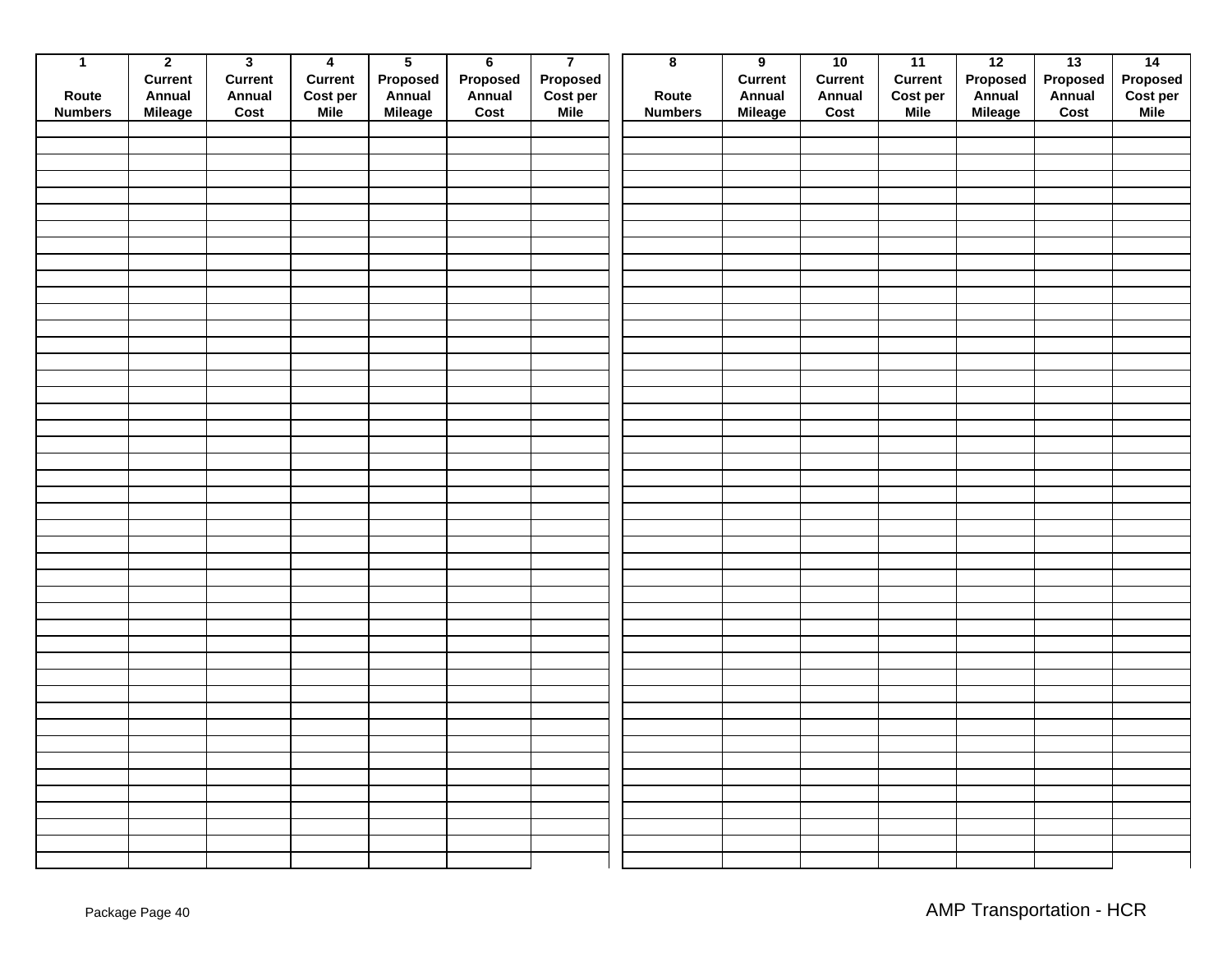| 1<br><br>Route Numbers | 2<br>Current Annual Mileage | 3<br>Current Annual Cost | 4<br>Current Cost per Mile | 5<br>Proposed Annual Mileage | 6<br>Proposed Annual Cost | 7<br>Proposed Cost per Mile |
|---|---|---|---|---|---|---|
| | | | | | | |
| | | | | | | |
| | | | | | | |
| | | | | | | |
| | | | | | | |
| | | | | | | |
| | | | | | | |
| | | | | | | |
| | | | | | | |
| | | | | | | |

| 8<br><br>Route Numbers | 9<br>Current Annual Mileage | 10<br>Current Annual Cost | 11<br>Current Cost per Mile | 12<br>Proposed Annual Mileage | 13<br>Proposed Annual Cost | 14<br>Proposed Cost per Mile |
|---|---|---|---|---|---|---|
| | | | | | | |
| | | | | | | |
| | | | | | | |
| | | | | | | |
| | | | | | | |
| | | | | | | |
| | | | | | | |
| | | | | | | |
| | | | | | | |
| | | | | | | |

Package Page 40

AMP Transportation - HCR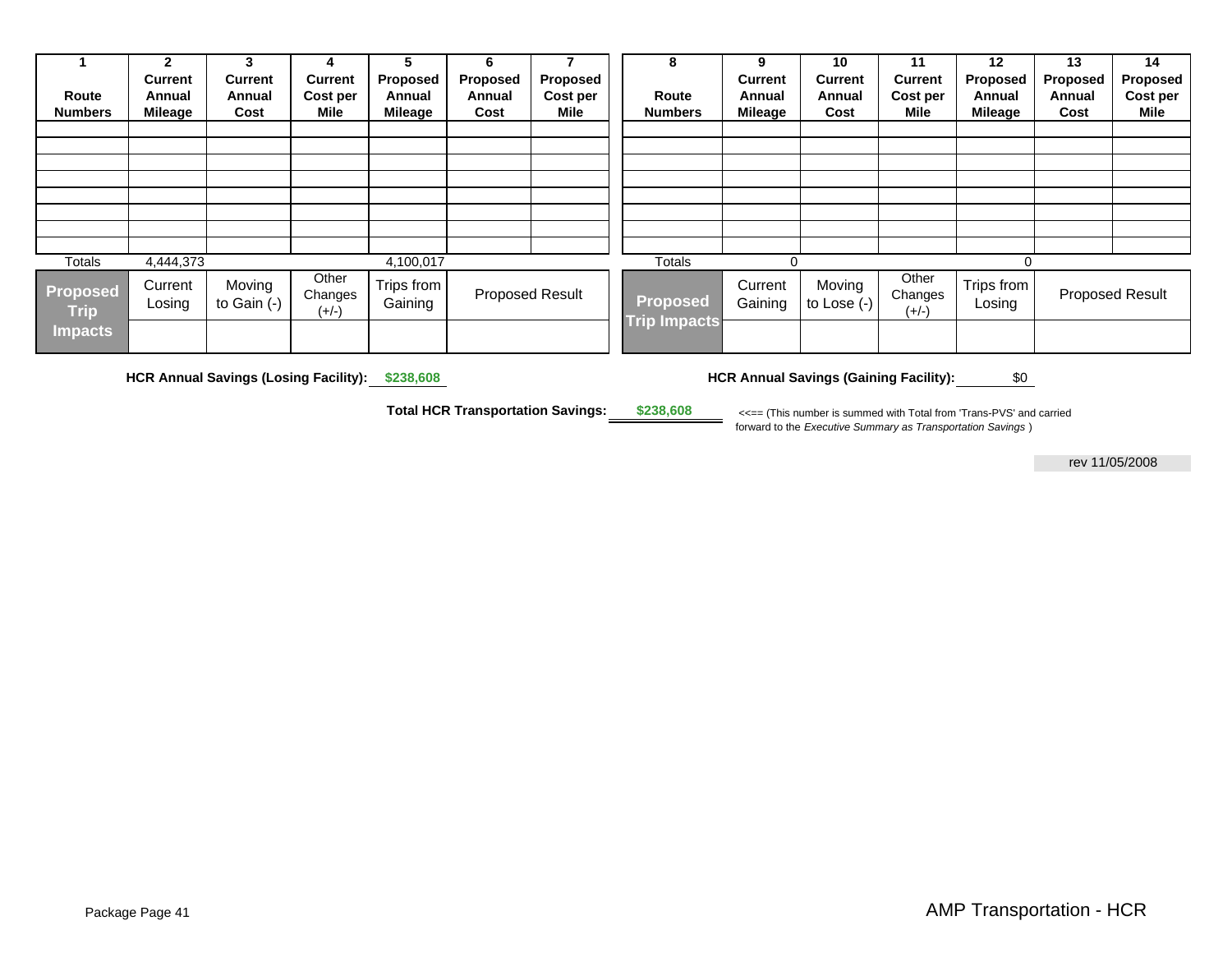| 1 Route Numbers | 2 Current Annual Mileage | 3 Current Annual Cost | 4 Current Cost per Mile | 5 Proposed Annual Mileage | 6 Proposed Annual Cost | 7 Proposed Cost per Mile |
|---|---|---|---|---|---|---|
| | | | | | | |
| | | | | | | |
| | | | | | | |
| | | | | | | |
| | | | | | | |
| | | | | | | |
| | | | | | | |
| | | | | | | |
| Totals | 4,444,373 | | | 4,100,017 | | |
| **Proposed Trip Impacts** | Current Losing | Moving to Gain (-) | Other Changes (+/-) | Trips from Gaining | Proposed Result | |
| | | | | | | |

| 8 Route Numbers | 9 Current Annual Mileage | 10 Current Annual Cost | 11 Current Cost per Mile | 12 Proposed Annual Mileage | 13 Proposed Annual Cost | 14 Proposed Cost per Mile |
|---|---|---|---|---|---|---|
| | | | | | | |
| | | | | | | |
| | | | | | | |
| | | | | | | |
| | | | | | | |
| | | | | | | |
| | | | | | | |
| | | | | | | |
| Totals | 0 | | | 0 | | |
| **Proposed Trip Impacts** | Current Gaining | Moving to Lose (-) | Other Changes (+/-) | Trips from Losing | Proposed Result | |
| | | | | | | |

**HCR Annual Savings (Losing Facility):** $238,608

**HCR Annual Savings (Gaining Facility):** $0

**Total HCR Transportation Savings:** $238,608

<<== (This number is summed with Total from 'Trans-PVS' and carried forward to the *Executive Summary as Transportation Savings* )

rev 11/05/2008

AMP Transportation - HCR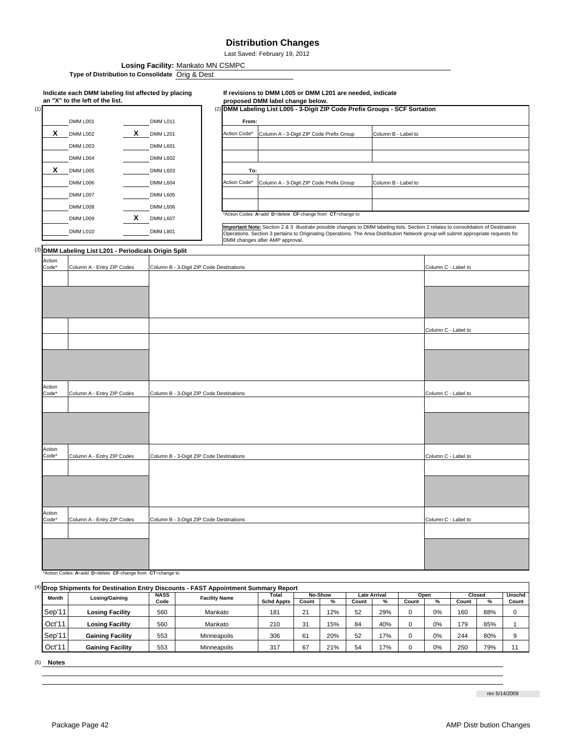# Distribution Changes

Last Saved: February 19, 2012

**Losing Facility:** Mankato MN CSMPC

**Type of Distribution to Consolidate** Orig & Dest

**Indicate each DMM labeling list affected by placing an "X" to the left of the list.**

(1)

| | | | |
|---|---|---|---|
| | DMM L001 | | DMM L011 |
| X | DMM L002 | X | DMM L201 |
| | DMM L003 | | DMM L601 |
| | DMM L004 | | DMM L602 |
| X | DMM L005 | | DMM L603 |
| | DMM L006 | | DMM L604 |
| | DMM L007 | | DMM L605 |
| | DMM L008 | | DMM L606 |
| | DMM L009 | X | DMM L607 |
| | DMM L010 | | DMM L801 |

**If revisions to DMM L005 or DMM L201 are needed, indicate proposed DMM label change below.**

(2) **DMM Labeling List L005 - 3-Digit ZIP Code Prefix Groups - SCF Sortation**

**From:**

| Action Code* | Column A - 3-Digit ZIP Code Prefix Group | Column B - Label to |
|---|---|---|
| | | |
| | | |

**To:**

| Action Code* | Column A - 3-Digit ZIP Code Prefix Group | Column B - Label to |
|---|---|---|
| | | |
| | | |

*Action Codes: **A**=add **D**=delete **CF**-change from **CT**=change to

**Important Note:** Section 2 & 3 illustrate possible changes to DMM labeling lists. Section 2 relates to consolidation of Destination Operations. Section 3 pertains to Originating Operations. The Area Distribution Network group will submit appropriate requests for DMM changes after AMP approval.

(3) **DMM Labeling List L201 - Periodicals Origin Split**

| Action Code* | Column A - Entry ZIP Codes | Column B - 3-Digit ZIP Code Destinations | Column C - Label to |
|---|---|---|---|
| | | | |
| | | | |
| | | | Column C - Label to |
| | | | |
| | | | |

| Action Code* | Column A - Entry ZIP Codes | Column B - 3-Digit ZIP Code Destinations | Column C - Label to |
|---|---|---|---|
| | | | |
| | | | |

| Action Code* | Column A - Entry ZIP Codes | Column B - 3-Digit ZIP Code Destinations | Column C - Label to |
|---|---|---|---|
| | | | |
| | | | |

| Action Code* | Column A - Entry ZIP Codes | Column B - 3-Digit ZIP Code Destinations | Column C - Label to |
|---|---|---|---|
| | | | |
| | | | |

*Action Codes: **A**=add **D**=delete **CF**-change from **CT**=change to

(4) **Drop Shipments for Destination Entry Discounts - FAST Appointment Summary Report**

| Month | Losing/Gaining | NASS Code | Facility Name | Total Schd Appts | No-Show Count | No-Show % | Late Arrival Count | Late Arrival % | Open Count | Open % | Closed Count | Closed % | Unschd Count |
|---|---|---|---|---|---|---|---|---|---|---|---|---|---|
| Sep'11 | **Losing Facility** | 560 | Mankato | 181 | 21 | 12% | 52 | 29% | 0 | 0% | 160 | 88% | 0 |
| Oct'11 | **Losing Facility** | 560 | Mankato | 210 | 31 | 15% | 84 | 40% | 0 | 0% | 179 | 85% | 1 |
| Sep'11 | **Gaining Facility** | 553 | Minneapolis | 306 | 61 | 20% | 52 | 17% | 0 | 0% | 244 | 80% | 9 |
| Oct'11 | **Gaining Facility** | 553 | Minneapolis | 317 | 67 | 21% | 54 | 17% | 0 | 0% | 250 | 79% | 11 |

(5) **Notes**

rev 5/14/2009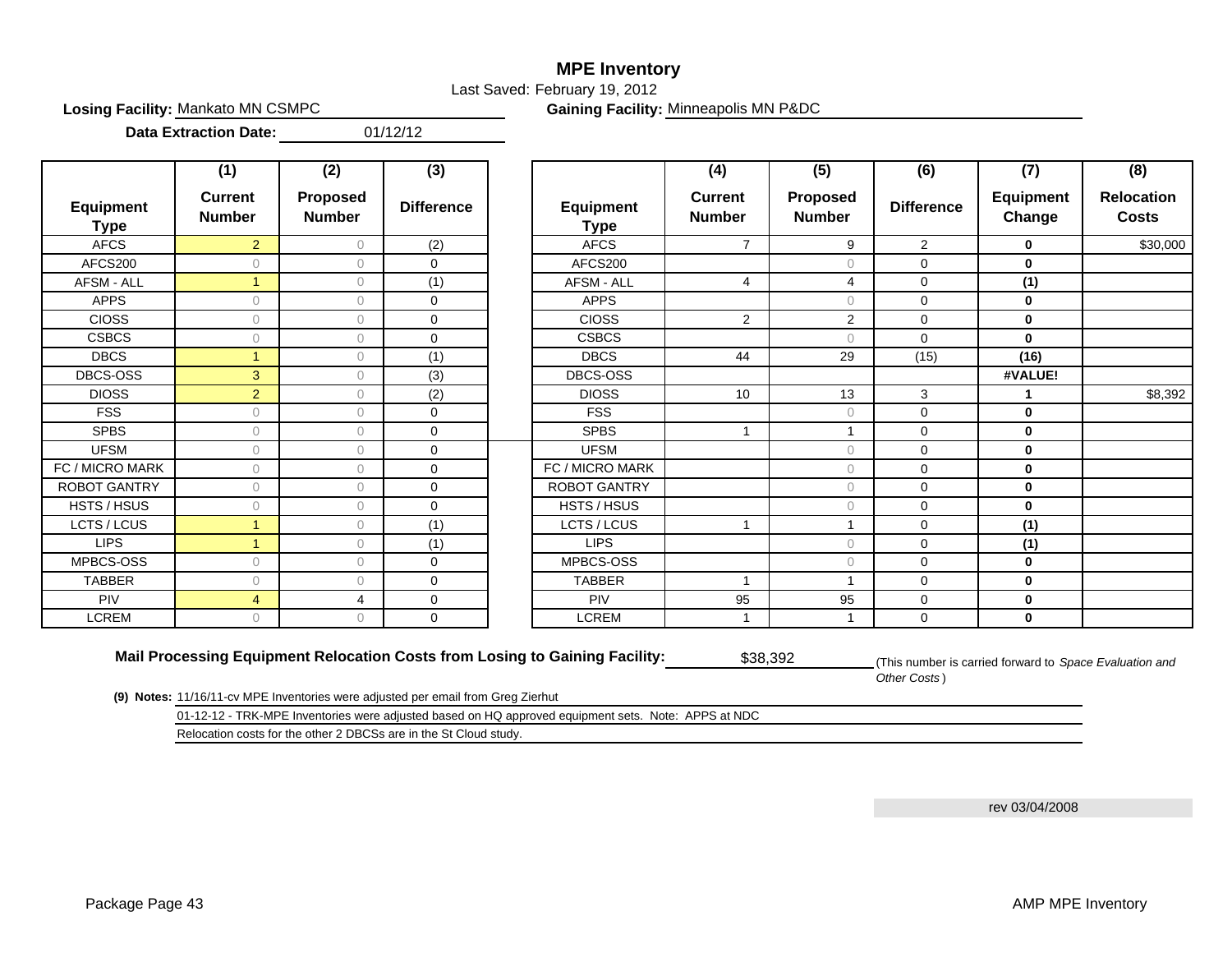# MPE Inventory

Last Saved: February 19, 2012

**Losing Facility:** Mankato MN CSMPC

**Gaining Facility:** Minneapolis MN P&DC

**Data Extraction Date:** 01/12/12

| Equipment Type | (1) Current Number | (2) Proposed Number | (3) Difference |
|---|---|---|---|
| AFCS | 2 | 0 | (2) |
| AFCS200 | 0 | 0 | 0 |
| AFSM - ALL | 1 | 0 | (1) |
| APPS | 0 | 0 | 0 |
| CIOSS | 0 | 0 | 0 |
| CSBCS | 0 | 0 | 0 |
| DBCS | 1 | 0 | (1) |
| DBCS-OSS | 3 | 0 | (3) |
| DIOSS | 2 | 0 | (2) |
| FSS | 0 | 0 | 0 |
| SPBS | 0 | 0 | 0 |
| UFSM | 0 | 0 | 0 |
| FC / MICRO MARK | 0 | 0 | 0 |
| ROBOT GANTRY | 0 | 0 | 0 |
| HSTS / HSUS | 0 | 0 | 0 |
| LCTS / LCUS | 1 | 0 | (1) |
| LIPS | 1 | 0 | (1) |
| MPBCS-OSS | 0 | 0 | 0 |
| TABBER | 0 | 0 | 0 |
| PIV | 4 | 4 | 0 |
| LCREM | 0 | 0 | 0 |

| Equipment Type | (4) Current Number | (5) Proposed Number | (6) Difference | (7) Equipment Change | (8) Relocation Costs |
|---|---|---|---|---|---|
| AFCS | 7 | 9 | 2 | **0** | $30,000 |
| AFCS200 | | 0 | 0 | **0** | |
| AFSM - ALL | 4 | 4 | 0 | **(1)** | |
| APPS | | 0 | 0 | **0** | |
| CIOSS | 2 | 2 | 0 | **0** | |
| CSBCS | | 0 | 0 | **0** | |
| DBCS | 44 | 29 | (15) | **(16)** | |
| DBCS-OSS | | | | **#VALUE!** | |
| DIOSS | 10 | 13 | 3 | **1** | $8,392 |
| FSS | | 0 | 0 | **0** | |
| SPBS | 1 | 1 | 0 | **0** | |
| UFSM | | 0 | 0 | **0** | |
| FC / MICRO MARK | | 0 | 0 | **0** | |
| ROBOT GANTRY | | 0 | 0 | **0** | |
| HSTS / HSUS | | 0 | 0 | **0** | |
| LCTS / LCUS | 1 | 1 | 0 | **(1)** | |
| LIPS | | 0 | 0 | **(1)** | |
| MPBCS-OSS | | 0 | 0 | **0** | |
| TABBER | 1 | 1 | 0 | **0** | |
| PIV | 95 | 95 | 0 | **0** | |
| LCREM | 1 | 1 | 0 | **0** | |

**Mail Processing Equipment Relocation Costs from Losing to Gaining Facility:** $38,392 (This number is carried forward to *Space Evaluation and Other Costs*)

**(9) Notes:** 11/16/11-cv MPE Inventories were adjusted per email from Greg Zierhut

01-12-12 - TRK-MPE Inventories were adjusted based on HQ approved equipment sets. Note: APPS at NDC

Relocation costs for the other 2 DBCSs are in the St Cloud study.

rev 03/04/2008

AMP MPE Inventory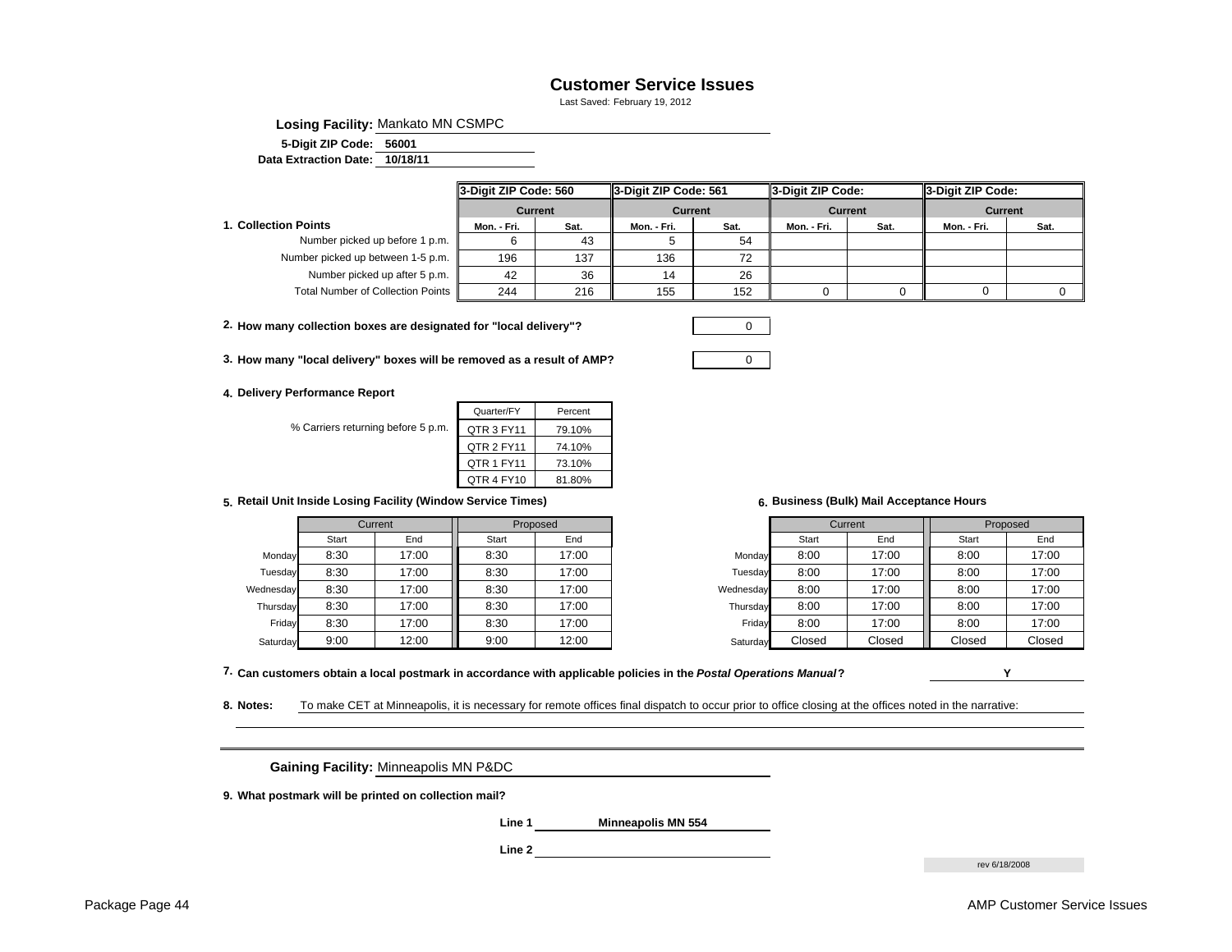# Customer Service Issues

Last Saved: February 19, 2012

**Losing Facility:** Mankato MN CSMPC

**5-Digit ZIP Code:** 56001

**Data Extraction Date:** 10/18/11

**1. Collection Points**

| | 3-Digit ZIP Code: 560 | | 3-Digit ZIP Code: 561 | | 3-Digit ZIP Code: | | 3-Digit ZIP Code: | |
|---|---|---|---|---|---|---|---|---|
| | Current | | Current | | Current | | Current | |
| | Mon. - Fri. | Sat. | Mon. - Fri. | Sat. | Mon. - Fri. | Sat. | Mon. - Fri. | Sat. |
| Number picked up before 1 p.m. | 6 | 43 | 5 | 54 | | | | |
| Number picked up between 1-5 p.m. | 196 | 137 | 136 | 72 | | | | |
| Number picked up after 5 p.m. | 42 | 36 | 14 | 26 | | | | |
| Total Number of Collection Points | 244 | 216 | 155 | 152 | 0 | 0 | 0 | 0 |

**2. How many collection boxes are designated for "local delivery"?** 0

**3. How many "local delivery" boxes will be removed as a result of AMP?** 0

**4. Delivery Performance Report**

% Carriers returning before 5 p.m.

| Quarter/FY | Percent |
|---|---|
| QTR 3 FY11 | 79.10% |
| QTR 2 FY11 | 74.10% |
| QTR 1 FY11 | 73.10% |
| QTR 4 FY10 | 81.80% |

**5. Retail Unit Inside Losing Facility (Window Service Times)**

| | Current | | Proposed | |
|---|---|---|---|---|
| | Start | End | Start | End |
| Monday | 8:30 | 17:00 | 8:30 | 17:00 |
| Tuesday | 8:30 | 17:00 | 8:30 | 17:00 |
| Wednesday | 8:30 | 17:00 | 8:30 | 17:00 |
| Thursday | 8:30 | 17:00 | 8:30 | 17:00 |
| Friday | 8:30 | 17:00 | 8:30 | 17:00 |
| Saturday | 9:00 | 12:00 | 9:00 | 12:00 |

**6. Business (Bulk) Mail Acceptance Hours**

| | Current | | Proposed | |
|---|---|---|---|---|
| | Start | End | Start | End |
| Monday | 8:00 | 17:00 | 8:00 | 17:00 |
| Tuesday | 8:00 | 17:00 | 8:00 | 17:00 |
| Wednesday | 8:00 | 17:00 | 8:00 | 17:00 |
| Thursday | 8:00 | 17:00 | 8:00 | 17:00 |
| Friday | 8:00 | 17:00 | 8:00 | 17:00 |
| Saturday | Closed | Closed | Closed | Closed |

**7. Can customers obtain a local postmark in accordance with applicable policies in the *Postal Operations Manual*?** Y

**8. Notes:** To make CET at Minneapolis, it is necessary for remote offices final dispatch to occur prior to office closing at the offices noted in the narrative:

**Gaining Facility:** Minneapolis MN P&DC

**9. What postmark will be printed on collection mail?**

**Line 1** Minneapolis MN 554

**Line 2**

rev 6/18/2008

AMP Customer Service Issues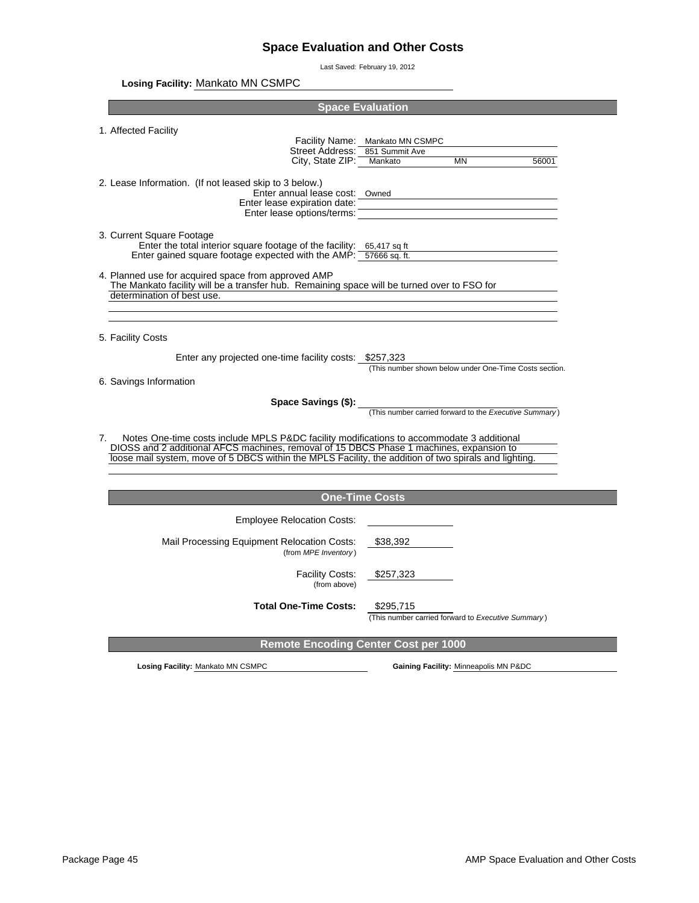# Space Evaluation and Other Costs

Last Saved: February 19, 2012

**Losing Facility:** Mankato MN CSMPC

## Space Evaluation

1. Affected Facility

Facility Name: Mankato MN CSMPC
Street Address: 851 Summit Ave
City, State ZIP: Mankato MN 56001

2. Lease Information. (If not leased skip to 3 below.)

Enter annual lease cost: Owned
Enter lease expiration date:
Enter lease options/terms:

3. Current Square Footage

Enter the total interior square footage of the facility: 65,417 sq ft
Enter gained square footage expected with the AMP: 57666 sq. ft.

4. Planned use for acquired space from approved AMP

The Mankato facility will be a transfer hub. Remaining space will be turned over to FSO for determination of best use.

5. Facility Costs

Enter any projected one-time facility costs: $257,323
(This number shown below under One-Time Costs section.

6. Savings Information

**Space Savings ($):**
(This number carried forward to the *Executive Summary*)

7. Notes One-time costs include MPLS P&DC facility modifications to accommodate 3 additional DIOSS and 2 additional AFCS machines, removal of 15 DBCS Phase 1 machines, expansion to loose mail system, move of 5 DBCS within the MPLS Facility, the addition of two spirals and lighting.

## One-Time Costs

Employee Relocation Costs:

Mail Processing Equipment Relocation Costs: $38,392
(from *MPE Inventory*)

Facility Costs: $257,323
(from above)

**Total One-Time Costs:** $295,715
(This number carried forward to *Executive Summary*)

## Remote Encoding Center Cost per 1000

**Losing Facility:** Mankato MN CSMPC

**Gaining Facility:** Minneapolis MN P&DC